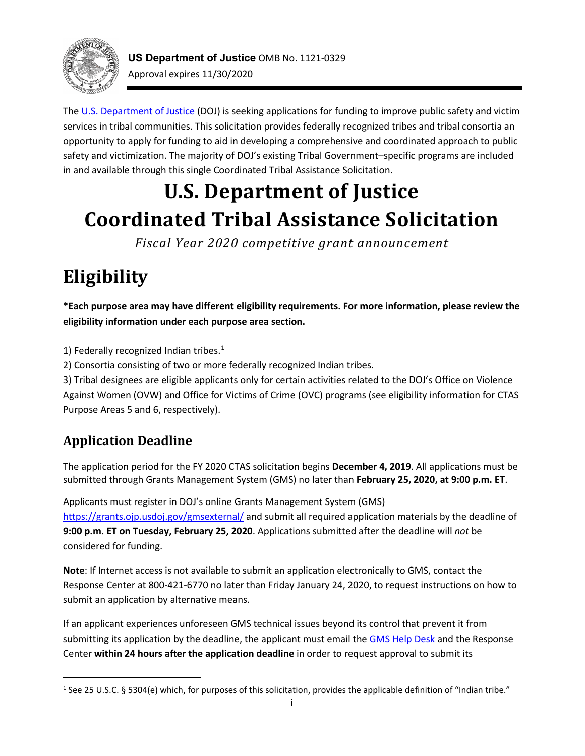**US Department of Justice** OMB No. 1121-0329
Approval expires 11/30/2020

The U.S. Department of Justice (DOJ) is seeking applications for funding to improve public safety and victim services in tribal communities. This solicitation provides federally recognized tribes and tribal consortia an opportunity to apply for funding to aid in developing a comprehensive and coordinated approach to public safety and victimization. The majority of DOJ's existing Tribal Government–specific programs are included in and available through this single Coordinated Tribal Assistance Solicitation.

# U.S. Department of Justice Coordinated Tribal Assistance Solicitation

*Fiscal Year 2020 competitive grant announcement*

# Eligibility

**\*Each purpose area may have different eligibility requirements. For more information, please review the eligibility information under each purpose area section.**

1) Federally recognized Indian tribes.[1]
2) Consortia consisting of two or more federally recognized Indian tribes.
3) Tribal designees are eligible applicants only for certain activities related to the DOJ's Office on Violence Against Women (OVW) and Office for Victims of Crime (OVC) programs (see eligibility information for CTAS Purpose Areas 5 and 6, respectively).

## Application Deadline

The application period for the FY 2020 CTAS solicitation begins **December 4, 2019**. All applications must be submitted through Grants Management System (GMS) no later than **February 25, 2020, at 9:00 p.m. ET**.

Applicants must register in DOJ's online Grants Management System (GMS) https://grants.ojp.usdoj.gov/gmsexternal/ and submit all required application materials by the deadline of **9:00 p.m. ET on Tuesday, February 25, 2020**. Applications submitted after the deadline will *not* be considered for funding.

**Note**: If Internet access is not available to submit an application electronically to GMS, contact the Response Center at 800-421-6770 no later than Friday January 24, 2020, to request instructions on how to submit an application by alternative means.

If an applicant experiences unforeseen GMS technical issues beyond its control that prevent it from submitting its application by the deadline, the applicant must email the GMS Help Desk and the Response Center **within 24 hours after the application deadline** in order to request approval to submit its

[1] See 25 U.S.C. § 5304(e) which, for purposes of this solicitation, provides the applicable definition of "Indian tribe."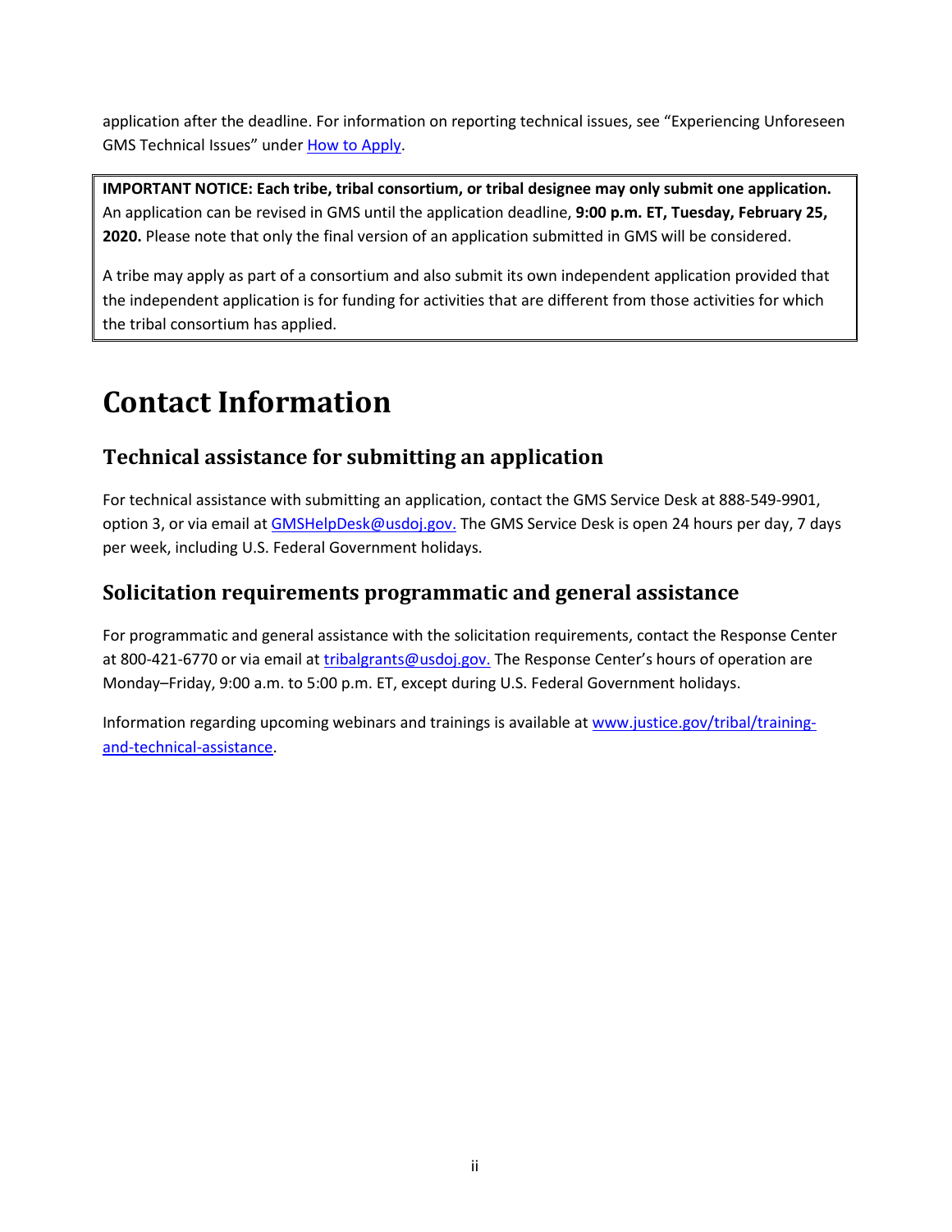application after the deadline. For information on reporting technical issues, see "Experiencing Unforeseen GMS Technical Issues" under [How to Apply](#).

> **IMPORTANT NOTICE: Each tribe, tribal consortium, or tribal designee may only submit one application.** An application can be revised in GMS until the application deadline, **9:00 p.m. ET, Tuesday, February 25, 2020.** Please note that only the final version of an application submitted in GMS will be considered.
>
> A tribe may apply as part of a consortium and also submit its own independent application provided that the independent application is for funding for activities that are different from those activities for which the tribal consortium has applied.

# Contact Information

## Technical assistance for submitting an application

For technical assistance with submitting an application, contact the GMS Service Desk at 888-549-9901, option 3, or via email at GMSHelpDesk@usdoj.gov. The GMS Service Desk is open 24 hours per day, 7 days per week, including U.S. Federal Government holidays.

## Solicitation requirements programmatic and general assistance

For programmatic and general assistance with the solicitation requirements, contact the Response Center at 800-421-6770 or via email at tribalgrants@usdoj.gov. The Response Center's hours of operation are Monday–Friday, 9:00 a.m. to 5:00 p.m. ET, except during U.S. Federal Government holidays.

Information regarding upcoming webinars and trainings is available at [www.justice.gov/tribal/training-and-technical-assistance](http://www.justice.gov/tribal/training-and-technical-assistance).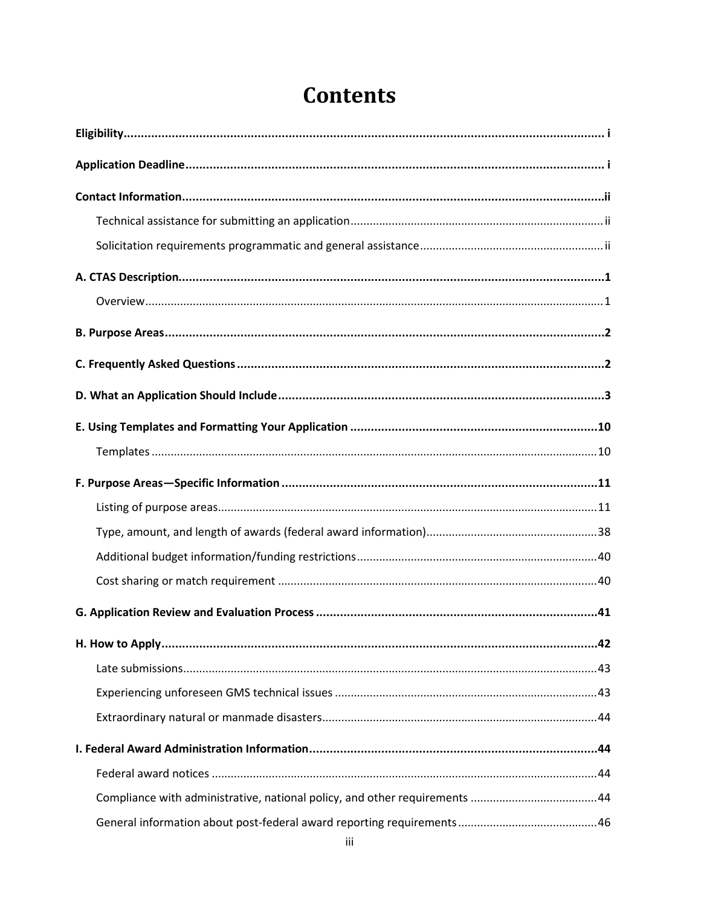# Contents

**Eligibility** ........................................................................................................................................ i

**Application Deadline** ...................................................................................................................... i

**Contact Information** .......................................................................................................................ii

- Technical assistance for submitting an application ............................................................................ ii
- Solicitation requirements programmatic and general assistance ........................................................ ii

**A. CTAS Description** .........................................................................................................................1

- Overview ............................................................................................................................................1

**B. Purpose Areas** ..............................................................................................................................2

**C. Frequently Asked Questions** ........................................................................................................2

**D. What an Application Should Include** ............................................................................................3

**E. Using Templates and Formatting Your Application** ......................................................................10

- Templates .........................................................................................................................................10

**F. Purpose Areas—Specific Information** .........................................................................................11

- Listing of purpose areas ....................................................................................................................11
- Type, amount, and length of awards (federal award information) ....................................................38
- Additional budget information/funding restrictions .........................................................................40
- Cost sharing or match requirement ..................................................................................................40

**G. Application Review and Evaluation Process** ................................................................................41

**H. How to Apply** ...............................................................................................................................42

- Late submissions ...............................................................................................................................43
- Experiencing unforeseen GMS technical issues ................................................................................43
- Extraordinary natural or manmade disasters ....................................................................................44

**I. Federal Award Administration Information** ..................................................................................44

- Federal award notices .......................................................................................................................44
- Compliance with administrative, national policy, and other requirements .......................................44
- General information about post-federal award reporting requirements ..........................................46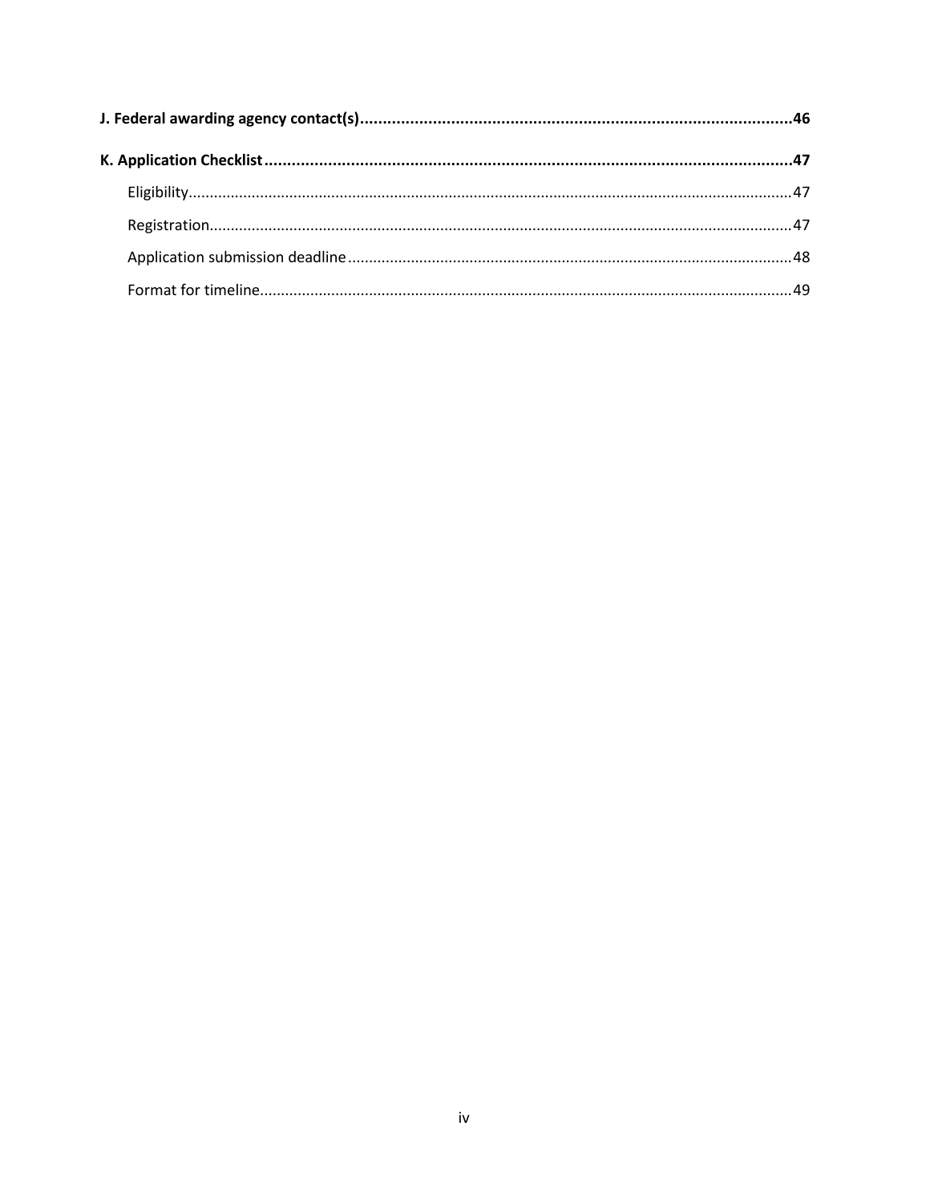**J. Federal awarding agency contact(s)**............................................................................................**46**

**K. Application Checklist**..........................................................................................................................**47**

- Eligibility.............................................................................................................................................47
- Registration.........................................................................................................................................47
- Application submission deadline........................................................................................................48
- Format for timeline.............................................................................................................................49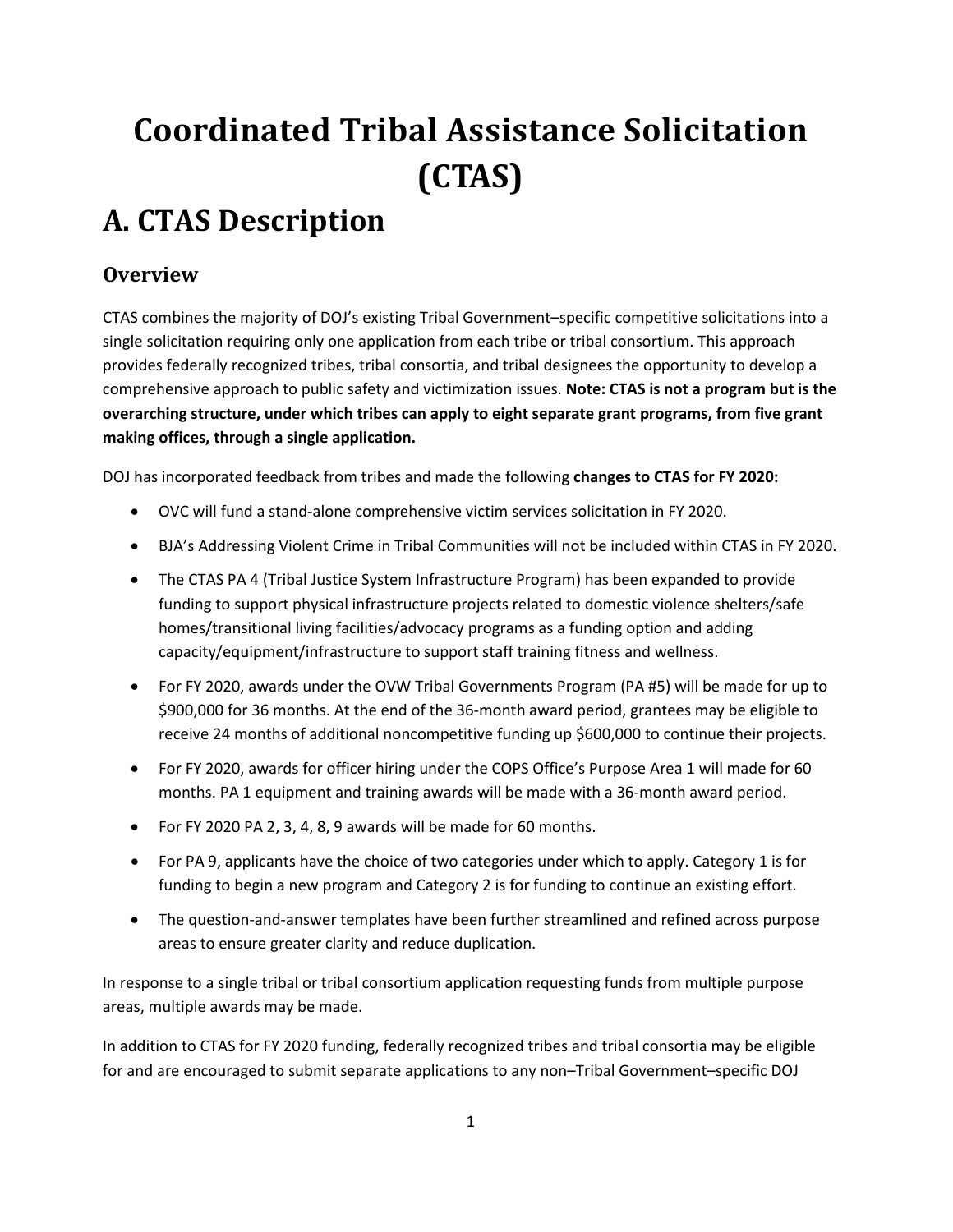# Coordinated Tribal Assistance Solicitation (CTAS)

# A. CTAS Description

## Overview

CTAS combines the majority of DOJ's existing Tribal Government–specific competitive solicitations into a single solicitation requiring only one application from each tribe or tribal consortium. This approach provides federally recognized tribes, tribal consortia, and tribal designees the opportunity to develop a comprehensive approach to public safety and victimization issues. **Note: CTAS is not a program but is the overarching structure, under which tribes can apply to eight separate grant programs, from five grant making offices, through a single application.**

DOJ has incorporated feedback from tribes and made the following **changes to CTAS for FY 2020:**

- OVC will fund a stand-alone comprehensive victim services solicitation in FY 2020.
- BJA's Addressing Violent Crime in Tribal Communities will not be included within CTAS in FY 2020.
- The CTAS PA 4 (Tribal Justice System Infrastructure Program) has been expanded to provide funding to support physical infrastructure projects related to domestic violence shelters/safe homes/transitional living facilities/advocacy programs as a funding option and adding capacity/equipment/infrastructure to support staff training fitness and wellness.
- For FY 2020, awards under the OVW Tribal Governments Program (PA #5) will be made for up to $900,000 for 36 months. At the end of the 36-month award period, grantees may be eligible to receive 24 months of additional noncompetitive funding up $600,000 to continue their projects.
- For FY 2020, awards for officer hiring under the COPS Office's Purpose Area 1 will made for 60 months. PA 1 equipment and training awards will be made with a 36-month award period.
- For FY 2020 PA 2, 3, 4, 8, 9 awards will be made for 60 months.
- For PA 9, applicants have the choice of two categories under which to apply. Category 1 is for funding to begin a new program and Category 2 is for funding to continue an existing effort.
- The question-and-answer templates have been further streamlined and refined across purpose areas to ensure greater clarity and reduce duplication.

In response to a single tribal or tribal consortium application requesting funds from multiple purpose areas, multiple awards may be made.

In addition to CTAS for FY 2020 funding, federally recognized tribes and tribal consortia may be eligible for and are encouraged to submit separate applications to any non–Tribal Government–specific DOJ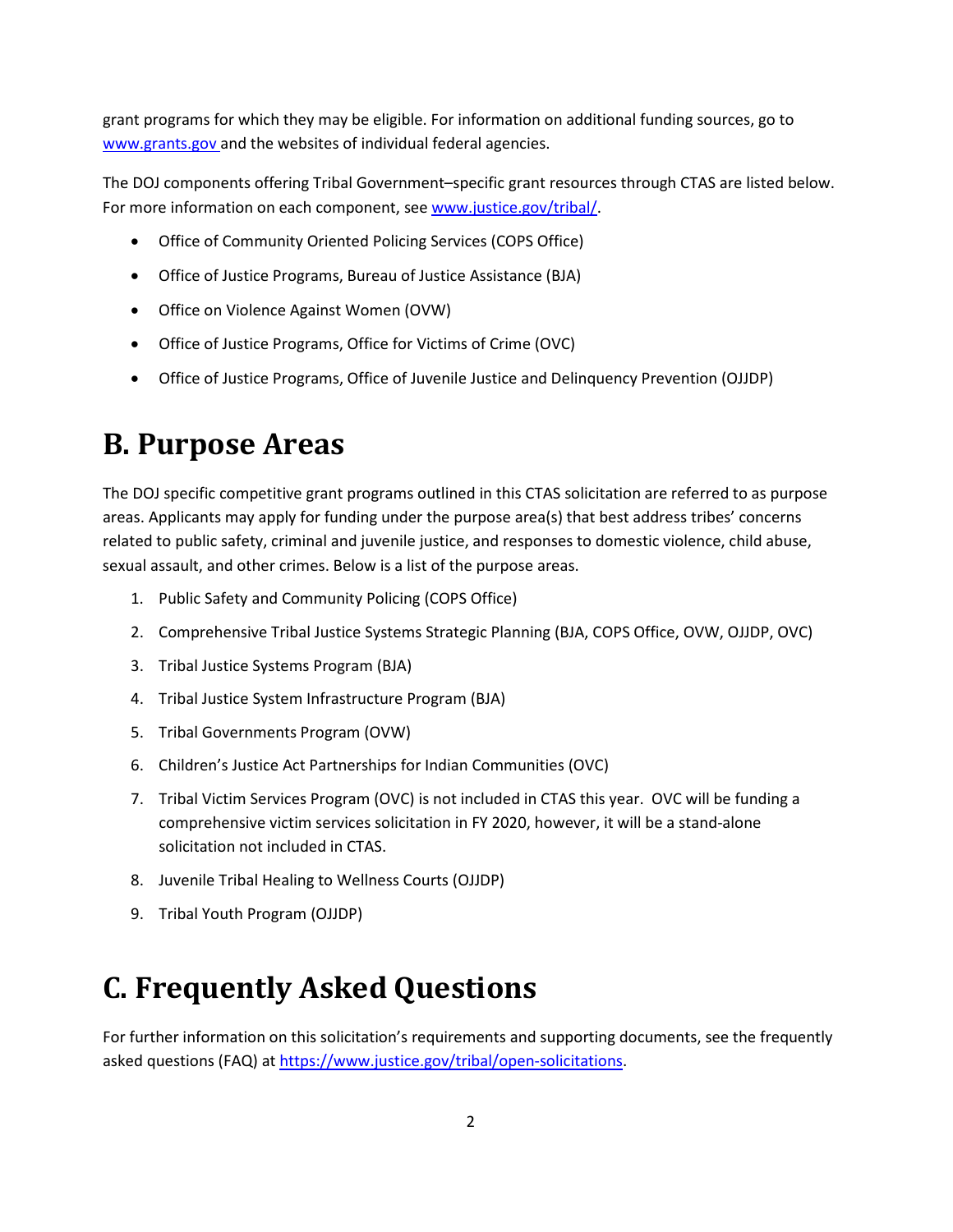grant programs for which they may be eligible. For information on additional funding sources, go to [www.grants.gov](www.grants.gov) and the websites of individual federal agencies.

The DOJ components offering Tribal Government–specific grant resources through CTAS are listed below. For more information on each component, see [www.justice.gov/tribal/](www.justice.gov/tribal/).

- Office of Community Oriented Policing Services (COPS Office)
- Office of Justice Programs, Bureau of Justice Assistance (BJA)
- Office on Violence Against Women (OVW)
- Office of Justice Programs, Office for Victims of Crime (OVC)
- Office of Justice Programs, Office of Juvenile Justice and Delinquency Prevention (OJJDP)

# B. Purpose Areas

The DOJ specific competitive grant programs outlined in this CTAS solicitation are referred to as purpose areas. Applicants may apply for funding under the purpose area(s) that best address tribes' concerns related to public safety, criminal and juvenile justice, and responses to domestic violence, child abuse, sexual assault, and other crimes. Below is a list of the purpose areas.

1. Public Safety and Community Policing (COPS Office)
2. Comprehensive Tribal Justice Systems Strategic Planning (BJA, COPS Office, OVW, OJJDP, OVC)
3. Tribal Justice Systems Program (BJA)
4. Tribal Justice System Infrastructure Program (BJA)
5. Tribal Governments Program (OVW)
6. Children's Justice Act Partnerships for Indian Communities (OVC)
7. Tribal Victim Services Program (OVC) is not included in CTAS this year. OVC will be funding a comprehensive victim services solicitation in FY 2020, however, it will be a stand-alone solicitation not included in CTAS.
8. Juvenile Tribal Healing to Wellness Courts (OJJDP)
9. Tribal Youth Program (OJJDP)

# C. Frequently Asked Questions

For further information on this solicitation's requirements and supporting documents, see the frequently asked questions (FAQ) at [https://www.justice.gov/tribal/open-solicitations](https://www.justice.gov/tribal/open-solicitations).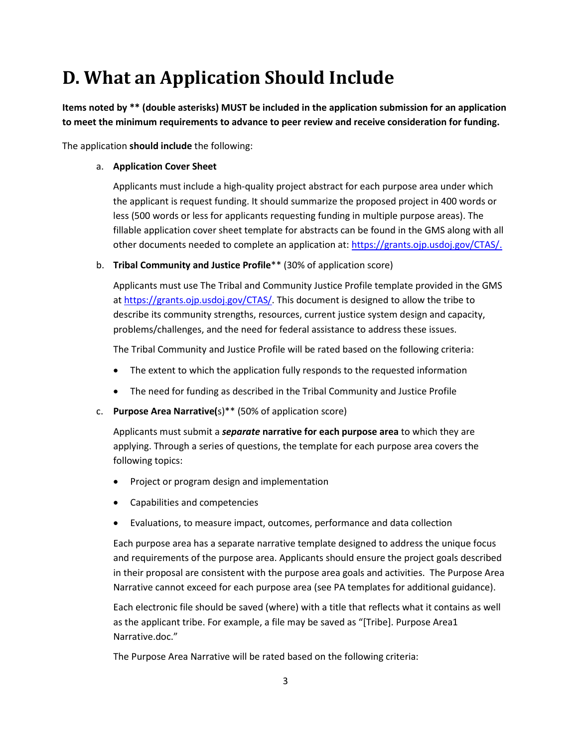# D. What an Application Should Include

**Items noted by ** (double asterisks) MUST be included in the application submission for an application to meet the minimum requirements to advance to peer review and receive consideration for funding.**

The application **should include** the following:

a. **Application Cover Sheet**

   Applicants must include a high-quality project abstract for each purpose area under which the applicant is request funding. It should summarize the proposed project in 400 words or less (500 words or less for applicants requesting funding in multiple purpose areas). The fillable application cover sheet template for abstracts can be found in the GMS along with all other documents needed to complete an application at: https://grants.ojp.usdoj.gov/CTAS/.

b. **Tribal Community and Justice Profile**** (30% of application score)

   Applicants must use The Tribal and Community Justice Profile template provided in the GMS at https://grants.ojp.usdoj.gov/CTAS/. This document is designed to allow the tribe to describe its community strengths, resources, current justice system design and capacity, problems/challenges, and the need for federal assistance to address these issues.

   The Tribal Community and Justice Profile will be rated based on the following criteria:

   - The extent to which the application fully responds to the requested information
   - The need for funding as described in the Tribal Community and Justice Profile

c. **Purpose Area Narrative(**s)** (50% of application score)

   Applicants must submit a ***separate*** **narrative for each purpose area** to which they are applying. Through a series of questions, the template for each purpose area covers the following topics:

   - Project or program design and implementation
   - Capabilities and competencies
   - Evaluations, to measure impact, outcomes, performance and data collection

   Each purpose area has a separate narrative template designed to address the unique focus and requirements of the purpose area. Applicants should ensure the project goals described in their proposal are consistent with the purpose area goals and activities. The Purpose Area Narrative cannot exceed for each purpose area (see PA templates for additional guidance).

   Each electronic file should be saved (where) with a title that reflects what it contains as well as the applicant tribe. For example, a file may be saved as "[Tribe]. Purpose Area1 Narrative.doc."

   The Purpose Area Narrative will be rated based on the following criteria: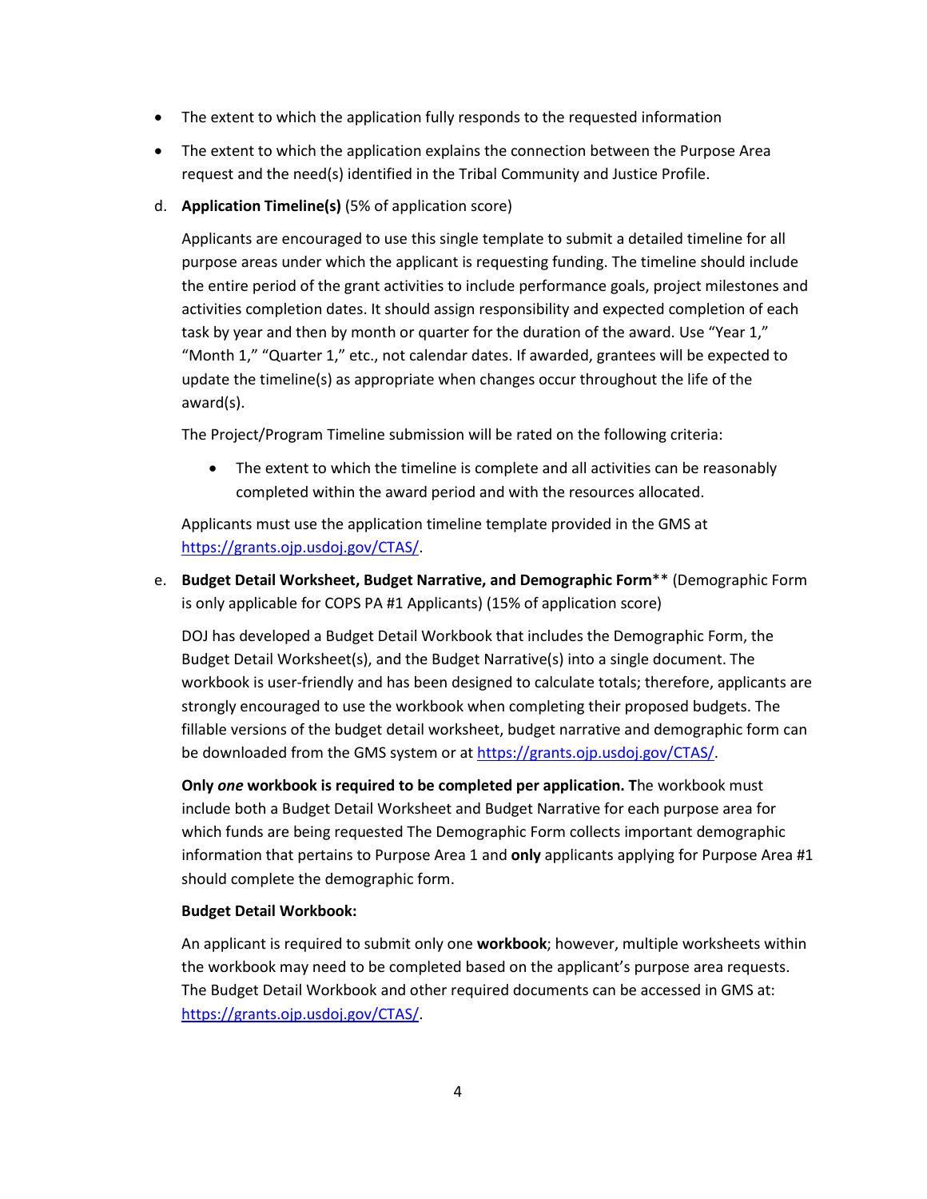- The extent to which the application fully responds to the requested information
- The extent to which the application explains the connection between the Purpose Area request and the need(s) identified in the Tribal Community and Justice Profile.

d. **Application Timeline(s)** (5% of application score)

   Applicants are encouraged to use this single template to submit a detailed timeline for all purpose areas under which the applicant is requesting funding. The timeline should include the entire period of the grant activities to include performance goals, project milestones and activities completion dates. It should assign responsibility and expected completion of each task by year and then by month or quarter for the duration of the award. Use "Year 1," "Month 1," "Quarter 1," etc., not calendar dates. If awarded, grantees will be expected to update the timeline(s) as appropriate when changes occur throughout the life of the award(s).

   The Project/Program Timeline submission will be rated on the following criteria:

   - The extent to which the timeline is complete and all activities can be reasonably completed within the award period and with the resources allocated.

   Applicants must use the application timeline template provided in the GMS at https://grants.ojp.usdoj.gov/CTAS/.

e. **Budget Detail Worksheet, Budget Narrative, and Demographic Form**** (Demographic Form is only applicable for COPS PA #1 Applicants) (15% of application score)

   DOJ has developed a Budget Detail Workbook that includes the Demographic Form, the Budget Detail Worksheet(s), and the Budget Narrative(s) into a single document. The workbook is user-friendly and has been designed to calculate totals; therefore, applicants are strongly encouraged to use the workbook when completing their proposed budgets. The fillable versions of the budget detail worksheet, budget narrative and demographic form can be downloaded from the GMS system or at https://grants.ojp.usdoj.gov/CTAS/.

   **Only *one* workbook is required to be completed per application. T**he workbook must include both a Budget Detail Worksheet and Budget Narrative for each purpose area for which funds are being requested The Demographic Form collects important demographic information that pertains to Purpose Area 1 and **only** applicants applying for Purpose Area #1 should complete the demographic form.

   **Budget Detail Workbook:**

   An applicant is required to submit only one **workbook**; however, multiple worksheets within the workbook may need to be completed based on the applicant's purpose area requests. The Budget Detail Workbook and other required documents can be accessed in GMS at: https://grants.ojp.usdoj.gov/CTAS/.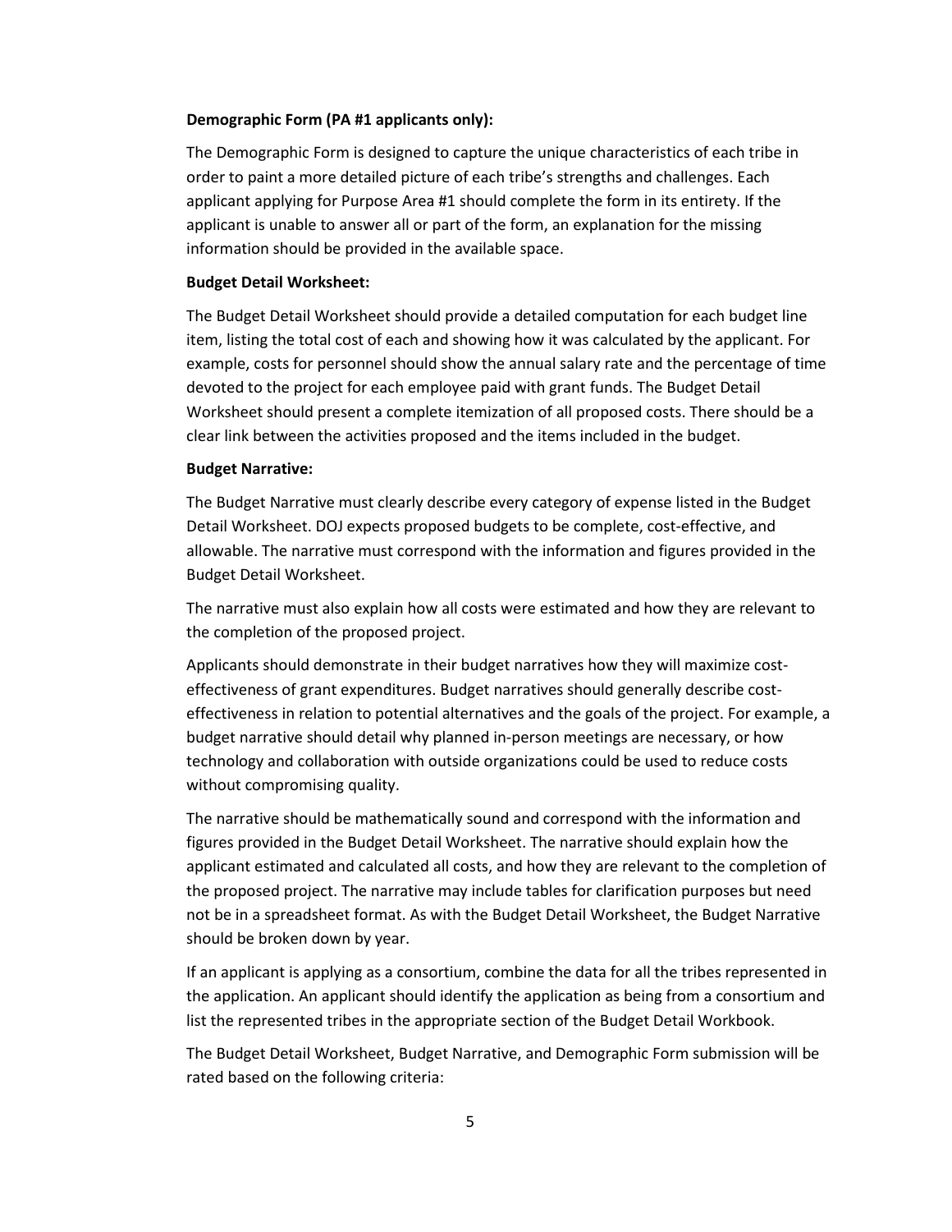**Demographic Form (PA #1 applicants only):**

The Demographic Form is designed to capture the unique characteristics of each tribe in order to paint a more detailed picture of each tribe's strengths and challenges. Each applicant applying for Purpose Area #1 should complete the form in its entirety. If the applicant is unable to answer all or part of the form, an explanation for the missing information should be provided in the available space.

**Budget Detail Worksheet:**

The Budget Detail Worksheet should provide a detailed computation for each budget line item, listing the total cost of each and showing how it was calculated by the applicant. For example, costs for personnel should show the annual salary rate and the percentage of time devoted to the project for each employee paid with grant funds. The Budget Detail Worksheet should present a complete itemization of all proposed costs. There should be a clear link between the activities proposed and the items included in the budget.

**Budget Narrative:**

The Budget Narrative must clearly describe every category of expense listed in the Budget Detail Worksheet. DOJ expects proposed budgets to be complete, cost-effective, and allowable. The narrative must correspond with the information and figures provided in the Budget Detail Worksheet.

The narrative must also explain how all costs were estimated and how they are relevant to the completion of the proposed project.

Applicants should demonstrate in their budget narratives how they will maximize cost-effectiveness of grant expenditures. Budget narratives should generally describe cost-effectiveness in relation to potential alternatives and the goals of the project. For example, a budget narrative should detail why planned in-person meetings are necessary, or how technology and collaboration with outside organizations could be used to reduce costs without compromising quality.

The narrative should be mathematically sound and correspond with the information and figures provided in the Budget Detail Worksheet. The narrative should explain how the applicant estimated and calculated all costs, and how they are relevant to the completion of the proposed project. The narrative may include tables for clarification purposes but need not be in a spreadsheet format. As with the Budget Detail Worksheet, the Budget Narrative should be broken down by year.

If an applicant is applying as a consortium, combine the data for all the tribes represented in the application. An applicant should identify the application as being from a consortium and list the represented tribes in the appropriate section of the Budget Detail Workbook.

The Budget Detail Worksheet, Budget Narrative, and Demographic Form submission will be rated based on the following criteria: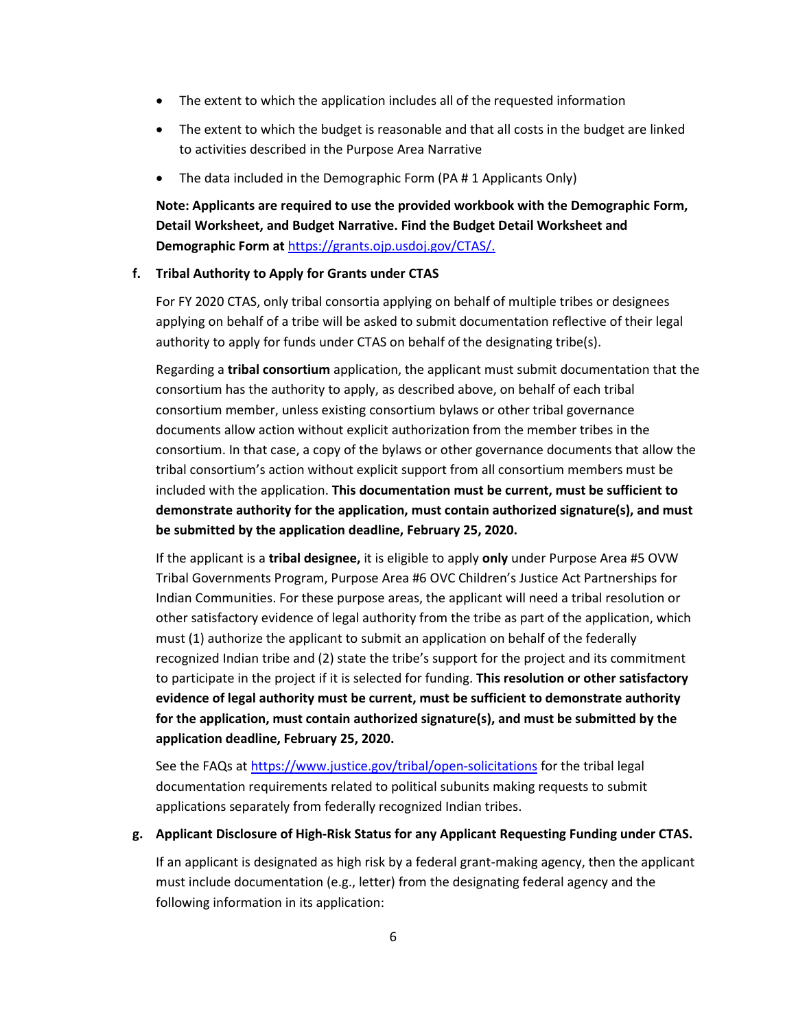- The extent to which the application includes all of the requested information
- The extent to which the budget is reasonable and that all costs in the budget are linked to activities described in the Purpose Area Narrative
- The data included in the Demographic Form (PA # 1 Applicants Only)

**Note: Applicants are required to use the provided workbook with the Demographic Form, Detail Worksheet, and Budget Narrative. Find the Budget Detail Worksheet and Demographic Form at** https://grants.ojp.usdoj.gov/CTAS/.

**f. Tribal Authority to Apply for Grants under CTAS**

For FY 2020 CTAS, only tribal consortia applying on behalf of multiple tribes or designees applying on behalf of a tribe will be asked to submit documentation reflective of their legal authority to apply for funds under CTAS on behalf of the designating tribe(s).

Regarding a **tribal consortium** application, the applicant must submit documentation that the consortium has the authority to apply, as described above, on behalf of each tribal consortium member, unless existing consortium bylaws or other tribal governance documents allow action without explicit authorization from the member tribes in the consortium. In that case, a copy of the bylaws or other governance documents that allow the tribal consortium's action without explicit support from all consortium members must be included with the application. **This documentation must be current, must be sufficient to demonstrate authority for the application, must contain authorized signature(s), and must be submitted by the application deadline, February 25, 2020.**

If the applicant is a **tribal designee,** it is eligible to apply **only** under Purpose Area #5 OVW Tribal Governments Program, Purpose Area #6 OVC Children's Justice Act Partnerships for Indian Communities. For these purpose areas, the applicant will need a tribal resolution or other satisfactory evidence of legal authority from the tribe as part of the application, which must (1) authorize the applicant to submit an application on behalf of the federally recognized Indian tribe and (2) state the tribe's support for the project and its commitment to participate in the project if it is selected for funding. **This resolution or other satisfactory evidence of legal authority must be current, must be sufficient to demonstrate authority for the application, must contain authorized signature(s), and must be submitted by the application deadline, February 25, 2020.**

See the FAQs at https://www.justice.gov/tribal/open-solicitations for the tribal legal documentation requirements related to political subunits making requests to submit applications separately from federally recognized Indian tribes.

**g. Applicant Disclosure of High-Risk Status for any Applicant Requesting Funding under CTAS.**

If an applicant is designated as high risk by a federal grant-making agency, then the applicant must include documentation (e.g., letter) from the designating federal agency and the following information in its application: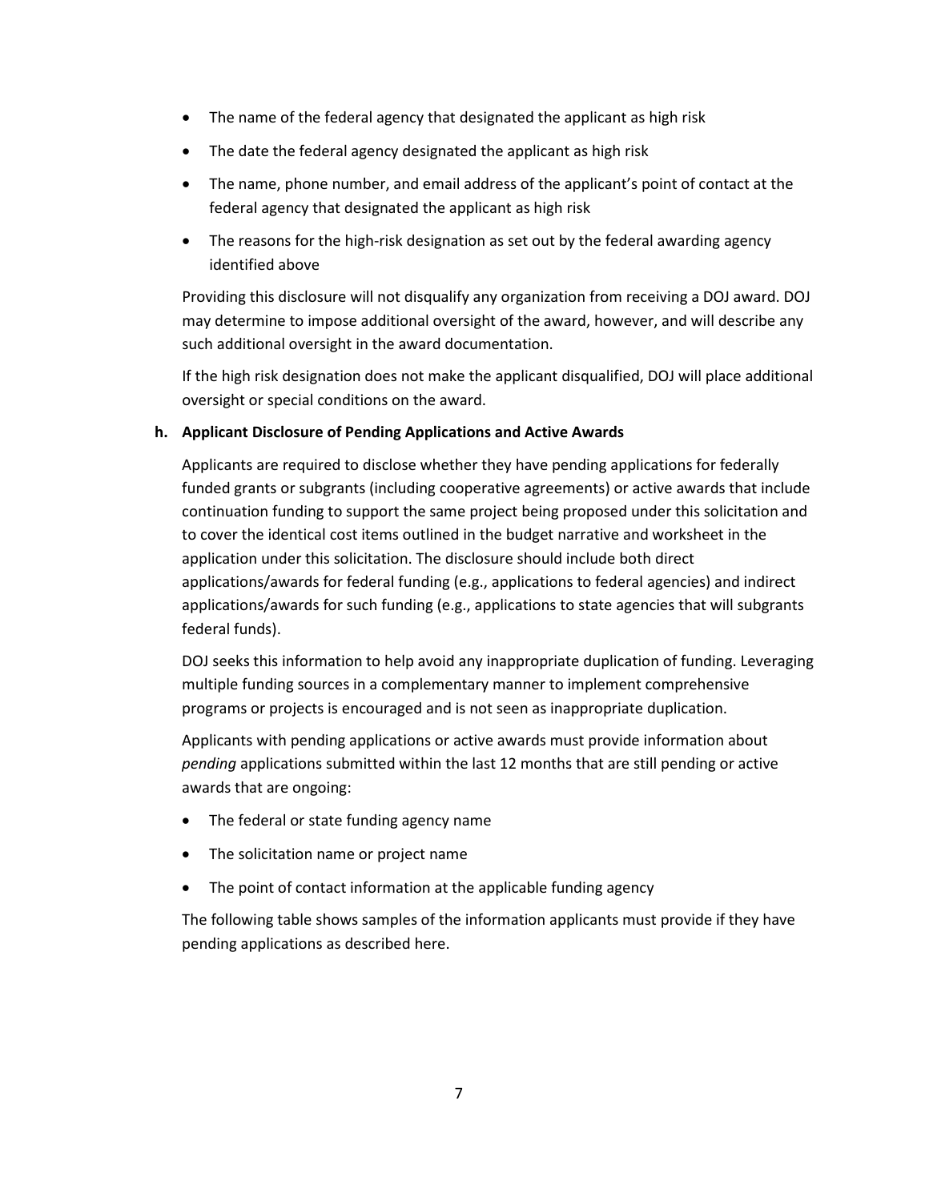- The name of the federal agency that designated the applicant as high risk
- The date the federal agency designated the applicant as high risk
- The name, phone number, and email address of the applicant's point of contact at the federal agency that designated the applicant as high risk
- The reasons for the high-risk designation as set out by the federal awarding agency identified above

Providing this disclosure will not disqualify any organization from receiving a DOJ award. DOJ may determine to impose additional oversight of the award, however, and will describe any such additional oversight in the award documentation.

If the high risk designation does not make the applicant disqualified, DOJ will place additional oversight or special conditions on the award.

**h. Applicant Disclosure of Pending Applications and Active Awards**

Applicants are required to disclose whether they have pending applications for federally funded grants or subgrants (including cooperative agreements) or active awards that include continuation funding to support the same project being proposed under this solicitation and to cover the identical cost items outlined in the budget narrative and worksheet in the application under this solicitation. The disclosure should include both direct applications/awards for federal funding (e.g., applications to federal agencies) and indirect applications/awards for such funding (e.g., applications to state agencies that will subgrants federal funds).

DOJ seeks this information to help avoid any inappropriate duplication of funding. Leveraging multiple funding sources in a complementary manner to implement comprehensive programs or projects is encouraged and is not seen as inappropriate duplication.

Applicants with pending applications or active awards must provide information about *pending* applications submitted within the last 12 months that are still pending or active awards that are ongoing:

- The federal or state funding agency name
- The solicitation name or project name
- The point of contact information at the applicable funding agency

The following table shows samples of the information applicants must provide if they have pending applications as described here.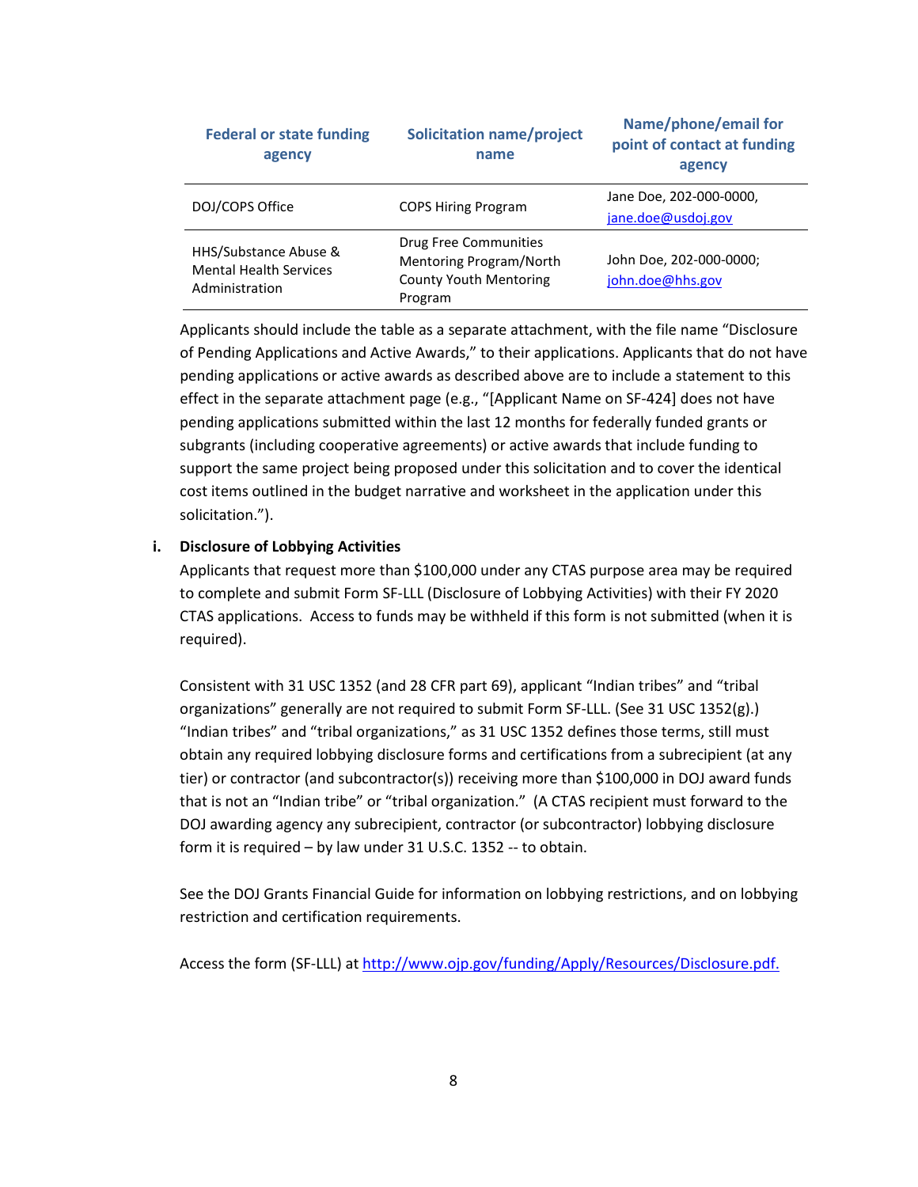| Federal or state funding agency | Solicitation name/project name | Name/phone/email for point of contact at funding agency |
|---|---|---|
| DOJ/COPS Office | COPS Hiring Program | Jane Doe, 202-000-0000, jane.doe@usdoj.gov |
| HHS/Substance Abuse & Mental Health Services Administration | Drug Free Communities Mentoring Program/North County Youth Mentoring Program | John Doe, 202-000-0000; john.doe@hhs.gov |

Applicants should include the table as a separate attachment, with the file name "Disclosure of Pending Applications and Active Awards," to their applications. Applicants that do not have pending applications or active awards as described above are to include a statement to this effect in the separate attachment page (e.g., "[Applicant Name on SF-424] does not have pending applications submitted within the last 12 months for federally funded grants or subgrants (including cooperative agreements) or active awards that include funding to support the same project being proposed under this solicitation and to cover the identical cost items outlined in the budget narrative and worksheet in the application under this solicitation.").

**i. Disclosure of Lobbying Activities**

Applicants that request more than $100,000 under any CTAS purpose area may be required to complete and submit Form SF-LLL (Disclosure of Lobbying Activities) with their FY 2020 CTAS applications. Access to funds may be withheld if this form is not submitted (when it is required).

Consistent with 31 USC 1352 (and 28 CFR part 69), applicant "Indian tribes" and "tribal organizations" generally are not required to submit Form SF-LLL. (See 31 USC 1352(g).) "Indian tribes" and "tribal organizations," as 31 USC 1352 defines those terms, still must obtain any required lobbying disclosure forms and certifications from a subrecipient (at any tier) or contractor (and subcontractor(s)) receiving more than $100,000 in DOJ award funds that is not an "Indian tribe" or "tribal organization." (A CTAS recipient must forward to the DOJ awarding agency any subrecipient, contractor (or subcontractor) lobbying disclosure form it is required – by law under 31 U.S.C. 1352 -- to obtain.

See the DOJ Grants Financial Guide for information on lobbying restrictions, and on lobbying restriction and certification requirements.

Access the form (SF-LLL) at http://www.ojp.gov/funding/Apply/Resources/Disclosure.pdf.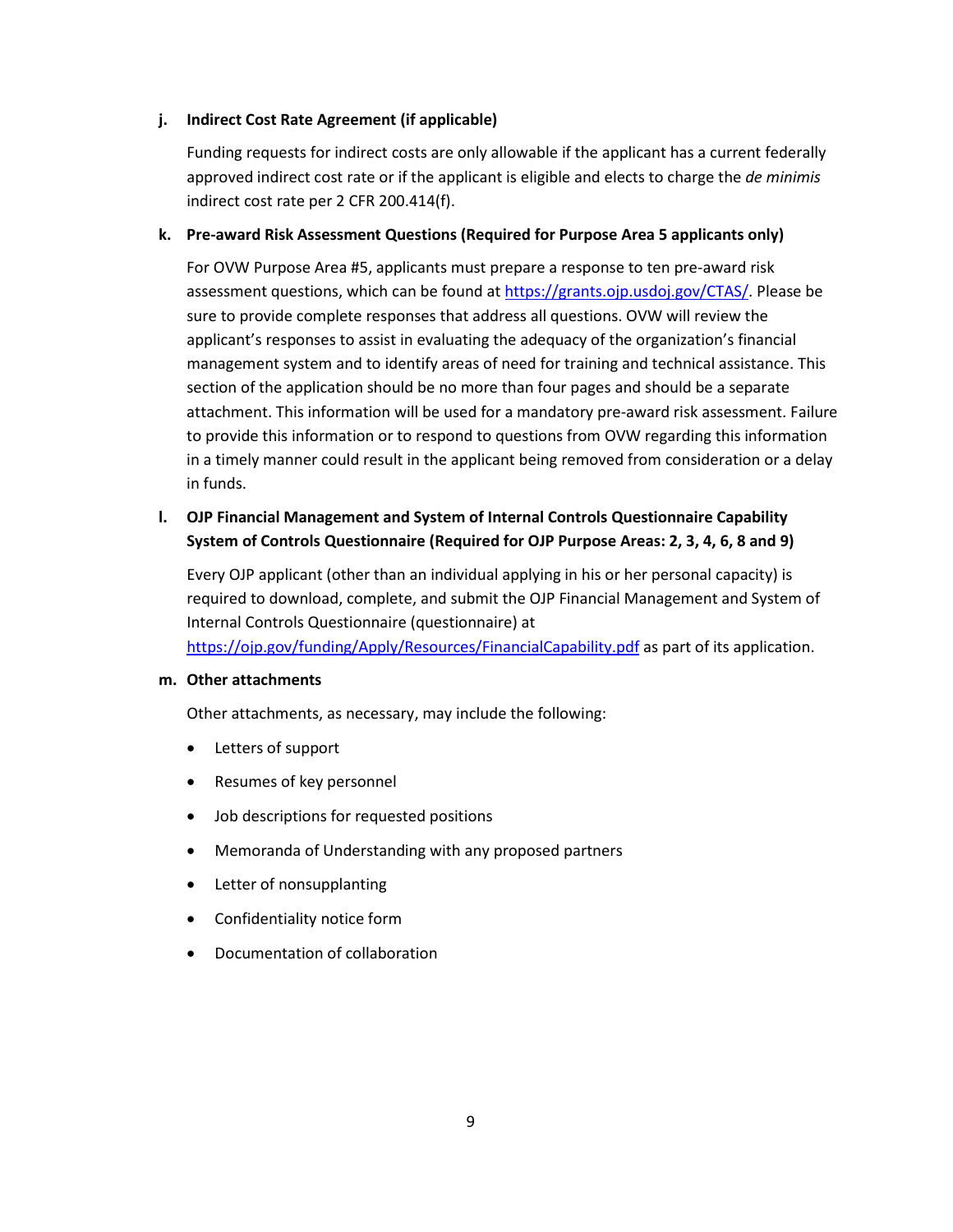**j. Indirect Cost Rate Agreement (if applicable)**

Funding requests for indirect costs are only allowable if the applicant has a current federally approved indirect cost rate or if the applicant is eligible and elects to charge the *de minimis* indirect cost rate per 2 CFR 200.414(f).

**k. Pre-award Risk Assessment Questions (Required for Purpose Area 5 applicants only)**

For OVW Purpose Area #5, applicants must prepare a response to ten pre-award risk assessment questions, which can be found at https://grants.ojp.usdoj.gov/CTAS/. Please be sure to provide complete responses that address all questions. OVW will review the applicant's responses to assist in evaluating the adequacy of the organization's financial management system and to identify areas of need for training and technical assistance. This section of the application should be no more than four pages and should be a separate attachment. This information will be used for a mandatory pre-award risk assessment. Failure to provide this information or to respond to questions from OVW regarding this information in a timely manner could result in the applicant being removed from consideration or a delay in funds.

**l. OJP Financial Management and System of Internal Controls Questionnaire Capability System of Controls Questionnaire (Required for OJP Purpose Areas: 2, 3, 4, 6, 8 and 9)**

Every OJP applicant (other than an individual applying in his or her personal capacity) is required to download, complete, and submit the OJP Financial Management and System of Internal Controls Questionnaire (questionnaire) at https://ojp.gov/funding/Apply/Resources/FinancialCapability.pdf as part of its application.

**m. Other attachments**

Other attachments, as necessary, may include the following:

- Letters of support
- Resumes of key personnel
- Job descriptions for requested positions
- Memoranda of Understanding with any proposed partners
- Letter of nonsupplanting
- Confidentiality notice form
- Documentation of collaboration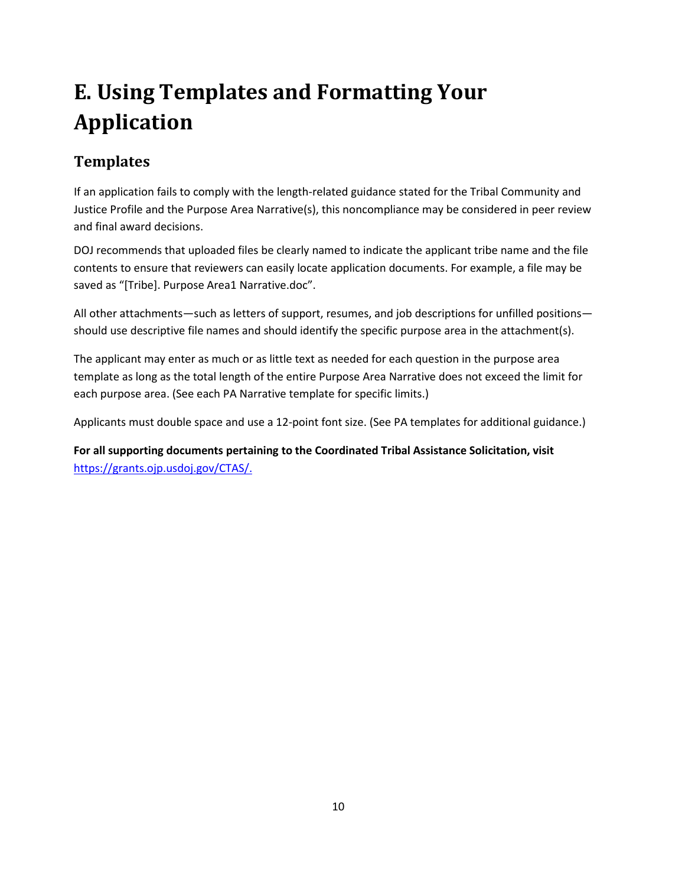# E. Using Templates and Formatting Your Application

## Templates

If an application fails to comply with the length-related guidance stated for the Tribal Community and Justice Profile and the Purpose Area Narrative(s), this noncompliance may be considered in peer review and final award decisions.

DOJ recommends that uploaded files be clearly named to indicate the applicant tribe name and the file contents to ensure that reviewers can easily locate application documents. For example, a file may be saved as "[Tribe]. Purpose Area1 Narrative.doc".

All other attachments—such as letters of support, resumes, and job descriptions for unfilled positions—should use descriptive file names and should identify the specific purpose area in the attachment(s).

The applicant may enter as much or as little text as needed for each question in the purpose area template as long as the total length of the entire Purpose Area Narrative does not exceed the limit for each purpose area. (See each PA Narrative template for specific limits.)

Applicants must double space and use a 12-point font size. (See PA templates for additional guidance.)

**For all supporting documents pertaining to the Coordinated Tribal Assistance Solicitation, visit** https://grants.ojp.usdoj.gov/CTAS/.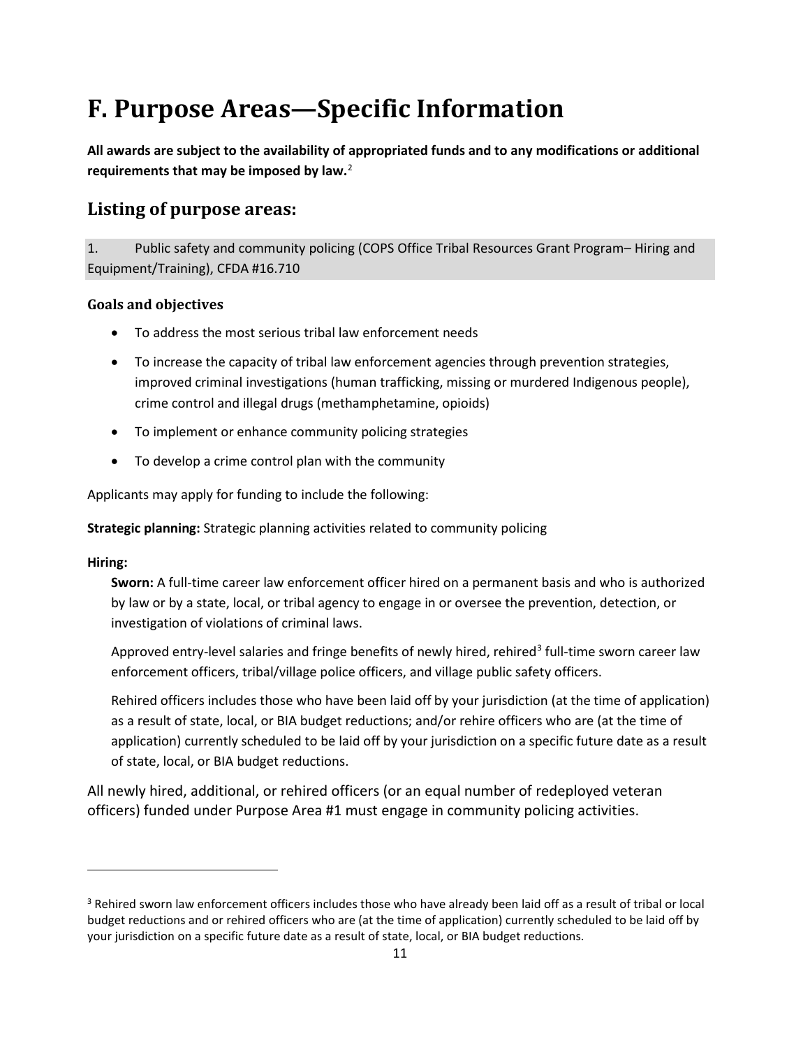# F. Purpose Areas—Specific Information

**All awards are subject to the availability of appropriated funds and to any modifications or additional requirements that may be imposed by law.**[2]

## Listing of purpose areas:

1. Public safety and community policing (COPS Office Tribal Resources Grant Program– Hiring and Equipment/Training), CFDA #16.710

### Goals and objectives

- To address the most serious tribal law enforcement needs
- To increase the capacity of tribal law enforcement agencies through prevention strategies, improved criminal investigations (human trafficking, missing or murdered Indigenous people), crime control and illegal drugs (methamphetamine, opioids)
- To implement or enhance community policing strategies
- To develop a crime control plan with the community

Applicants may apply for funding to include the following:

**Strategic planning:** Strategic planning activities related to community policing

**Hiring:**

**Sworn:** A full-time career law enforcement officer hired on a permanent basis and who is authorized by law or by a state, local, or tribal agency to engage in or oversee the prevention, detection, or investigation of violations of criminal laws.

Approved entry-level salaries and fringe benefits of newly hired, rehired[3] full-time sworn career law enforcement officers, tribal/village police officers, and village public safety officers.

Rehired officers includes those who have been laid off by your jurisdiction (at the time of application) as a result of state, local, or BIA budget reductions; and/or rehire officers who are (at the time of application) currently scheduled to be laid off by your jurisdiction on a specific future date as a result of state, local, or BIA budget reductions.

All newly hired, additional, or rehired officers (or an equal number of redeployed veteran officers) funded under Purpose Area #1 must engage in community policing activities.

---

[3] Rehired sworn law enforcement officers includes those who have already been laid off as a result of tribal or local budget reductions and or rehired officers who are (at the time of application) currently scheduled to be laid off by your jurisdiction on a specific future date as a result of state, local, or BIA budget reductions.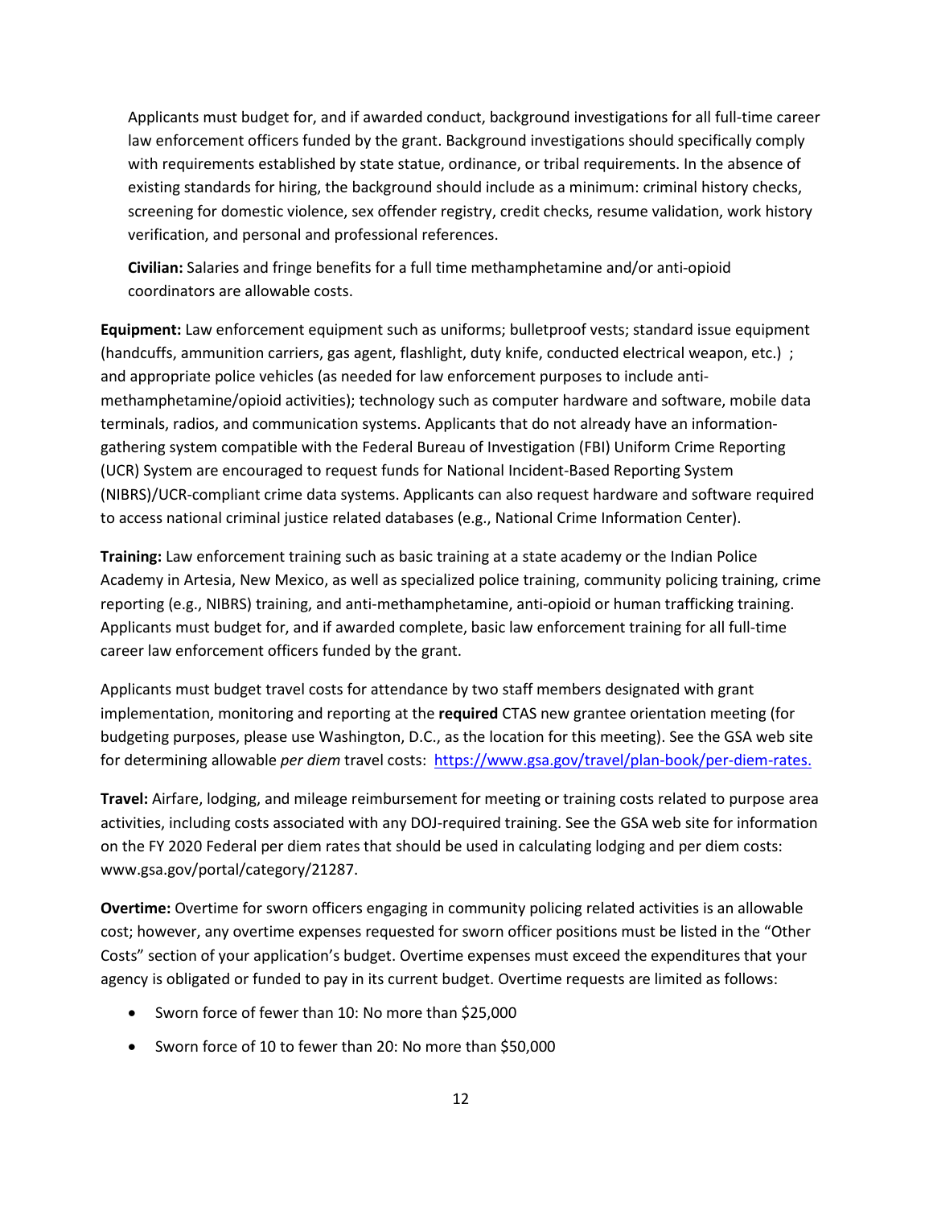Applicants must budget for, and if awarded conduct, background investigations for all full-time career law enforcement officers funded by the grant. Background investigations should specifically comply with requirements established by state statue, ordinance, or tribal requirements. In the absence of existing standards for hiring, the background should include as a minimum: criminal history checks, screening for domestic violence, sex offender registry, credit checks, resume validation, work history verification, and personal and professional references.

**Civilian:** Salaries and fringe benefits for a full time methamphetamine and/or anti-opioid coordinators are allowable costs.

**Equipment:** Law enforcement equipment such as uniforms; bulletproof vests; standard issue equipment (handcuffs, ammunition carriers, gas agent, flashlight, duty knife, conducted electrical weapon, etc.) ; and appropriate police vehicles (as needed for law enforcement purposes to include anti-methamphetamine/opioid activities); technology such as computer hardware and software, mobile data terminals, radios, and communication systems. Applicants that do not already have an information-gathering system compatible with the Federal Bureau of Investigation (FBI) Uniform Crime Reporting (UCR) System are encouraged to request funds for National Incident-Based Reporting System (NIBRS)/UCR-compliant crime data systems. Applicants can also request hardware and software required to access national criminal justice related databases (e.g., National Crime Information Center).

**Training:** Law enforcement training such as basic training at a state academy or the Indian Police Academy in Artesia, New Mexico, as well as specialized police training, community policing training, crime reporting (e.g., NIBRS) training, and anti-methamphetamine, anti-opioid or human trafficking training. Applicants must budget for, and if awarded complete, basic law enforcement training for all full-time career law enforcement officers funded by the grant.

Applicants must budget travel costs for attendance by two staff members designated with grant implementation, monitoring and reporting at the **required** CTAS new grantee orientation meeting (for budgeting purposes, please use Washington, D.C., as the location for this meeting). See the GSA web site for determining allowable *per diem* travel costs: [https://www.gsa.gov/travel/plan-book/per-diem-rates.](https://www.gsa.gov/travel/plan-book/per-diem-rates)

**Travel:** Airfare, lodging, and mileage reimbursement for meeting or training costs related to purpose area activities, including costs associated with any DOJ-required training. See the GSA web site for information on the FY 2020 Federal per diem rates that should be used in calculating lodging and per diem costs: www.gsa.gov/portal/category/21287.

**Overtime:** Overtime for sworn officers engaging in community policing related activities is an allowable cost; however, any overtime expenses requested for sworn officer positions must be listed in the "Other Costs" section of your application's budget. Overtime expenses must exceed the expenditures that your agency is obligated or funded to pay in its current budget. Overtime requests are limited as follows:

- Sworn force of fewer than 10: No more than $25,000
- Sworn force of 10 to fewer than 20: No more than $50,000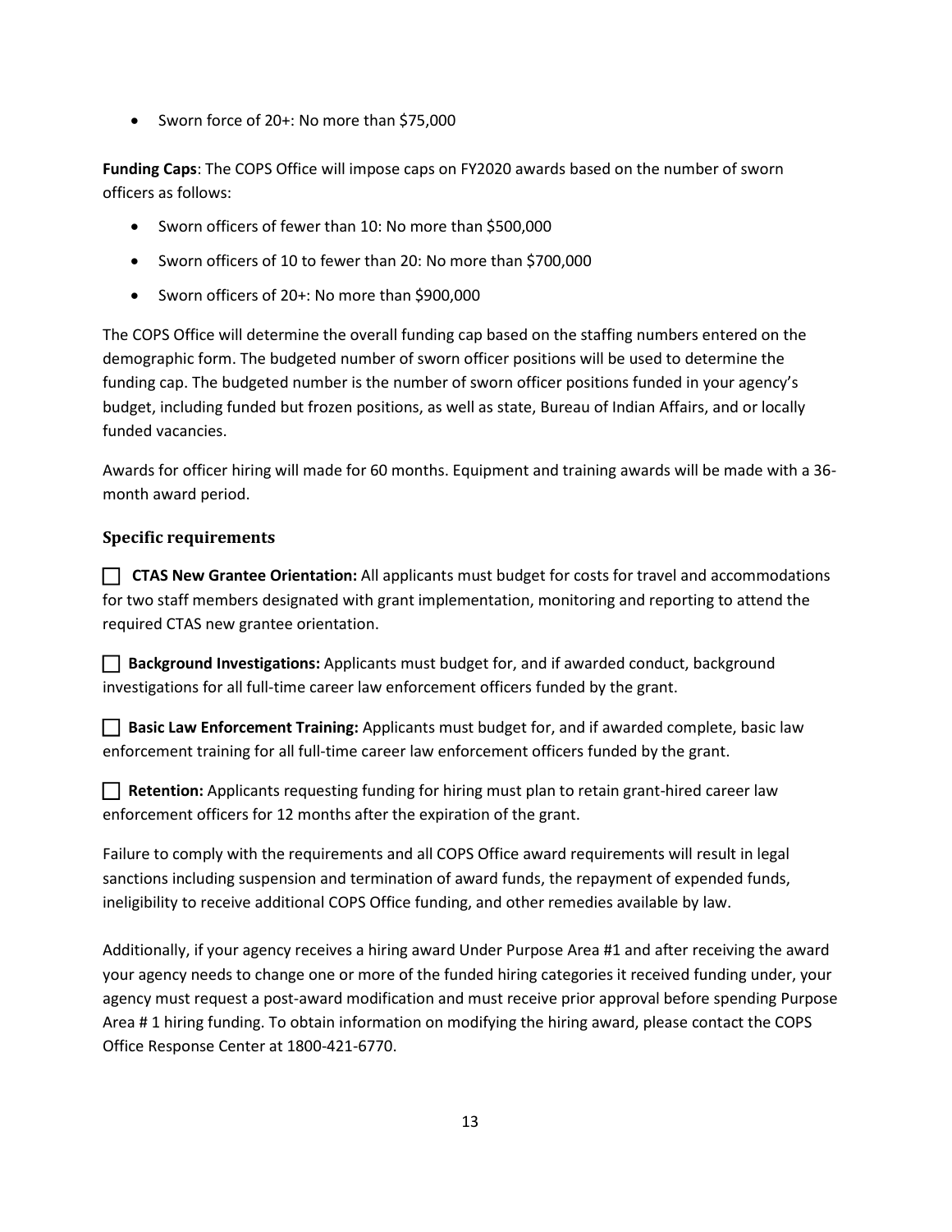- Sworn force of 20+: No more than $75,000

**Funding Caps**: The COPS Office will impose caps on FY2020 awards based on the number of sworn officers as follows:

- Sworn officers of fewer than 10: No more than $500,000
- Sworn officers of 10 to fewer than 20: No more than $700,000
- Sworn officers of 20+: No more than $900,000

The COPS Office will determine the overall funding cap based on the staffing numbers entered on the demographic form. The budgeted number of sworn officer positions will be used to determine the funding cap. The budgeted number is the number of sworn officer positions funded in your agency's budget, including funded but frozen positions, as well as state, Bureau of Indian Affairs, and or locally funded vacancies.

Awards for officer hiring will made for 60 months. Equipment and training awards will be made with a 36-month award period.

### Specific requirements

☐ **CTAS New Grantee Orientation:** All applicants must budget for costs for travel and accommodations for two staff members designated with grant implementation, monitoring and reporting to attend the required CTAS new grantee orientation.

☐ **Background Investigations:** Applicants must budget for, and if awarded conduct, background investigations for all full-time career law enforcement officers funded by the grant.

☐ **Basic Law Enforcement Training:** Applicants must budget for, and if awarded complete, basic law enforcement training for all full-time career law enforcement officers funded by the grant.

☐ **Retention:** Applicants requesting funding for hiring must plan to retain grant-hired career law enforcement officers for 12 months after the expiration of the grant.

Failure to comply with the requirements and all COPS Office award requirements will result in legal sanctions including suspension and termination of award funds, the repayment of expended funds, ineligibility to receive additional COPS Office funding, and other remedies available by law.

Additionally, if your agency receives a hiring award Under Purpose Area #1 and after receiving the award your agency needs to change one or more of the funded hiring categories it received funding under, your agency must request a post-award modification and must receive prior approval before spending Purpose Area # 1 hiring funding. To obtain information on modifying the hiring award, please contact the COPS Office Response Center at 1800-421-6770.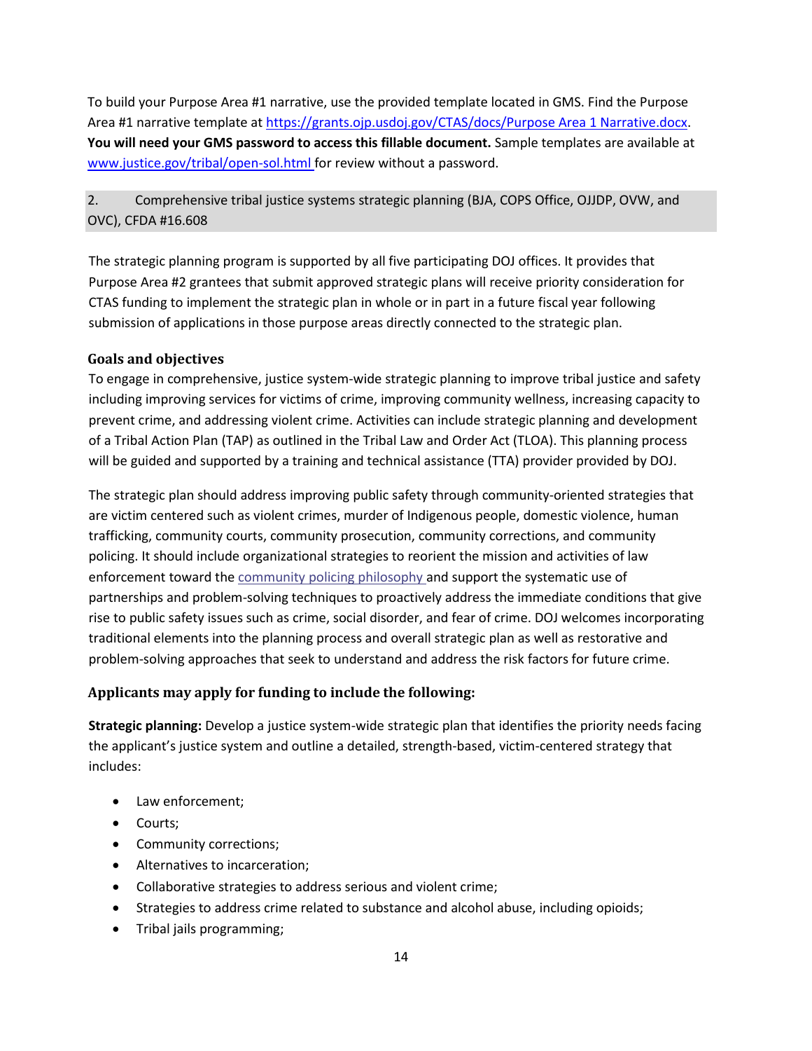To build your Purpose Area #1 narrative, use the provided template located in GMS. Find the Purpose Area #1 narrative template at [https://grants.ojp.usdoj.gov/CTAS/docs/Purpose Area 1 Narrative.docx](https://grants.ojp.usdoj.gov/CTAS/docs/Purpose Area 1 Narrative.docx). **You will need your GMS password to access this fillable document.** Sample templates are available at [www.justice.gov/tribal/open-sol.html](www.justice.gov/tribal/open-sol.html) for review without a password.

## 2. Comprehensive tribal justice systems strategic planning (BJA, COPS Office, OJJDP, OVW, and OVC), CFDA #16.608

The strategic planning program is supported by all five participating DOJ offices. It provides that Purpose Area #2 grantees that submit approved strategic plans will receive priority consideration for CTAS funding to implement the strategic plan in whole or in part in a future fiscal year following submission of applications in those purpose areas directly connected to the strategic plan.

### Goals and objectives

To engage in comprehensive, justice system-wide strategic planning to improve tribal justice and safety including improving services for victims of crime, improving community wellness, increasing capacity to prevent crime, and addressing violent crime. Activities can include strategic planning and development of a Tribal Action Plan (TAP) as outlined in the Tribal Law and Order Act (TLOA). This planning process will be guided and supported by a training and technical assistance (TTA) provider provided by DOJ.

The strategic plan should address improving public safety through community-oriented strategies that are victim centered such as violent crimes, murder of Indigenous people, domestic violence, human trafficking, community courts, community prosecution, community corrections, and community policing. It should include organizational strategies to reorient the mission and activities of law enforcement toward the community policing philosophy and support the systematic use of partnerships and problem-solving techniques to proactively address the immediate conditions that give rise to public safety issues such as crime, social disorder, and fear of crime. DOJ welcomes incorporating traditional elements into the planning process and overall strategic plan as well as restorative and problem-solving approaches that seek to understand and address the risk factors for future crime.

### Applicants may apply for funding to include the following:

**Strategic planning:** Develop a justice system-wide strategic plan that identifies the priority needs facing the applicant's justice system and outline a detailed, strength-based, victim-centered strategy that includes:

- Law enforcement;
- Courts;
- Community corrections;
- Alternatives to incarceration;
- Collaborative strategies to address serious and violent crime;
- Strategies to address crime related to substance and alcohol abuse, including opioids;
- Tribal jails programming;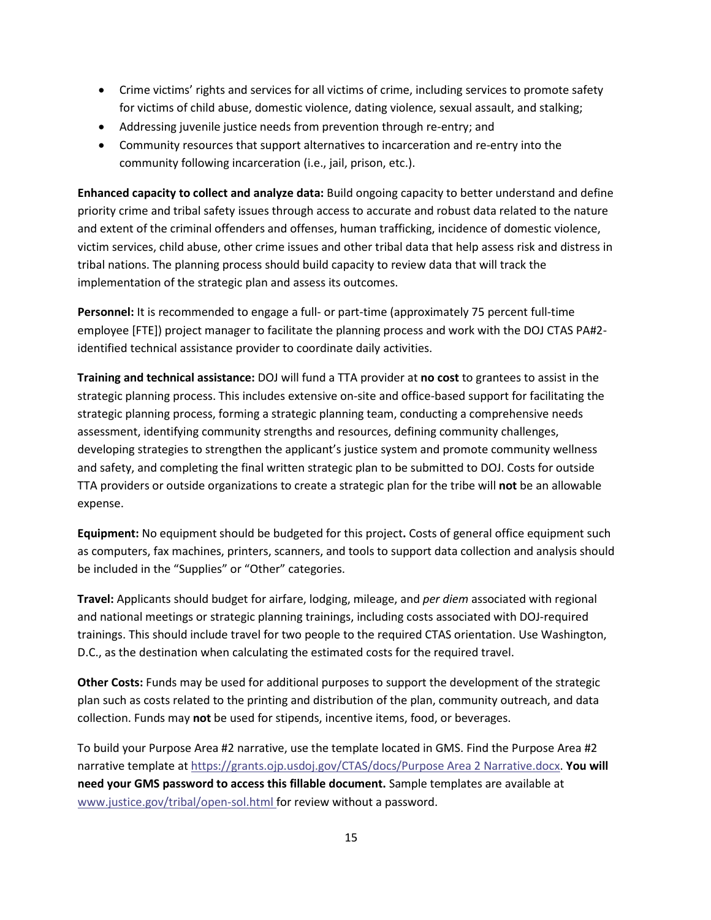- Crime victims' rights and services for all victims of crime, including services to promote safety for victims of child abuse, domestic violence, dating violence, sexual assault, and stalking;
- Addressing juvenile justice needs from prevention through re-entry; and
- Community resources that support alternatives to incarceration and re-entry into the community following incarceration (i.e., jail, prison, etc.).

**Enhanced capacity to collect and analyze data:** Build ongoing capacity to better understand and define priority crime and tribal safety issues through access to accurate and robust data related to the nature and extent of the criminal offenders and offenses, human trafficking, incidence of domestic violence, victim services, child abuse, other crime issues and other tribal data that help assess risk and distress in tribal nations. The planning process should build capacity to review data that will track the implementation of the strategic plan and assess its outcomes.

**Personnel:** It is recommended to engage a full- or part-time (approximately 75 percent full-time employee [FTE]) project manager to facilitate the planning process and work with the DOJ CTAS PA#2-identified technical assistance provider to coordinate daily activities.

**Training and technical assistance:** DOJ will fund a TTA provider at **no cost** to grantees to assist in the strategic planning process. This includes extensive on-site and office-based support for facilitating the strategic planning process, forming a strategic planning team, conducting a comprehensive needs assessment, identifying community strengths and resources, defining community challenges, developing strategies to strengthen the applicant's justice system and promote community wellness and safety, and completing the final written strategic plan to be submitted to DOJ. Costs for outside TTA providers or outside organizations to create a strategic plan for the tribe will **not** be an allowable expense.

**Equipment:** No equipment should be budgeted for this project**.** Costs of general office equipment such as computers, fax machines, printers, scanners, and tools to support data collection and analysis should be included in the "Supplies" or "Other" categories.

**Travel:** Applicants should budget for airfare, lodging, mileage, and *per diem* associated with regional and national meetings or strategic planning trainings, including costs associated with DOJ-required trainings. This should include travel for two people to the required CTAS orientation. Use Washington, D.C., as the destination when calculating the estimated costs for the required travel.

**Other Costs:** Funds may be used for additional purposes to support the development of the strategic plan such as costs related to the printing and distribution of the plan, community outreach, and data collection. Funds may **not** be used for stipends, incentive items, food, or beverages.

To build your Purpose Area #2 narrative, use the template located in GMS. Find the Purpose Area #2 narrative template at [https://grants.ojp.usdoj.gov/CTAS/docs/Purpose Area 2 Narrative.docx](https://grants.ojp.usdoj.gov/CTAS/docs/Purpose Area 2 Narrative.docx). **You will need your GMS password to access this fillable document.** Sample templates are available at [www.justice.gov/tribal/open-sol.html](www.justice.gov/tribal/open-sol.html) for review without a password.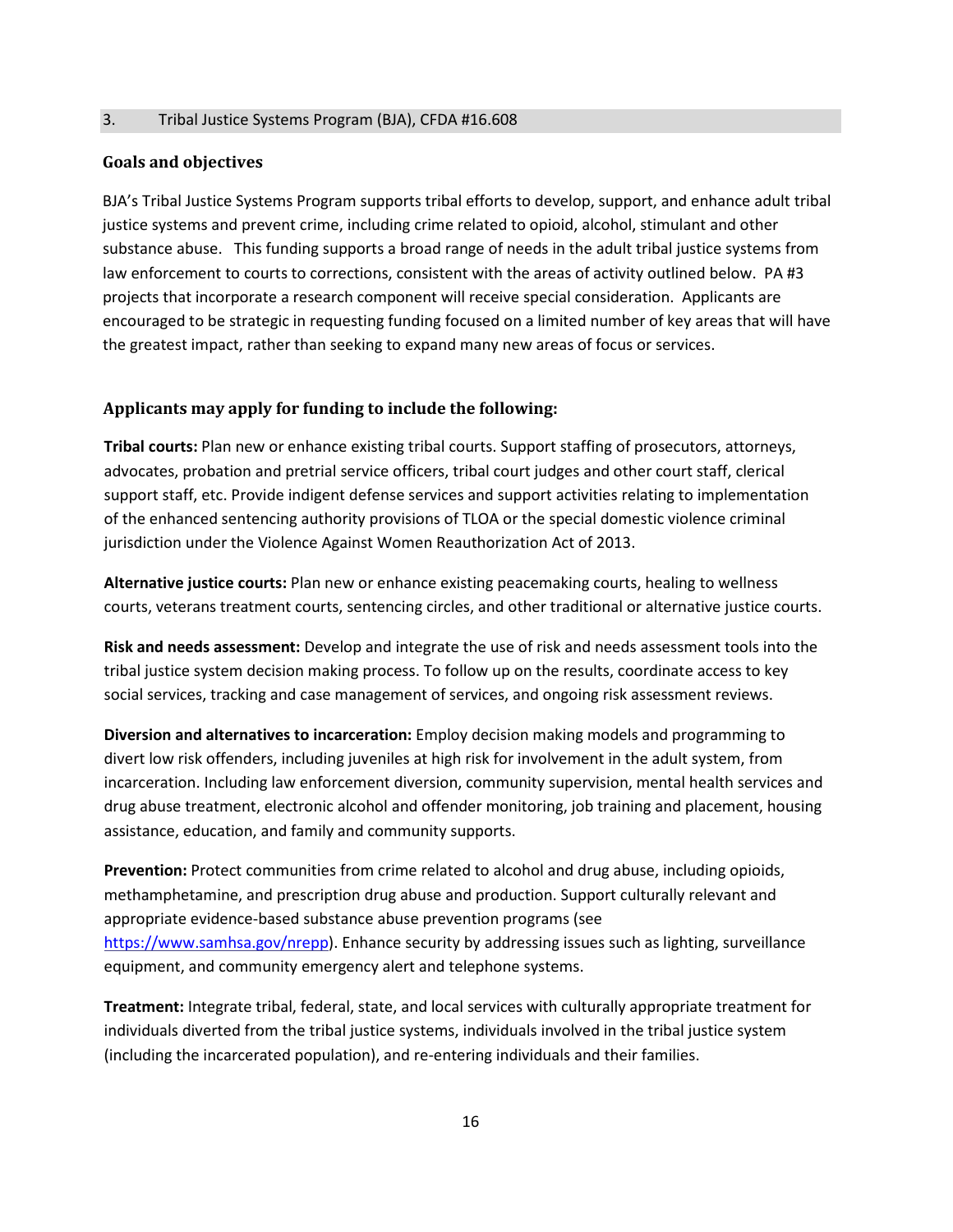## 3. Tribal Justice Systems Program (BJA), CFDA #16.608

### Goals and objectives

BJA's Tribal Justice Systems Program supports tribal efforts to develop, support, and enhance adult tribal justice systems and prevent crime, including crime related to opioid, alcohol, stimulant and other substance abuse. This funding supports a broad range of needs in the adult tribal justice systems from law enforcement to courts to corrections, consistent with the areas of activity outlined below. PA #3 projects that incorporate a research component will receive special consideration. Applicants are encouraged to be strategic in requesting funding focused on a limited number of key areas that will have the greatest impact, rather than seeking to expand many new areas of focus or services.

### Applicants may apply for funding to include the following:

**Tribal courts:** Plan new or enhance existing tribal courts. Support staffing of prosecutors, attorneys, advocates, probation and pretrial service officers, tribal court judges and other court staff, clerical support staff, etc. Provide indigent defense services and support activities relating to implementation of the enhanced sentencing authority provisions of TLOA or the special domestic violence criminal jurisdiction under the Violence Against Women Reauthorization Act of 2013.

**Alternative justice courts:** Plan new or enhance existing peacemaking courts, healing to wellness courts, veterans treatment courts, sentencing circles, and other traditional or alternative justice courts.

**Risk and needs assessment:** Develop and integrate the use of risk and needs assessment tools into the tribal justice system decision making process. To follow up on the results, coordinate access to key social services, tracking and case management of services, and ongoing risk assessment reviews.

**Diversion and alternatives to incarceration:** Employ decision making models and programming to divert low risk offenders, including juveniles at high risk for involvement in the adult system, from incarceration. Including law enforcement diversion, community supervision, mental health services and drug abuse treatment, electronic alcohol and offender monitoring, job training and placement, housing assistance, education, and family and community supports.

**Prevention:** Protect communities from crime related to alcohol and drug abuse, including opioids, methamphetamine, and prescription drug abuse and production. Support culturally relevant and appropriate evidence-based substance abuse prevention programs (see https://www.samhsa.gov/nrepp). Enhance security by addressing issues such as lighting, surveillance equipment, and community emergency alert and telephone systems.

**Treatment:** Integrate tribal, federal, state, and local services with culturally appropriate treatment for individuals diverted from the tribal justice systems, individuals involved in the tribal justice system (including the incarcerated population), and re-entering individuals and their families.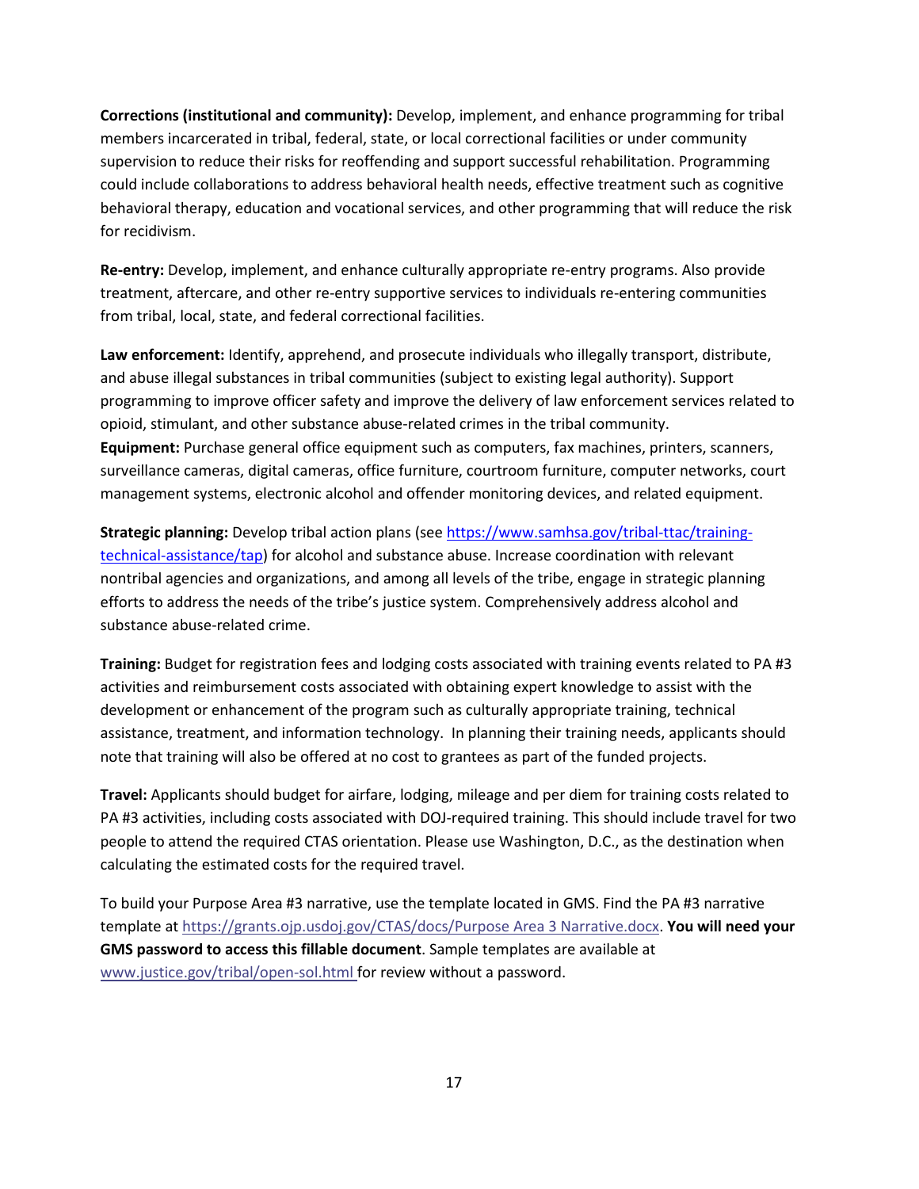**Corrections (institutional and community):** Develop, implement, and enhance programming for tribal members incarcerated in tribal, federal, state, or local correctional facilities or under community supervision to reduce their risks for reoffending and support successful rehabilitation. Programming could include collaborations to address behavioral health needs, effective treatment such as cognitive behavioral therapy, education and vocational services, and other programming that will reduce the risk for recidivism.

**Re-entry:** Develop, implement, and enhance culturally appropriate re-entry programs. Also provide treatment, aftercare, and other re-entry supportive services to individuals re-entering communities from tribal, local, state, and federal correctional facilities.

**Law enforcement:** Identify, apprehend, and prosecute individuals who illegally transport, distribute, and abuse illegal substances in tribal communities (subject to existing legal authority). Support programming to improve officer safety and improve the delivery of law enforcement services related to opioid, stimulant, and other substance abuse-related crimes in the tribal community.

**Equipment:** Purchase general office equipment such as computers, fax machines, printers, scanners, surveillance cameras, digital cameras, office furniture, courtroom furniture, computer networks, court management systems, electronic alcohol and offender monitoring devices, and related equipment.

**Strategic planning:** Develop tribal action plans (see https://www.samhsa.gov/tribal-ttac/training-technical-assistance/tap) for alcohol and substance abuse. Increase coordination with relevant nontribal agencies and organizations, and among all levels of the tribe, engage in strategic planning efforts to address the needs of the tribe's justice system. Comprehensively address alcohol and substance abuse-related crime.

**Training:** Budget for registration fees and lodging costs associated with training events related to PA #3 activities and reimbursement costs associated with obtaining expert knowledge to assist with the development or enhancement of the program such as culturally appropriate training, technical assistance, treatment, and information technology. In planning their training needs, applicants should note that training will also be offered at no cost to grantees as part of the funded projects.

**Travel:** Applicants should budget for airfare, lodging, mileage and per diem for training costs related to PA #3 activities, including costs associated with DOJ-required training. This should include travel for two people to attend the required CTAS orientation. Please use Washington, D.C., as the destination when calculating the estimated costs for the required travel.

To build your Purpose Area #3 narrative, use the template located in GMS. Find the PA #3 narrative template at https://grants.ojp.usdoj.gov/CTAS/docs/Purpose Area 3 Narrative.docx. **You will need your GMS password to access this fillable document**. Sample templates are available at www.justice.gov/tribal/open-sol.html for review without a password.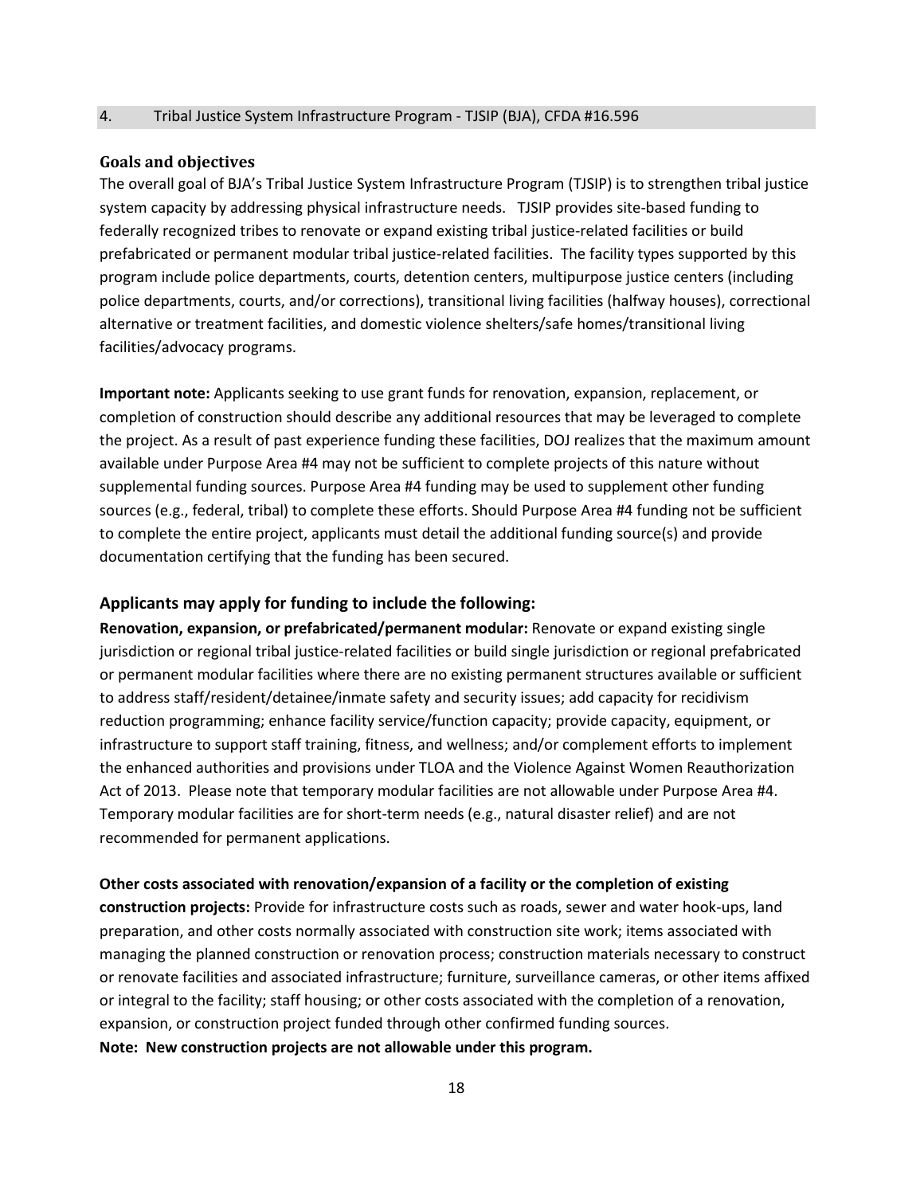## 4. Tribal Justice System Infrastructure Program - TJSIP (BJA), CFDA #16.596

### Goals and objectives

The overall goal of BJA's Tribal Justice System Infrastructure Program (TJSIP) is to strengthen tribal justice system capacity by addressing physical infrastructure needs. TJSIP provides site-based funding to federally recognized tribes to renovate or expand existing tribal justice-related facilities or build prefabricated or permanent modular tribal justice-related facilities. The facility types supported by this program include police departments, courts, detention centers, multipurpose justice centers (including police departments, courts, and/or corrections), transitional living facilities (halfway houses), correctional alternative or treatment facilities, and domestic violence shelters/safe homes/transitional living facilities/advocacy programs.

**Important note:** Applicants seeking to use grant funds for renovation, expansion, replacement, or completion of construction should describe any additional resources that may be leveraged to complete the project. As a result of past experience funding these facilities, DOJ realizes that the maximum amount available under Purpose Area #4 may not be sufficient to complete projects of this nature without supplemental funding sources. Purpose Area #4 funding may be used to supplement other funding sources (e.g., federal, tribal) to complete these efforts. Should Purpose Area #4 funding not be sufficient to complete the entire project, applicants must detail the additional funding source(s) and provide documentation certifying that the funding has been secured.

### Applicants may apply for funding to include the following:

**Renovation, expansion, or prefabricated/permanent modular:** Renovate or expand existing single jurisdiction or regional tribal justice-related facilities or build single jurisdiction or regional prefabricated or permanent modular facilities where there are no existing permanent structures available or sufficient to address staff/resident/detainee/inmate safety and security issues; add capacity for recidivism reduction programming; enhance facility service/function capacity; provide capacity, equipment, or infrastructure to support staff training, fitness, and wellness; and/or complement efforts to implement the enhanced authorities and provisions under TLOA and the Violence Against Women Reauthorization Act of 2013. Please note that temporary modular facilities are not allowable under Purpose Area #4. Temporary modular facilities are for short-term needs (e.g., natural disaster relief) and are not recommended for permanent applications.

**Other costs associated with renovation/expansion of a facility or the completion of existing construction projects:** Provide for infrastructure costs such as roads, sewer and water hook-ups, land preparation, and other costs normally associated with construction site work; items associated with managing the planned construction or renovation process; construction materials necessary to construct or renovate facilities and associated infrastructure; furniture, surveillance cameras, or other items affixed or integral to the facility; staff housing; or other costs associated with the completion of a renovation, expansion, or construction project funded through other confirmed funding sources.

**Note: New construction projects are not allowable under this program.**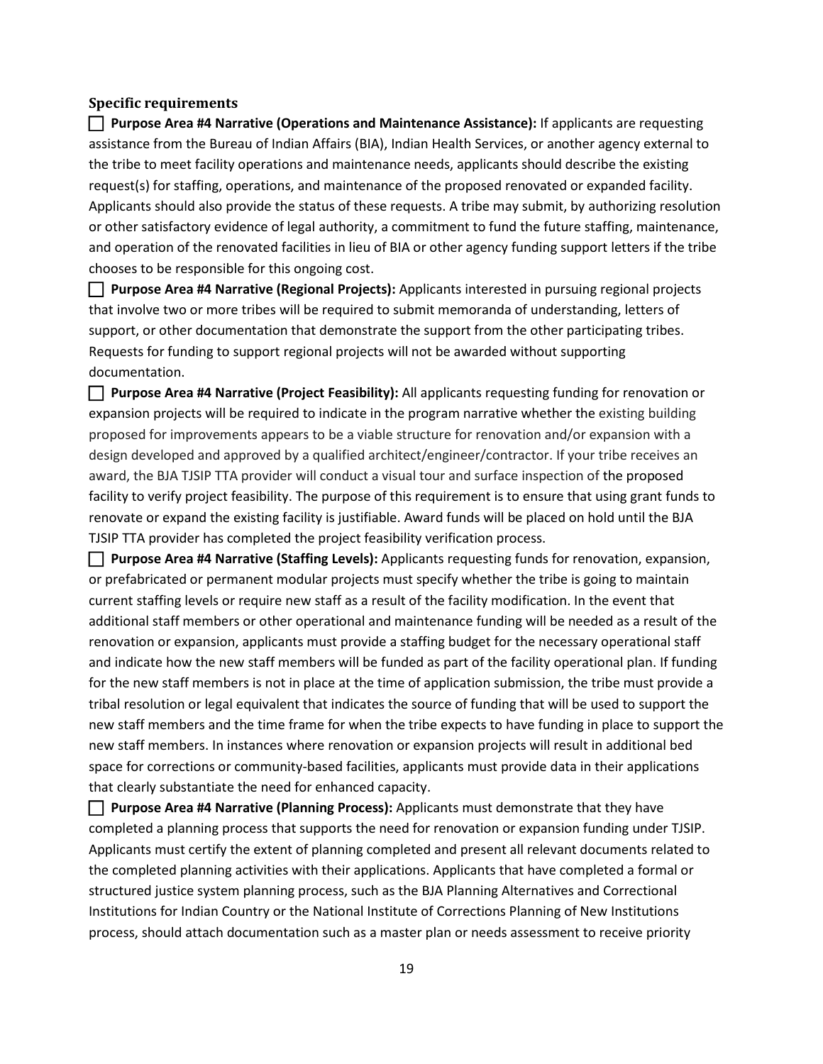### Specific requirements

☐ **Purpose Area #4 Narrative (Operations and Maintenance Assistance):** If applicants are requesting assistance from the Bureau of Indian Affairs (BIA), Indian Health Services, or another agency external to the tribe to meet facility operations and maintenance needs, applicants should describe the existing request(s) for staffing, operations, and maintenance of the proposed renovated or expanded facility. Applicants should also provide the status of these requests. A tribe may submit, by authorizing resolution or other satisfactory evidence of legal authority, a commitment to fund the future staffing, maintenance, and operation of the renovated facilities in lieu of BIA or other agency funding support letters if the tribe chooses to be responsible for this ongoing cost.

☐ **Purpose Area #4 Narrative (Regional Projects):** Applicants interested in pursuing regional projects that involve two or more tribes will be required to submit memoranda of understanding, letters of support, or other documentation that demonstrate the support from the other participating tribes. Requests for funding to support regional projects will not be awarded without supporting documentation.

☐ **Purpose Area #4 Narrative (Project Feasibility):** All applicants requesting funding for renovation or expansion projects will be required to indicate in the program narrative whether the existing building proposed for improvements appears to be a viable structure for renovation and/or expansion with a design developed and approved by a qualified architect/engineer/contractor. If your tribe receives an award, the BJA TJSIP TTA provider will conduct a visual tour and surface inspection of the proposed facility to verify project feasibility. The purpose of this requirement is to ensure that using grant funds to renovate or expand the existing facility is justifiable. Award funds will be placed on hold until the BJA TJSIP TTA provider has completed the project feasibility verification process.

☐ **Purpose Area #4 Narrative (Staffing Levels):** Applicants requesting funds for renovation, expansion, or prefabricated or permanent modular projects must specify whether the tribe is going to maintain current staffing levels or require new staff as a result of the facility modification. In the event that additional staff members or other operational and maintenance funding will be needed as a result of the renovation or expansion, applicants must provide a staffing budget for the necessary operational staff and indicate how the new staff members will be funded as part of the facility operational plan. If funding for the new staff members is not in place at the time of application submission, the tribe must provide a tribal resolution or legal equivalent that indicates the source of funding that will be used to support the new staff members and the time frame for when the tribe expects to have funding in place to support the new staff members. In instances where renovation or expansion projects will result in additional bed space for corrections or community-based facilities, applicants must provide data in their applications that clearly substantiate the need for enhanced capacity.

☐ **Purpose Area #4 Narrative (Planning Process):** Applicants must demonstrate that they have completed a planning process that supports the need for renovation or expansion funding under TJSIP. Applicants must certify the extent of planning completed and present all relevant documents related to the completed planning activities with their applications. Applicants that have completed a formal or structured justice system planning process, such as the BJA Planning Alternatives and Correctional Institutions for Indian Country or the National Institute of Corrections Planning of New Institutions process, should attach documentation such as a master plan or needs assessment to receive priority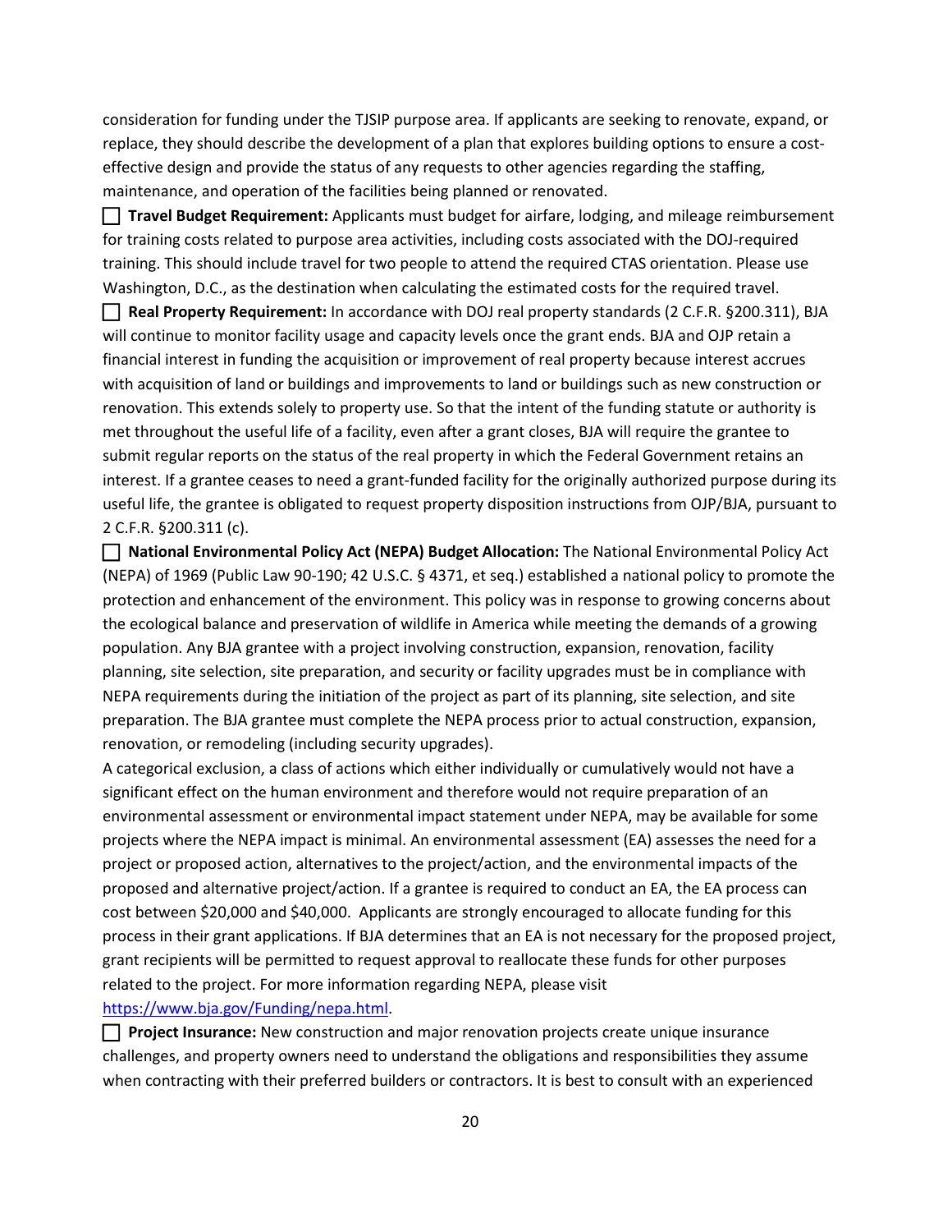consideration for funding under the TJSIP purpose area. If applicants are seeking to renovate, expand, or replace, they should describe the development of a plan that explores building options to ensure a cost-effective design and provide the status of any requests to other agencies regarding the staffing, maintenance, and operation of the facilities being planned or renovated.

☐ **Travel Budget Requirement:** Applicants must budget for airfare, lodging, and mileage reimbursement for training costs related to purpose area activities, including costs associated with the DOJ-required training. This should include travel for two people to attend the required CTAS orientation. Please use Washington, D.C., as the destination when calculating the estimated costs for the required travel.

☐ **Real Property Requirement:** In accordance with DOJ real property standards (2 C.F.R. §200.311), BJA will continue to monitor facility usage and capacity levels once the grant ends. BJA and OJP retain a financial interest in funding the acquisition or improvement of real property because interest accrues with acquisition of land or buildings and improvements to land or buildings such as new construction or renovation. This extends solely to property use. So that the intent of the funding statute or authority is met throughout the useful life of a facility, even after a grant closes, BJA will require the grantee to submit regular reports on the status of the real property in which the Federal Government retains an interest. If a grantee ceases to need a grant-funded facility for the originally authorized purpose during its useful life, the grantee is obligated to request property disposition instructions from OJP/BJA, pursuant to 2 C.F.R. §200.311 (c).

☐ **National Environmental Policy Act (NEPA) Budget Allocation:** The National Environmental Policy Act (NEPA) of 1969 (Public Law 90-190; 42 U.S.C. § 4371, et seq.) established a national policy to promote the protection and enhancement of the environment. This policy was in response to growing concerns about the ecological balance and preservation of wildlife in America while meeting the demands of a growing population. Any BJA grantee with a project involving construction, expansion, renovation, facility planning, site selection, site preparation, and security or facility upgrades must be in compliance with NEPA requirements during the initiation of the project as part of its planning, site selection, and site preparation. The BJA grantee must complete the NEPA process prior to actual construction, expansion, renovation, or remodeling (including security upgrades).

A categorical exclusion, a class of actions which either individually or cumulatively would not have a significant effect on the human environment and therefore would not require preparation of an environmental assessment or environmental impact statement under NEPA, may be available for some projects where the NEPA impact is minimal. An environmental assessment (EA) assesses the need for a project or proposed action, alternatives to the project/action, and the environmental impacts of the proposed and alternative project/action. If a grantee is required to conduct an EA, the EA process can cost between $20,000 and $40,000. Applicants are strongly encouraged to allocate funding for this process in their grant applications. If BJA determines that an EA is not necessary for the proposed project, grant recipients will be permitted to request approval to reallocate these funds for other purposes related to the project. For more information regarding NEPA, please visit [https://www.bja.gov/Funding/nepa.html](https://www.bja.gov/Funding/nepa.html).

☐ **Project Insurance:** New construction and major renovation projects create unique insurance challenges, and property owners need to understand the obligations and responsibilities they assume when contracting with their preferred builders or contractors. It is best to consult with an experienced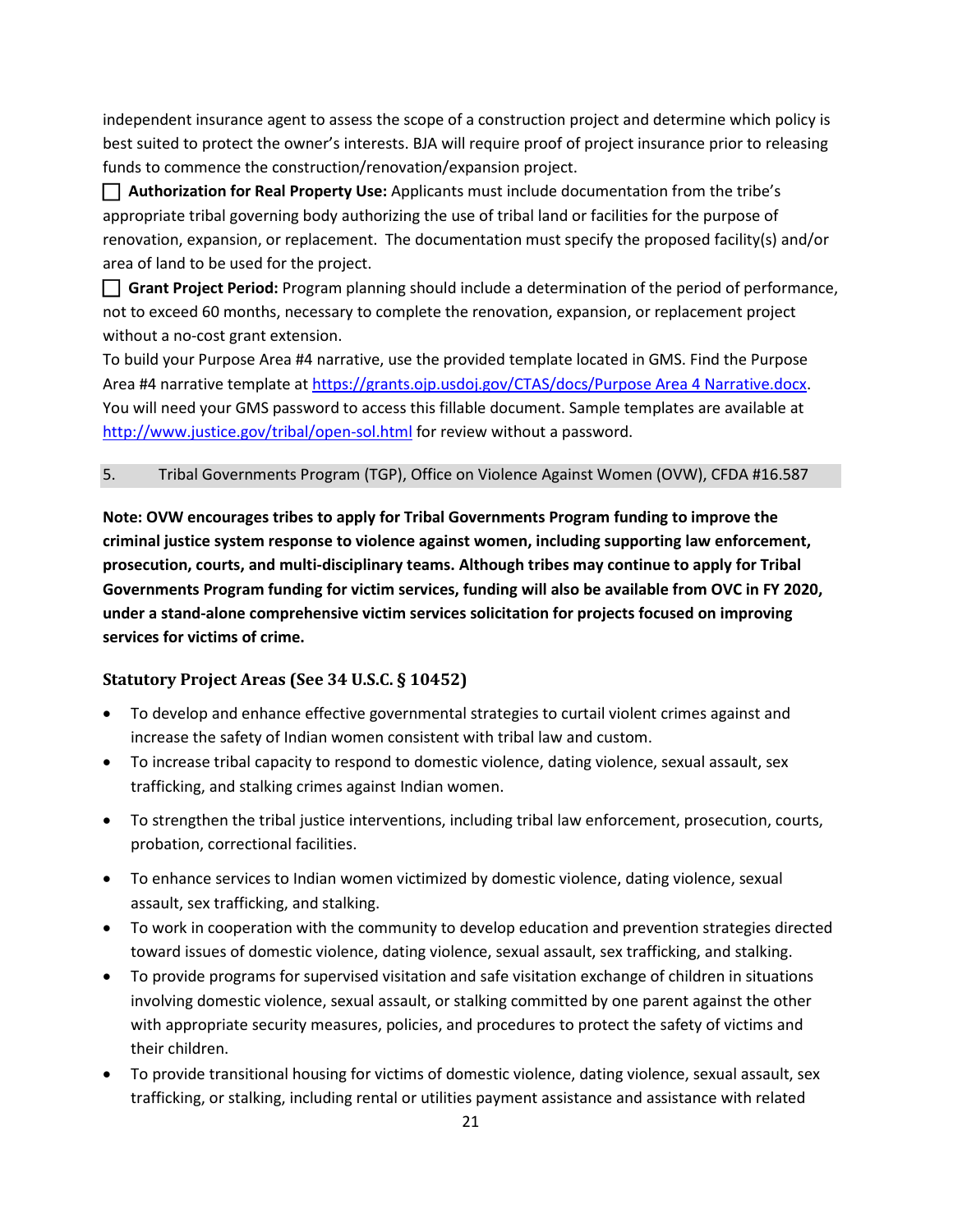independent insurance agent to assess the scope of a construction project and determine which policy is best suited to protect the owner's interests. BJA will require proof of project insurance prior to releasing funds to commence the construction/renovation/expansion project.

☐ **Authorization for Real Property Use:** Applicants must include documentation from the tribe's appropriate tribal governing body authorizing the use of tribal land or facilities for the purpose of renovation, expansion, or replacement. The documentation must specify the proposed facility(s) and/or area of land to be used for the project.

☐ **Grant Project Period:** Program planning should include a determination of the period of performance, not to exceed 60 months, necessary to complete the renovation, expansion, or replacement project without a no-cost grant extension.

To build your Purpose Area #4 narrative, use the provided template located in GMS. Find the Purpose Area #4 narrative template at https://grants.ojp.usdoj.gov/CTAS/docs/Purpose Area 4 Narrative.docx. You will need your GMS password to access this fillable document. Sample templates are available at http://www.justice.gov/tribal/open-sol.html for review without a password.

## 5. Tribal Governments Program (TGP), Office on Violence Against Women (OVW), CFDA #16.587

**Note: OVW encourages tribes to apply for Tribal Governments Program funding to improve the criminal justice system response to violence against women, including supporting law enforcement, prosecution, courts, and multi-disciplinary teams. Although tribes may continue to apply for Tribal Governments Program funding for victim services, funding will also be available from OVC in FY 2020, under a stand-alone comprehensive victim services solicitation for projects focused on improving services for victims of crime.**

### Statutory Project Areas (See 34 U.S.C. § 10452)

- To develop and enhance effective governmental strategies to curtail violent crimes against and increase the safety of Indian women consistent with tribal law and custom.
- To increase tribal capacity to respond to domestic violence, dating violence, sexual assault, sex trafficking, and stalking crimes against Indian women.
- To strengthen the tribal justice interventions, including tribal law enforcement, prosecution, courts, probation, correctional facilities.
- To enhance services to Indian women victimized by domestic violence, dating violence, sexual assault, sex trafficking, and stalking.
- To work in cooperation with the community to develop education and prevention strategies directed toward issues of domestic violence, dating violence, sexual assault, sex trafficking, and stalking.
- To provide programs for supervised visitation and safe visitation exchange of children in situations involving domestic violence, sexual assault, or stalking committed by one parent against the other with appropriate security measures, policies, and procedures to protect the safety of victims and their children.
- To provide transitional housing for victims of domestic violence, dating violence, sexual assault, sex trafficking, or stalking, including rental or utilities payment assistance and assistance with related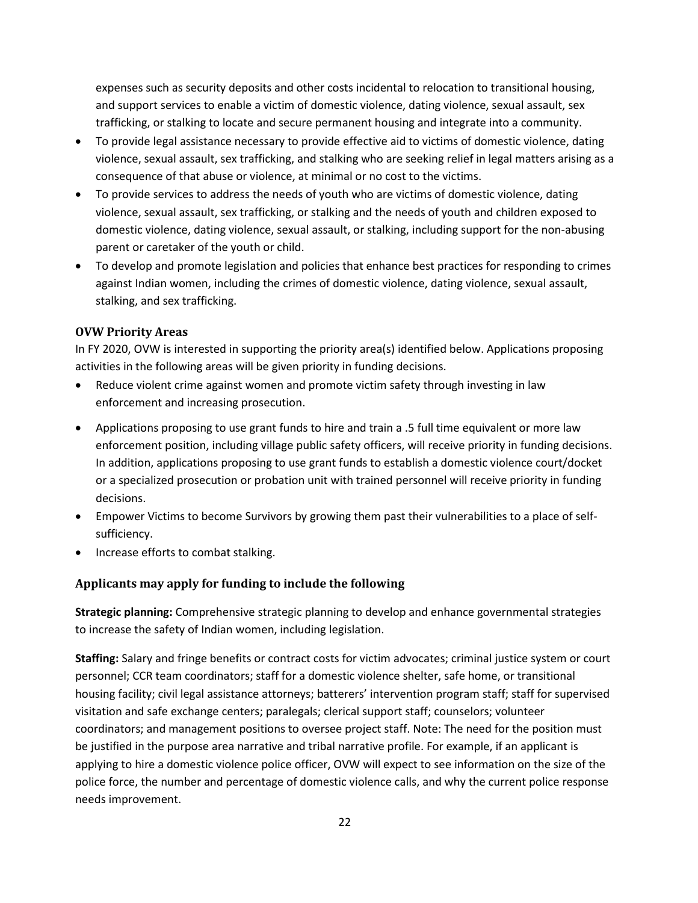expenses such as security deposits and other costs incidental to relocation to transitional housing, and support services to enable a victim of domestic violence, dating violence, sexual assault, sex trafficking, or stalking to locate and secure permanent housing and integrate into a community.

- To provide legal assistance necessary to provide effective aid to victims of domestic violence, dating violence, sexual assault, sex trafficking, and stalking who are seeking relief in legal matters arising as a consequence of that abuse or violence, at minimal or no cost to the victims.
- To provide services to address the needs of youth who are victims of domestic violence, dating violence, sexual assault, sex trafficking, or stalking and the needs of youth and children exposed to domestic violence, dating violence, sexual assault, or stalking, including support for the non-abusing parent or caretaker of the youth or child.
- To develop and promote legislation and policies that enhance best practices for responding to crimes against Indian women, including the crimes of domestic violence, dating violence, sexual assault, stalking, and sex trafficking.

### OVW Priority Areas

In FY 2020, OVW is interested in supporting the priority area(s) identified below. Applications proposing activities in the following areas will be given priority in funding decisions.

- Reduce violent crime against women and promote victim safety through investing in law enforcement and increasing prosecution.
- Applications proposing to use grant funds to hire and train a .5 full time equivalent or more law enforcement position, including village public safety officers, will receive priority in funding decisions. In addition, applications proposing to use grant funds to establish a domestic violence court/docket or a specialized prosecution or probation unit with trained personnel will receive priority in funding decisions.
- Empower Victims to become Survivors by growing them past their vulnerabilities to a place of self-sufficiency.
- Increase efforts to combat stalking.

### Applicants may apply for funding to include the following

**Strategic planning:** Comprehensive strategic planning to develop and enhance governmental strategies to increase the safety of Indian women, including legislation.

**Staffing:** Salary and fringe benefits or contract costs for victim advocates; criminal justice system or court personnel; CCR team coordinators; staff for a domestic violence shelter, safe home, or transitional housing facility; civil legal assistance attorneys; batterers' intervention program staff; staff for supervised visitation and safe exchange centers; paralegals; clerical support staff; counselors; volunteer coordinators; and management positions to oversee project staff. Note: The need for the position must be justified in the purpose area narrative and tribal narrative profile. For example, if an applicant is applying to hire a domestic violence police officer, OVW will expect to see information on the size of the police force, the number and percentage of domestic violence calls, and why the current police response needs improvement.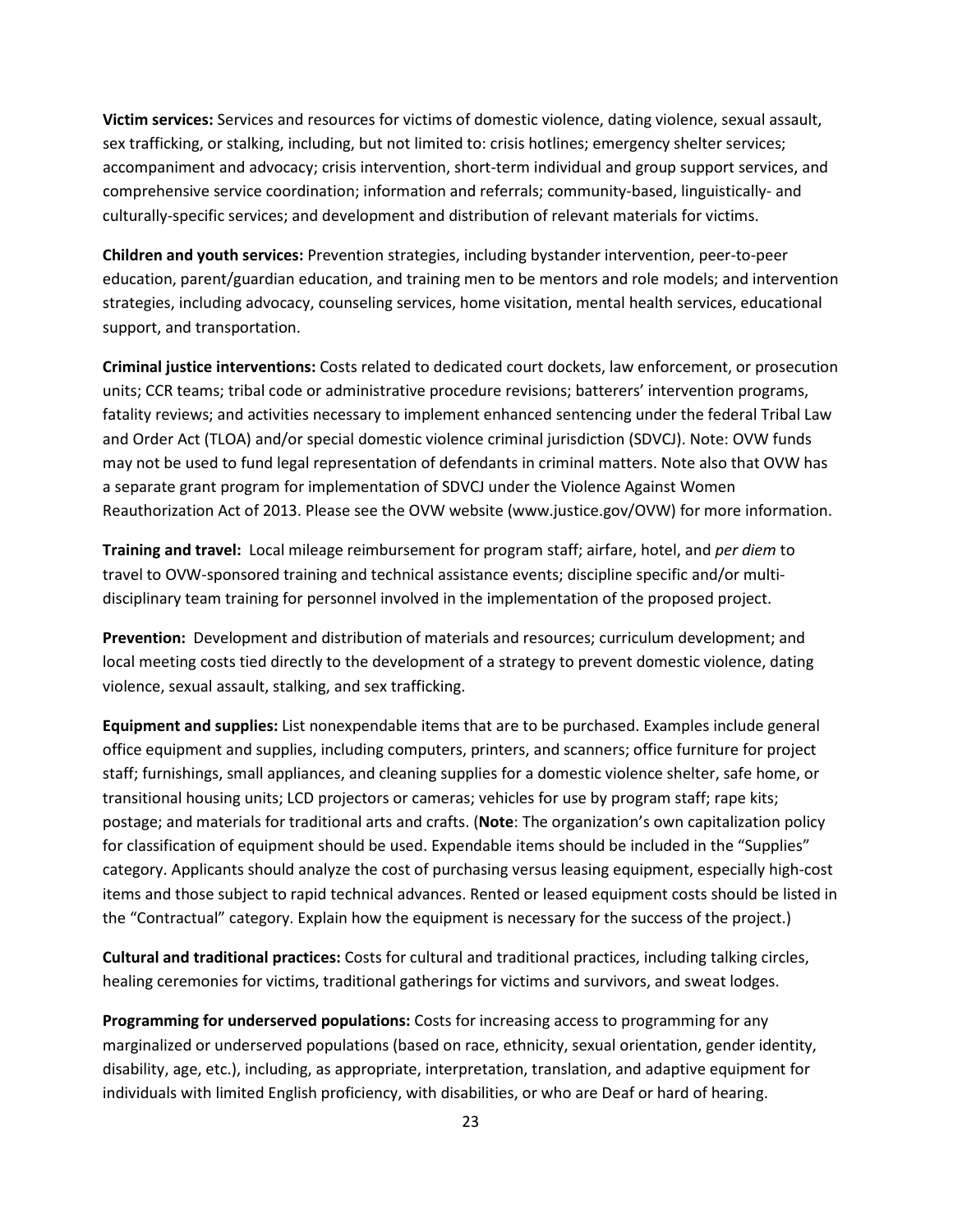**Victim services:** Services and resources for victims of domestic violence, dating violence, sexual assault, sex trafficking, or stalking, including, but not limited to: crisis hotlines; emergency shelter services; accompaniment and advocacy; crisis intervention, short-term individual and group support services, and comprehensive service coordination; information and referrals; community-based, linguistically- and culturally-specific services; and development and distribution of relevant materials for victims.

**Children and youth services:** Prevention strategies, including bystander intervention, peer-to-peer education, parent/guardian education, and training men to be mentors and role models; and intervention strategies, including advocacy, counseling services, home visitation, mental health services, educational support, and transportation.

**Criminal justice interventions:** Costs related to dedicated court dockets, law enforcement, or prosecution units; CCR teams; tribal code or administrative procedure revisions; batterers' intervention programs, fatality reviews; and activities necessary to implement enhanced sentencing under the federal Tribal Law and Order Act (TLOA) and/or special domestic violence criminal jurisdiction (SDVCJ). Note: OVW funds may not be used to fund legal representation of defendants in criminal matters. Note also that OVW has a separate grant program for implementation of SDVCJ under the Violence Against Women Reauthorization Act of 2013. Please see the OVW website (www.justice.gov/OVW) for more information.

**Training and travel:** Local mileage reimbursement for program staff; airfare, hotel, and *per diem* to travel to OVW-sponsored training and technical assistance events; discipline specific and/or multi-disciplinary team training for personnel involved in the implementation of the proposed project.

**Prevention:** Development and distribution of materials and resources; curriculum development; and local meeting costs tied directly to the development of a strategy to prevent domestic violence, dating violence, sexual assault, stalking, and sex trafficking.

**Equipment and supplies:** List nonexpendable items that are to be purchased. Examples include general office equipment and supplies, including computers, printers, and scanners; office furniture for project staff; furnishings, small appliances, and cleaning supplies for a domestic violence shelter, safe home, or transitional housing units; LCD projectors or cameras; vehicles for use by program staff; rape kits; postage; and materials for traditional arts and crafts. (**Note**: The organization's own capitalization policy for classification of equipment should be used. Expendable items should be included in the "Supplies" category. Applicants should analyze the cost of purchasing versus leasing equipment, especially high-cost items and those subject to rapid technical advances. Rented or leased equipment costs should be listed in the "Contractual" category. Explain how the equipment is necessary for the success of the project.)

**Cultural and traditional practices:** Costs for cultural and traditional practices, including talking circles, healing ceremonies for victims, traditional gatherings for victims and survivors, and sweat lodges.

**Programming for underserved populations:** Costs for increasing access to programming for any marginalized or underserved populations (based on race, ethnicity, sexual orientation, gender identity, disability, age, etc.), including, as appropriate, interpretation, translation, and adaptive equipment for individuals with limited English proficiency, with disabilities, or who are Deaf or hard of hearing.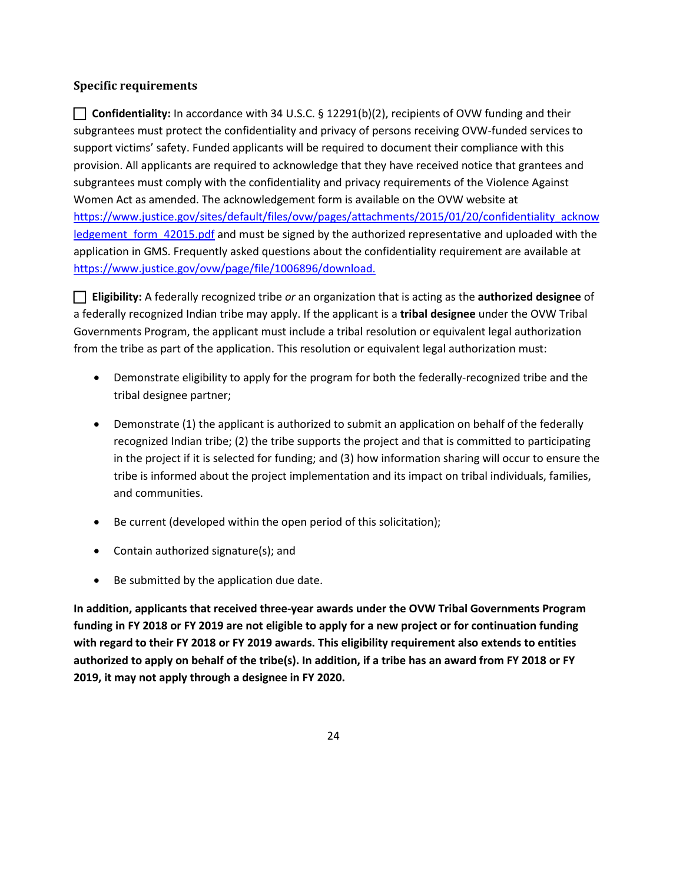### Specific requirements

☐ **Confidentiality:** In accordance with 34 U.S.C. § 12291(b)(2), recipients of OVW funding and their subgrantees must protect the confidentiality and privacy of persons receiving OVW-funded services to support victims' safety. Funded applicants will be required to document their compliance with this provision. All applicants are required to acknowledge that they have received notice that grantees and subgrantees must comply with the confidentiality and privacy requirements of the Violence Against Women Act as amended. The acknowledgement form is available on the OVW website at [https://www.justice.gov/sites/default/files/ovw/pages/attachments/2015/01/20/confidentiality_acknowledgement_form_42015.pdf](https://www.justice.gov/sites/default/files/ovw/pages/attachments/2015/01/20/confidentiality_acknowledgement_form_42015.pdf) and must be signed by the authorized representative and uploaded with the application in GMS. Frequently asked questions about the confidentiality requirement are available at [https://www.justice.gov/ovw/page/file/1006896/download.](https://www.justice.gov/ovw/page/file/1006896/download)

☐ **Eligibility:** A federally recognized tribe *or* an organization that is acting as the **authorized designee** of a federally recognized Indian tribe may apply. If the applicant is a **tribal designee** under the OVW Tribal Governments Program, the applicant must include a tribal resolution or equivalent legal authorization from the tribe as part of the application. This resolution or equivalent legal authorization must:

- Demonstrate eligibility to apply for the program for both the federally-recognized tribe and the tribal designee partner;
- Demonstrate (1) the applicant is authorized to submit an application on behalf of the federally recognized Indian tribe; (2) the tribe supports the project and that is committed to participating in the project if it is selected for funding; and (3) how information sharing will occur to ensure the tribe is informed about the project implementation and its impact on tribal individuals, families, and communities.
- Be current (developed within the open period of this solicitation);
- Contain authorized signature(s); and
- Be submitted by the application due date.

**In addition, applicants that received three-year awards under the OVW Tribal Governments Program funding in FY 2018 or FY 2019 are not eligible to apply for a new project or for continuation funding with regard to their FY 2018 or FY 2019 awards. This eligibility requirement also extends to entities authorized to apply on behalf of the tribe(s). In addition, if a tribe has an award from FY 2018 or FY 2019, it may not apply through a designee in FY 2020.**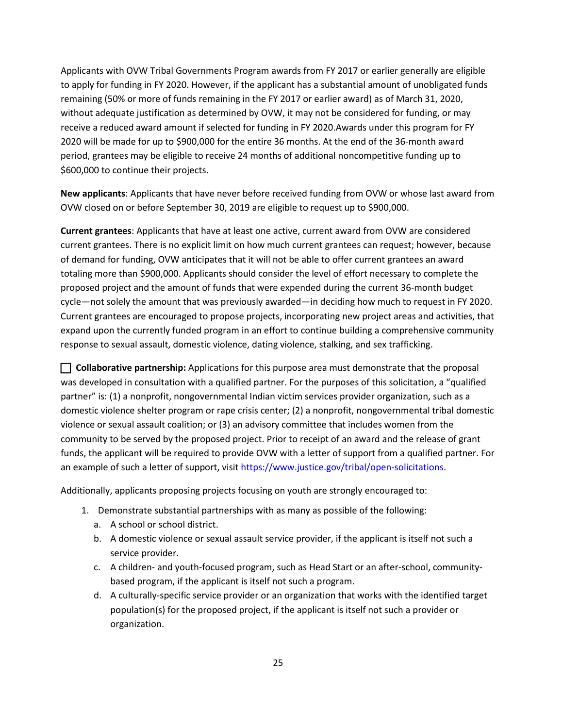Applicants with OVW Tribal Governments Program awards from FY 2017 or earlier generally are eligible to apply for funding in FY 2020. However, if the applicant has a substantial amount of unobligated funds remaining (50% or more of funds remaining in the FY 2017 or earlier award) as of March 31, 2020, without adequate justification as determined by OVW, it may not be considered for funding, or may receive a reduced award amount if selected for funding in FY 2020.Awards under this program for FY 2020 will be made for up to $900,000 for the entire 36 months. At the end of the 36-month award period, grantees may be eligible to receive 24 months of additional noncompetitive funding up to $600,000 to continue their projects.

**New applicants**: Applicants that have never before received funding from OVW or whose last award from OVW closed on or before September 30, 2019 are eligible to request up to $900,000.

**Current grantees**: Applicants that have at least one active, current award from OVW are considered current grantees. There is no explicit limit on how much current grantees can request; however, because of demand for funding, OVW anticipates that it will not be able to offer current grantees an award totaling more than $900,000. Applicants should consider the level of effort necessary to complete the proposed project and the amount of funds that were expended during the current 36-month budget cycle—not solely the amount that was previously awarded—in deciding how much to request in FY 2020. Current grantees are encouraged to propose projects, incorporating new project areas and activities, that expand upon the currently funded program in an effort to continue building a comprehensive community response to sexual assault, domestic violence, dating violence, stalking, and sex trafficking.

☐ **Collaborative partnership:** Applications for this purpose area must demonstrate that the proposal was developed in consultation with a qualified partner. For the purposes of this solicitation, a "qualified partner" is: (1) a nonprofit, nongovernmental Indian victim services provider organization, such as a domestic violence shelter program or rape crisis center; (2) a nonprofit, nongovernmental tribal domestic violence or sexual assault coalition; or (3) an advisory committee that includes women from the community to be served by the proposed project. Prior to receipt of an award and the release of grant funds, the applicant will be required to provide OVW with a letter of support from a qualified partner. For an example of such a letter of support, visit https://www.justice.gov/tribal/open-solicitations.

Additionally, applicants proposing projects focusing on youth are strongly encouraged to:

1. Demonstrate substantial partnerships with as many as possible of the following:
   a. A school or school district.
   b. A domestic violence or sexual assault service provider, if the applicant is itself not such a service provider.
   c. A children- and youth-focused program, such as Head Start or an after-school, community-based program, if the applicant is itself not such a program.
   d. A culturally-specific service provider or an organization that works with the identified target population(s) for the proposed project, if the applicant is itself not such a provider or organization.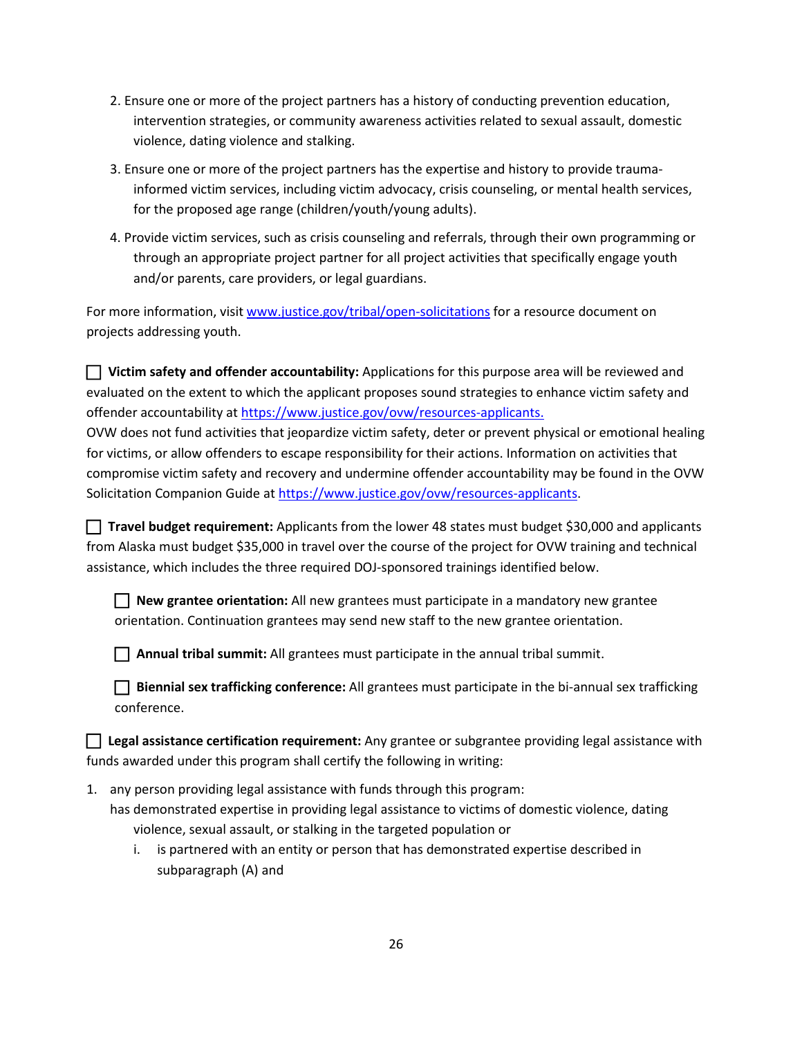2. Ensure one or more of the project partners has a history of conducting prevention education, intervention strategies, or community awareness activities related to sexual assault, domestic violence, dating violence and stalking.
3. Ensure one or more of the project partners has the expertise and history to provide trauma-informed victim services, including victim advocacy, crisis counseling, or mental health services, for the proposed age range (children/youth/young adults).
4. Provide victim services, such as crisis counseling and referrals, through their own programming or through an appropriate project partner for all project activities that specifically engage youth and/or parents, care providers, or legal guardians.

For more information, visit [www.justice.gov/tribal/open-solicitations](http://www.justice.gov/tribal/open-solicitations) for a resource document on projects addressing youth.

☐ **Victim safety and offender accountability:** Applications for this purpose area will be reviewed and evaluated on the extent to which the applicant proposes sound strategies to enhance victim safety and offender accountability at [https://www.justice.gov/ovw/resources-applicants.](https://www.justice.gov/ovw/resources-applicants)
OVW does not fund activities that jeopardize victim safety, deter or prevent physical or emotional healing for victims, or allow offenders to escape responsibility for their actions. Information on activities that compromise victim safety and recovery and undermine offender accountability may be found in the OVW Solicitation Companion Guide at [https://www.justice.gov/ovw/resources-applicants](https://www.justice.gov/ovw/resources-applicants).

☐ **Travel budget requirement:** Applicants from the lower 48 states must budget $30,000 and applicants from Alaska must budget $35,000 in travel over the course of the project for OVW training and technical assistance, which includes the three required DOJ-sponsored trainings identified below.

> ☐ **New grantee orientation:** All new grantees must participate in a mandatory new grantee orientation. Continuation grantees may send new staff to the new grantee orientation.
>
> ☐ **Annual tribal summit:** All grantees must participate in the annual tribal summit.
>
> ☐ **Biennial sex trafficking conference:** All grantees must participate in the bi-annual sex trafficking conference.

☐ **Legal assistance certification requirement:** Any grantee or subgrantee providing legal assistance with funds awarded under this program shall certify the following in writing:

1. any person providing legal assistance with funds through this program:
   has demonstrated expertise in providing legal assistance to victims of domestic violence, dating violence, sexual assault, or stalking in the targeted population or
   i. is partnered with an entity or person that has demonstrated expertise described in subparagraph (A) and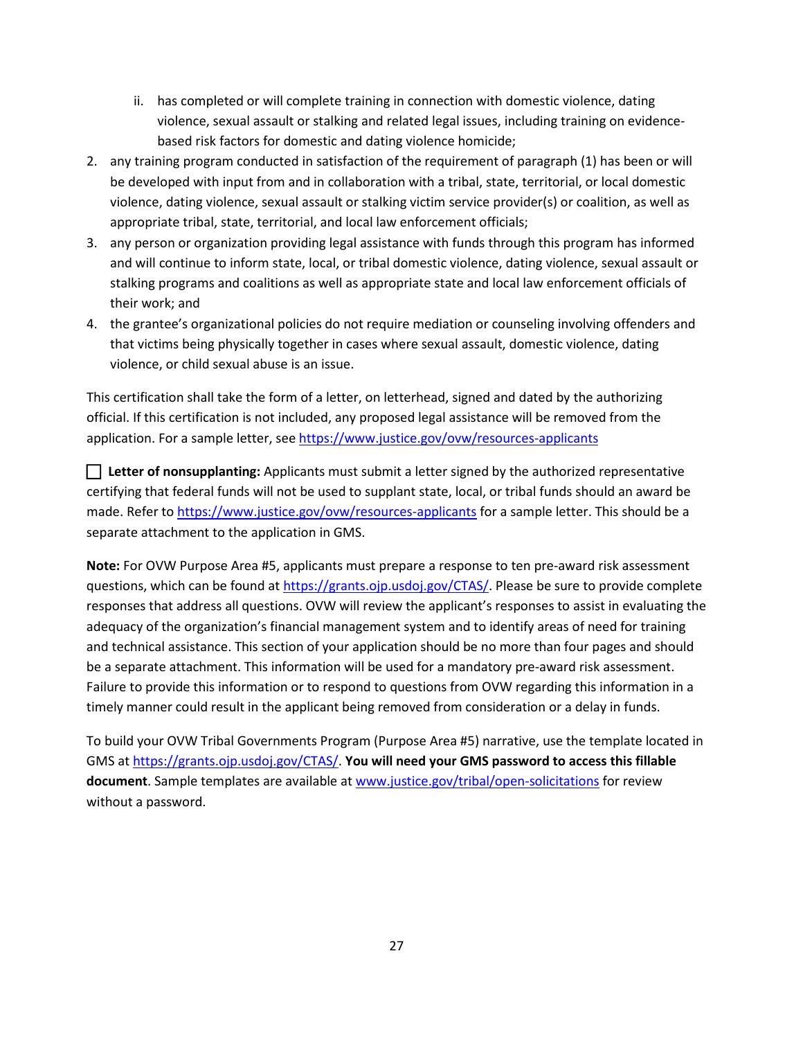ii. has completed or will complete training in connection with domestic violence, dating violence, sexual assault or stalking and related legal issues, including training on evidence-based risk factors for domestic and dating violence homicide;

2. any training program conducted in satisfaction of the requirement of paragraph (1) has been or will be developed with input from and in collaboration with a tribal, state, territorial, or local domestic violence, dating violence, sexual assault or stalking victim service provider(s) or coalition, as well as appropriate tribal, state, territorial, and local law enforcement officials;
3. any person or organization providing legal assistance with funds through this program has informed and will continue to inform state, local, or tribal domestic violence, dating violence, sexual assault or stalking programs and coalitions as well as appropriate state and local law enforcement officials of their work; and
4. the grantee's organizational policies do not require mediation or counseling involving offenders and that victims being physically together in cases where sexual assault, domestic violence, dating violence, or child sexual abuse is an issue.

This certification shall take the form of a letter, on letterhead, signed and dated by the authorizing official. If this certification is not included, any proposed legal assistance will be removed from the application. For a sample letter, see https://www.justice.gov/ovw/resources-applicants

☐ **Letter of nonsupplanting:** Applicants must submit a letter signed by the authorized representative certifying that federal funds will not be used to supplant state, local, or tribal funds should an award be made. Refer to https://www.justice.gov/ovw/resources-applicants for a sample letter. This should be a separate attachment to the application in GMS.

**Note:** For OVW Purpose Area #5, applicants must prepare a response to ten pre-award risk assessment questions, which can be found at https://grants.ojp.usdoj.gov/CTAS/. Please be sure to provide complete responses that address all questions. OVW will review the applicant's responses to assist in evaluating the adequacy of the organization's financial management system and to identify areas of need for training and technical assistance. This section of your application should be no more than four pages and should be a separate attachment. This information will be used for a mandatory pre-award risk assessment. Failure to provide this information or to respond to questions from OVW regarding this information in a timely manner could result in the applicant being removed from consideration or a delay in funds.

To build your OVW Tribal Governments Program (Purpose Area #5) narrative, use the template located in GMS at https://grants.ojp.usdoj.gov/CTAS/. **You will need your GMS password to access this fillable document**. Sample templates are available at www.justice.gov/tribal/open-solicitations for review without a password.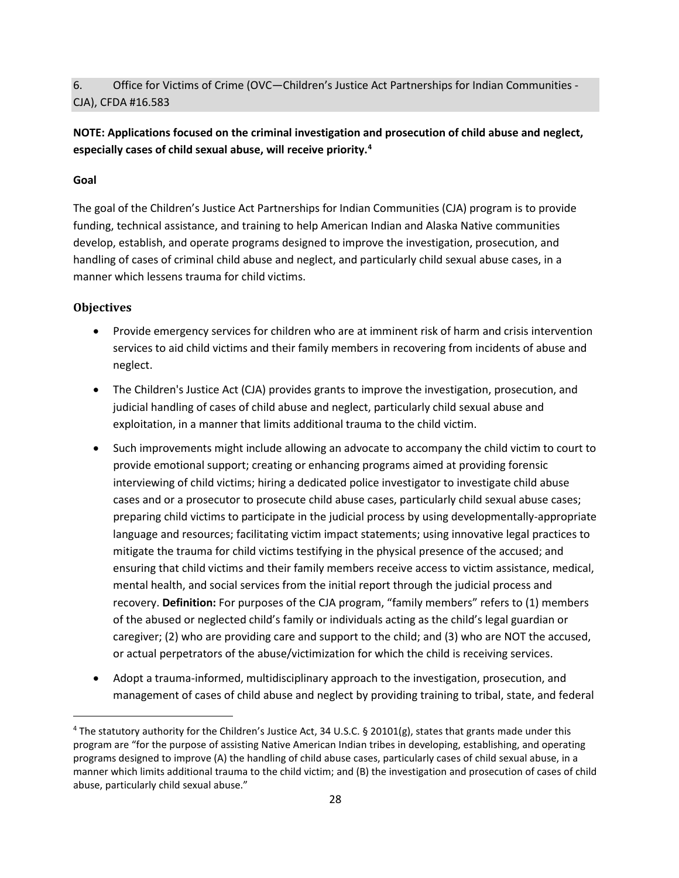6. Office for Victims of Crime (OVC—Children's Justice Act Partnerships for Indian Communities - CJA), CFDA #16.583

**NOTE: Applications focused on the criminal investigation and prosecution of child abuse and neglect, especially cases of child sexual abuse, will receive priority.[4]**

**Goal**

The goal of the Children's Justice Act Partnerships for Indian Communities (CJA) program is to provide funding, technical assistance, and training to help American Indian and Alaska Native communities develop, establish, and operate programs designed to improve the investigation, prosecution, and handling of cases of criminal child abuse and neglect, and particularly child sexual abuse cases, in a manner which lessens trauma for child victims.

## Objectives

- Provide emergency services for children who are at imminent risk of harm and crisis intervention services to aid child victims and their family members in recovering from incidents of abuse and neglect.
- The Children's Justice Act (CJA) provides grants to improve the investigation, prosecution, and judicial handling of cases of child abuse and neglect, particularly child sexual abuse and exploitation, in a manner that limits additional trauma to the child victim.
- Such improvements might include allowing an advocate to accompany the child victim to court to provide emotional support; creating or enhancing programs aimed at providing forensic interviewing of child victims; hiring a dedicated police investigator to investigate child abuse cases and or a prosecutor to prosecute child abuse cases, particularly child sexual abuse cases; preparing child victims to participate in the judicial process by using developmentally-appropriate language and resources; facilitating victim impact statements; using innovative legal practices to mitigate the trauma for child victims testifying in the physical presence of the accused; and ensuring that child victims and their family members receive access to victim assistance, medical, mental health, and social services from the initial report through the judicial process and recovery. **Definition:** For purposes of the CJA program, "family members" refers to (1) members of the abused or neglected child's family or individuals acting as the child's legal guardian or caregiver; (2) who are providing care and support to the child; and (3) who are NOT the accused, or actual perpetrators of the abuse/victimization for which the child is receiving services.
- Adopt a trauma-informed, multidisciplinary approach to the investigation, prosecution, and management of cases of child abuse and neglect by providing training to tribal, state, and federal

[4] The statutory authority for the Children's Justice Act, 34 U.S.C. § 20101(g), states that grants made under this program are "for the purpose of assisting Native American Indian tribes in developing, establishing, and operating programs designed to improve (A) the handling of child abuse cases, particularly cases of child sexual abuse, in a manner which limits additional trauma to the child victim; and (B) the investigation and prosecution of cases of child abuse, particularly child sexual abuse."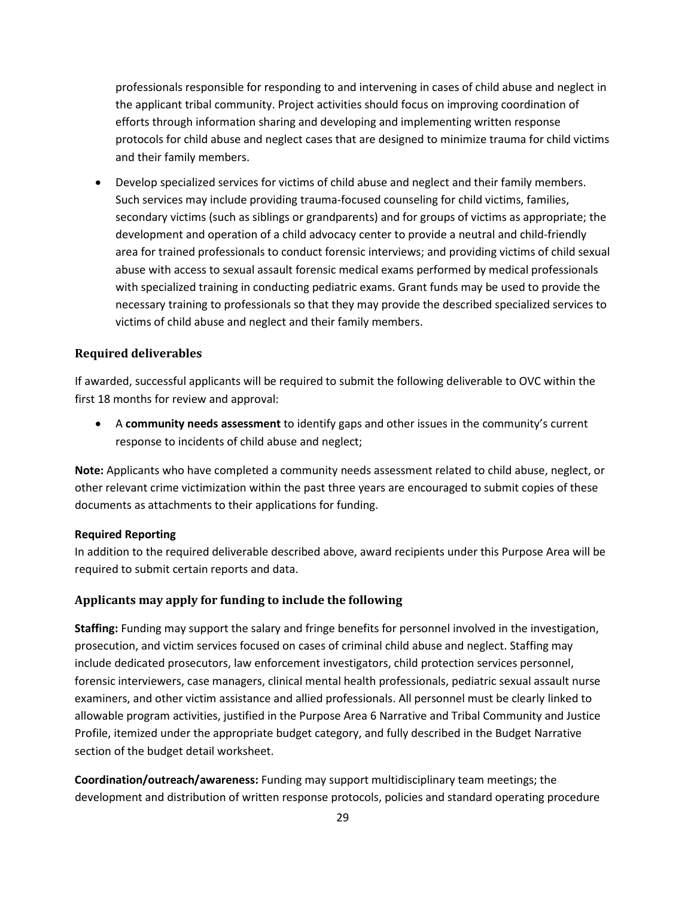professionals responsible for responding to and intervening in cases of child abuse and neglect in the applicant tribal community. Project activities should focus on improving coordination of efforts through information sharing and developing and implementing written response protocols for child abuse and neglect cases that are designed to minimize trauma for child victims and their family members.

- Develop specialized services for victims of child abuse and neglect and their family members. Such services may include providing trauma-focused counseling for child victims, families, secondary victims (such as siblings or grandparents) and for groups of victims as appropriate; the development and operation of a child advocacy center to provide a neutral and child-friendly area for trained professionals to conduct forensic interviews; and providing victims of child sexual abuse with access to sexual assault forensic medical exams performed by medical professionals with specialized training in conducting pediatric exams. Grant funds may be used to provide the necessary training to professionals so that they may provide the described specialized services to victims of child abuse and neglect and their family members.

### Required deliverables

If awarded, successful applicants will be required to submit the following deliverable to OVC within the first 18 months for review and approval:

- A **community needs assessment** to identify gaps and other issues in the community's current response to incidents of child abuse and neglect;

**Note:** Applicants who have completed a community needs assessment related to child abuse, neglect, or other relevant crime victimization within the past three years are encouraged to submit copies of these documents as attachments to their applications for funding.

**Required Reporting**

In addition to the required deliverable described above, award recipients under this Purpose Area will be required to submit certain reports and data.

### Applicants may apply for funding to include the following

**Staffing:** Funding may support the salary and fringe benefits for personnel involved in the investigation, prosecution, and victim services focused on cases of criminal child abuse and neglect. Staffing may include dedicated prosecutors, law enforcement investigators, child protection services personnel, forensic interviewers, case managers, clinical mental health professionals, pediatric sexual assault nurse examiners, and other victim assistance and allied professionals. All personnel must be clearly linked to allowable program activities, justified in the Purpose Area 6 Narrative and Tribal Community and Justice Profile, itemized under the appropriate budget category, and fully described in the Budget Narrative section of the budget detail worksheet.

**Coordination/outreach/awareness:** Funding may support multidisciplinary team meetings; the development and distribution of written response protocols, policies and standard operating procedure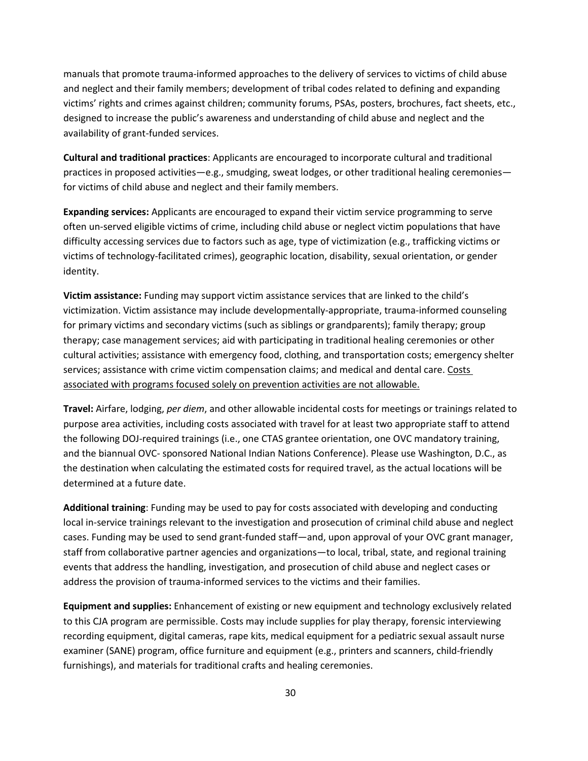manuals that promote trauma-informed approaches to the delivery of services to victims of child abuse and neglect and their family members; development of tribal codes related to defining and expanding victims' rights and crimes against children; community forums, PSAs, posters, brochures, fact sheets, etc., designed to increase the public's awareness and understanding of child abuse and neglect and the availability of grant-funded services.

**Cultural and traditional practices**: Applicants are encouraged to incorporate cultural and traditional practices in proposed activities—e.g., smudging, sweat lodges, or other traditional healing ceremonies—for victims of child abuse and neglect and their family members.

**Expanding services:** Applicants are encouraged to expand their victim service programming to serve often un-served eligible victims of crime, including child abuse or neglect victim populations that have difficulty accessing services due to factors such as age, type of victimization (e.g., trafficking victims or victims of technology-facilitated crimes), geographic location, disability, sexual orientation, or gender identity.

**Victim assistance:** Funding may support victim assistance services that are linked to the child's victimization. Victim assistance may include developmentally-appropriate, trauma-informed counseling for primary victims and secondary victims (such as siblings or grandparents); family therapy; group therapy; case management services; aid with participating in traditional healing ceremonies or other cultural activities; assistance with emergency food, clothing, and transportation costs; emergency shelter services; assistance with crime victim compensation claims; and medical and dental care. <u>Costs associated with programs focused solely on prevention activities are not allowable.</u>

**Travel:** Airfare, lodging, *per diem*, and other allowable incidental costs for meetings or trainings related to purpose area activities, including costs associated with travel for at least two appropriate staff to attend the following DOJ-required trainings (i.e., one CTAS grantee orientation, one OVC mandatory training, and the biannual OVC- sponsored National Indian Nations Conference). Please use Washington, D.C., as the destination when calculating the estimated costs for required travel, as the actual locations will be determined at a future date.

**Additional training**: Funding may be used to pay for costs associated with developing and conducting local in-service trainings relevant to the investigation and prosecution of criminal child abuse and neglect cases. Funding may be used to send grant-funded staff—and, upon approval of your OVC grant manager, staff from collaborative partner agencies and organizations—to local, tribal, state, and regional training events that address the handling, investigation, and prosecution of child abuse and neglect cases or address the provision of trauma-informed services to the victims and their families.

**Equipment and supplies:** Enhancement of existing or new equipment and technology exclusively related to this CJA program are permissible. Costs may include supplies for play therapy, forensic interviewing recording equipment, digital cameras, rape kits, medical equipment for a pediatric sexual assault nurse examiner (SANE) program, office furniture and equipment (e.g., printers and scanners, child-friendly furnishings), and materials for traditional crafts and healing ceremonies.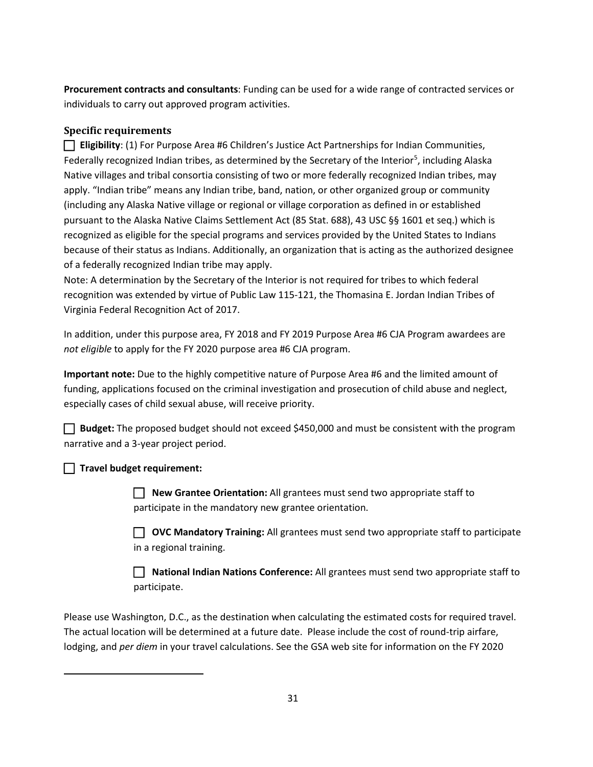**Procurement contracts and consultants**: Funding can be used for a wide range of contracted services or individuals to carry out approved program activities.

### Specific requirements

☐ **Eligibility**: (1) For Purpose Area #6 Children's Justice Act Partnerships for Indian Communities, Federally recognized Indian tribes, as determined by the Secretary of the Interior[5], including Alaska Native villages and tribal consortia consisting of two or more federally recognized Indian tribes, may apply. "Indian tribe" means any Indian tribe, band, nation, or other organized group or community (including any Alaska Native village or regional or village corporation as defined in or established pursuant to the Alaska Native Claims Settlement Act (85 Stat. 688), 43 USC §§ 1601 et seq.) which is recognized as eligible for the special programs and services provided by the United States to Indians because of their status as Indians. Additionally, an organization that is acting as the authorized designee of a federally recognized Indian tribe may apply.

Note: A determination by the Secretary of the Interior is not required for tribes to which federal recognition was extended by virtue of Public Law 115-121, the Thomasina E. Jordan Indian Tribes of Virginia Federal Recognition Act of 2017.

In addition, under this purpose area, FY 2018 and FY 2019 Purpose Area #6 CJA Program awardees are *not eligible* to apply for the FY 2020 purpose area #6 CJA program.

**Important note:** Due to the highly competitive nature of Purpose Area #6 and the limited amount of funding, applications focused on the criminal investigation and prosecution of child abuse and neglect, especially cases of child sexual abuse, will receive priority.

☐ **Budget:** The proposed budget should not exceed $450,000 and must be consistent with the program narrative and a 3-year project period.

☐ **Travel budget requirement:**

- ☐ **New Grantee Orientation:** All grantees must send two appropriate staff to participate in the mandatory new grantee orientation.
- ☐ **OVC Mandatory Training:** All grantees must send two appropriate staff to participate in a regional training.
- ☐ **National Indian Nations Conference:** All grantees must send two appropriate staff to participate.

Please use Washington, D.C., as the destination when calculating the estimated costs for required travel. The actual location will be determined at a future date. Please include the cost of round-trip airfare, lodging, and *per diem* in your travel calculations. See the GSA web site for information on the FY 2020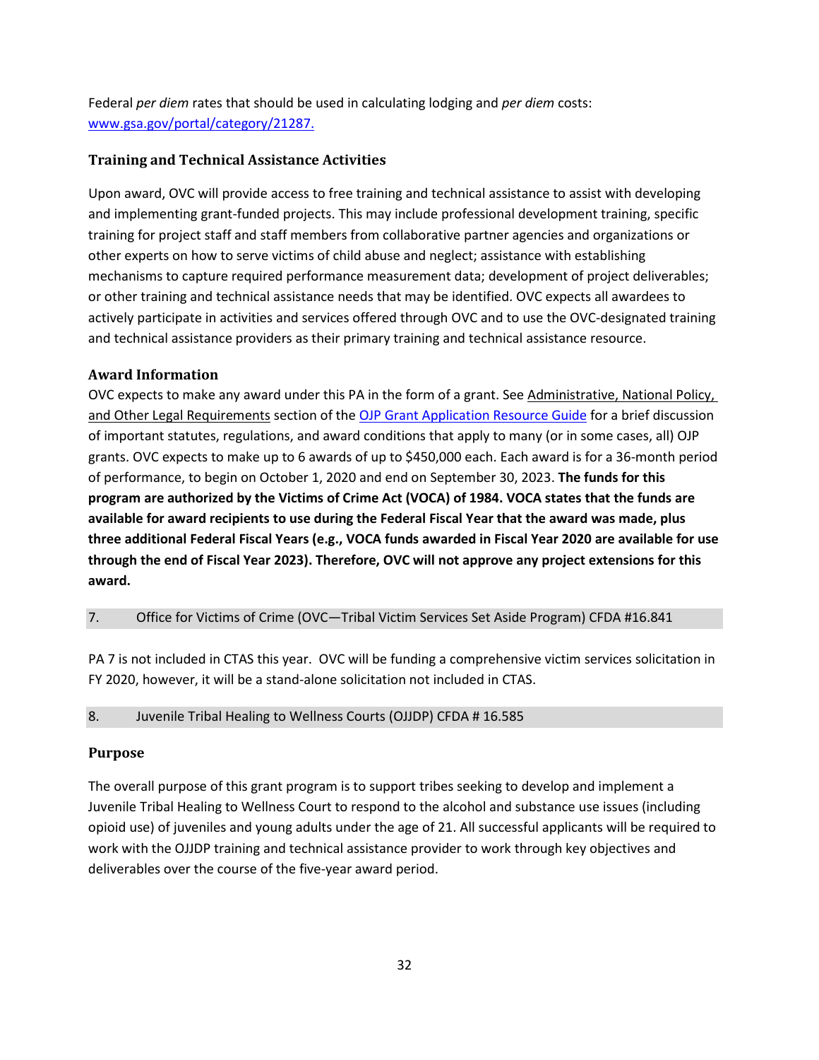Federal *per diem* rates that should be used in calculating lodging and *per diem* costs: [www.gsa.gov/portal/category/21287.](www.gsa.gov/portal/category/21287)

### Training and Technical Assistance Activities

Upon award, OVC will provide access to free training and technical assistance to assist with developing and implementing grant-funded projects. This may include professional development training, specific training for project staff and staff members from collaborative partner agencies and organizations or other experts on how to serve victims of child abuse and neglect; assistance with establishing mechanisms to capture required performance measurement data; development of project deliverables; or other training and technical assistance needs that may be identified. OVC expects all awardees to actively participate in activities and services offered through OVC and to use the OVC-designated training and technical assistance providers as their primary training and technical assistance resource.

### Award Information

OVC expects to make any award under this PA in the form of a grant. See Administrative, National Policy, and Other Legal Requirements section of the OJP Grant Application Resource Guide for a brief discussion of important statutes, regulations, and award conditions that apply to many (or in some cases, all) OJP grants. OVC expects to make up to 6 awards of up to $450,000 each. Each award is for a 36-month period of performance, to begin on October 1, 2020 and end on September 30, 2023. **The funds for this program are authorized by the Victims of Crime Act (VOCA) of 1984. VOCA states that the funds are available for award recipients to use during the Federal Fiscal Year that the award was made, plus three additional Federal Fiscal Years (e.g., VOCA funds awarded in Fiscal Year 2020 are available for use through the end of Fiscal Year 2023). Therefore, OVC will not approve any project extensions for this award.**

## 7. Office for Victims of Crime (OVC—Tribal Victim Services Set Aside Program) CFDA #16.841

PA 7 is not included in CTAS this year. OVC will be funding a comprehensive victim services solicitation in FY 2020, however, it will be a stand-alone solicitation not included in CTAS.

## 8. Juvenile Tribal Healing to Wellness Courts (OJJDP) CFDA # 16.585

### Purpose

The overall purpose of this grant program is to support tribes seeking to develop and implement a Juvenile Tribal Healing to Wellness Court to respond to the alcohol and substance use issues (including opioid use) of juveniles and young adults under the age of 21. All successful applicants will be required to work with the OJJDP training and technical assistance provider to work through key objectives and deliverables over the course of the five-year award period.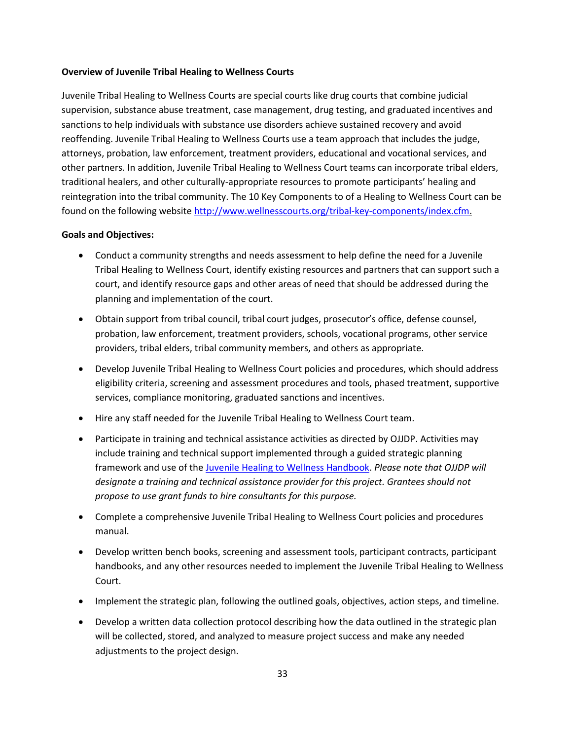**Overview of Juvenile Tribal Healing to Wellness Courts**

Juvenile Tribal Healing to Wellness Courts are special courts like drug courts that combine judicial supervision, substance abuse treatment, case management, drug testing, and graduated incentives and sanctions to help individuals with substance use disorders achieve sustained recovery and avoid reoffending. Juvenile Tribal Healing to Wellness Courts use a team approach that includes the judge, attorneys, probation, law enforcement, treatment providers, educational and vocational services, and other partners. In addition, Juvenile Tribal Healing to Wellness Court teams can incorporate tribal elders, traditional healers, and other culturally-appropriate resources to promote participants' healing and reintegration into the tribal community. The 10 Key Components to of a Healing to Wellness Court can be found on the following website [http://www.wellnesscourts.org/tribal-key-components/index.cfm](http://www.wellnesscourts.org/tribal-key-components/index.cfm).

**Goals and Objectives:**

- Conduct a community strengths and needs assessment to help define the need for a Juvenile Tribal Healing to Wellness Court, identify existing resources and partners that can support such a court, and identify resource gaps and other areas of need that should be addressed during the planning and implementation of the court.
- Obtain support from tribal council, tribal court judges, prosecutor's office, defense counsel, probation, law enforcement, treatment providers, schools, vocational programs, other service providers, tribal elders, tribal community members, and others as appropriate.
- Develop Juvenile Tribal Healing to Wellness Court policies and procedures, which should address eligibility criteria, screening and assessment procedures and tools, phased treatment, supportive services, compliance monitoring, graduated sanctions and incentives.
- Hire any staff needed for the Juvenile Tribal Healing to Wellness Court team.
- Participate in training and technical assistance activities as directed by OJJDP. Activities may include training and technical support implemented through a guided strategic planning framework and use of the Juvenile Healing to Wellness Handbook. *Please note that OJJDP will designate a training and technical assistance provider for this project. Grantees should not propose to use grant funds to hire consultants for this purpose.*
- Complete a comprehensive Juvenile Tribal Healing to Wellness Court policies and procedures manual.
- Develop written bench books, screening and assessment tools, participant contracts, participant handbooks, and any other resources needed to implement the Juvenile Tribal Healing to Wellness Court.
- Implement the strategic plan, following the outlined goals, objectives, action steps, and timeline.
- Develop a written data collection protocol describing how the data outlined in the strategic plan will be collected, stored, and analyzed to measure project success and make any needed adjustments to the project design.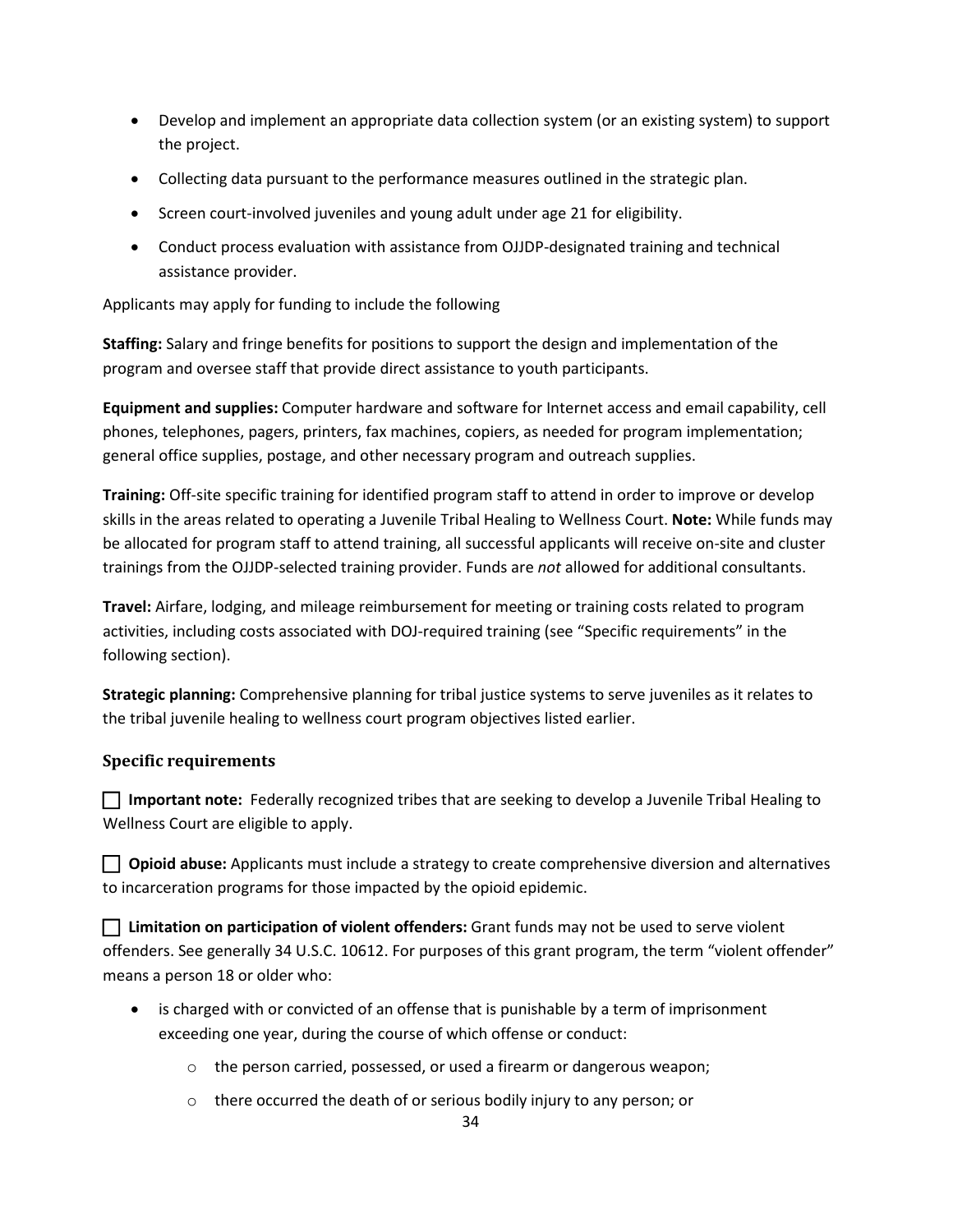- Develop and implement an appropriate data collection system (or an existing system) to support the project.
- Collecting data pursuant to the performance measures outlined in the strategic plan.
- Screen court-involved juveniles and young adult under age 21 for eligibility.
- Conduct process evaluation with assistance from OJJDP-designated training and technical assistance provider.

Applicants may apply for funding to include the following

**Staffing:** Salary and fringe benefits for positions to support the design and implementation of the program and oversee staff that provide direct assistance to youth participants.

**Equipment and supplies:** Computer hardware and software for Internet access and email capability, cell phones, telephones, pagers, printers, fax machines, copiers, as needed for program implementation; general office supplies, postage, and other necessary program and outreach supplies.

**Training:** Off-site specific training for identified program staff to attend in order to improve or develop skills in the areas related to operating a Juvenile Tribal Healing to Wellness Court. **Note:** While funds may be allocated for program staff to attend training, all successful applicants will receive on-site and cluster trainings from the OJJDP-selected training provider. Funds are *not* allowed for additional consultants.

**Travel:** Airfare, lodging, and mileage reimbursement for meeting or training costs related to program activities, including costs associated with DOJ-required training (see "Specific requirements" in the following section).

**Strategic planning:** Comprehensive planning for tribal justice systems to serve juveniles as it relates to the tribal juvenile healing to wellness court program objectives listed earlier.

### Specific requirements

☐ **Important note:** Federally recognized tribes that are seeking to develop a Juvenile Tribal Healing to Wellness Court are eligible to apply.

☐ **Opioid abuse:** Applicants must include a strategy to create comprehensive diversion and alternatives to incarceration programs for those impacted by the opioid epidemic.

☐ **Limitation on participation of violent offenders:** Grant funds may not be used to serve violent offenders. See generally 34 U.S.C. 10612. For purposes of this grant program, the term "violent offender" means a person 18 or older who:

- is charged with or convicted of an offense that is punishable by a term of imprisonment exceeding one year, during the course of which offense or conduct:
  - the person carried, possessed, or used a firearm or dangerous weapon;
  - there occurred the death of or serious bodily injury to any person; or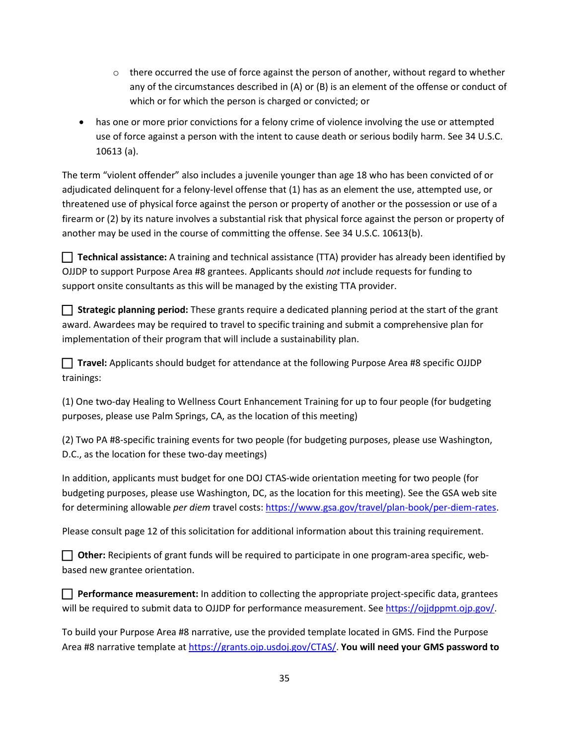- there occurred the use of force against the person of another, without regard to whether any of the circumstances described in (A) or (B) is an element of the offense or conduct of which or for which the person is charged or convicted; or

- has one or more prior convictions for a felony crime of violence involving the use or attempted use of force against a person with the intent to cause death or serious bodily harm. See 34 U.S.C. 10613 (a).

The term "violent offender" also includes a juvenile younger than age 18 who has been convicted of or adjudicated delinquent for a felony-level offense that (1) has as an element the use, attempted use, or threatened use of physical force against the person or property of another or the possession or use of a firearm or (2) by its nature involves a substantial risk that physical force against the person or property of another may be used in the course of committing the offense. See 34 U.S.C. 10613(b).

☐ **Technical assistance:** A training and technical assistance (TTA) provider has already been identified by OJJDP to support Purpose Area #8 grantees. Applicants should *not* include requests for funding to support onsite consultants as this will be managed by the existing TTA provider.

☐ **Strategic planning period:** These grants require a dedicated planning period at the start of the grant award. Awardees may be required to travel to specific training and submit a comprehensive plan for implementation of their program that will include a sustainability plan.

☐ **Travel:** Applicants should budget for attendance at the following Purpose Area #8 specific OJJDP trainings:

(1) One two-day Healing to Wellness Court Enhancement Training for up to four people (for budgeting purposes, please use Palm Springs, CA, as the location of this meeting)

(2) Two PA #8-specific training events for two people (for budgeting purposes, please use Washington, D.C., as the location for these two-day meetings)

In addition, applicants must budget for one DOJ CTAS-wide orientation meeting for two people (for budgeting purposes, please use Washington, DC, as the location for this meeting). See the GSA web site for determining allowable *per diem* travel costs: https://www.gsa.gov/travel/plan-book/per-diem-rates.

Please consult page 12 of this solicitation for additional information about this training requirement.

☐ **Other:** Recipients of grant funds will be required to participate in one program-area specific, web-based new grantee orientation.

☐ **Performance measurement:** In addition to collecting the appropriate project-specific data, grantees will be required to submit data to OJJDP for performance measurement. See https://ojjdppmt.ojp.gov/.

To build your Purpose Area #8 narrative, use the provided template located in GMS. Find the Purpose Area #8 narrative template at https://grants.ojp.usdoj.gov/CTAS/. **You will need your GMS password to**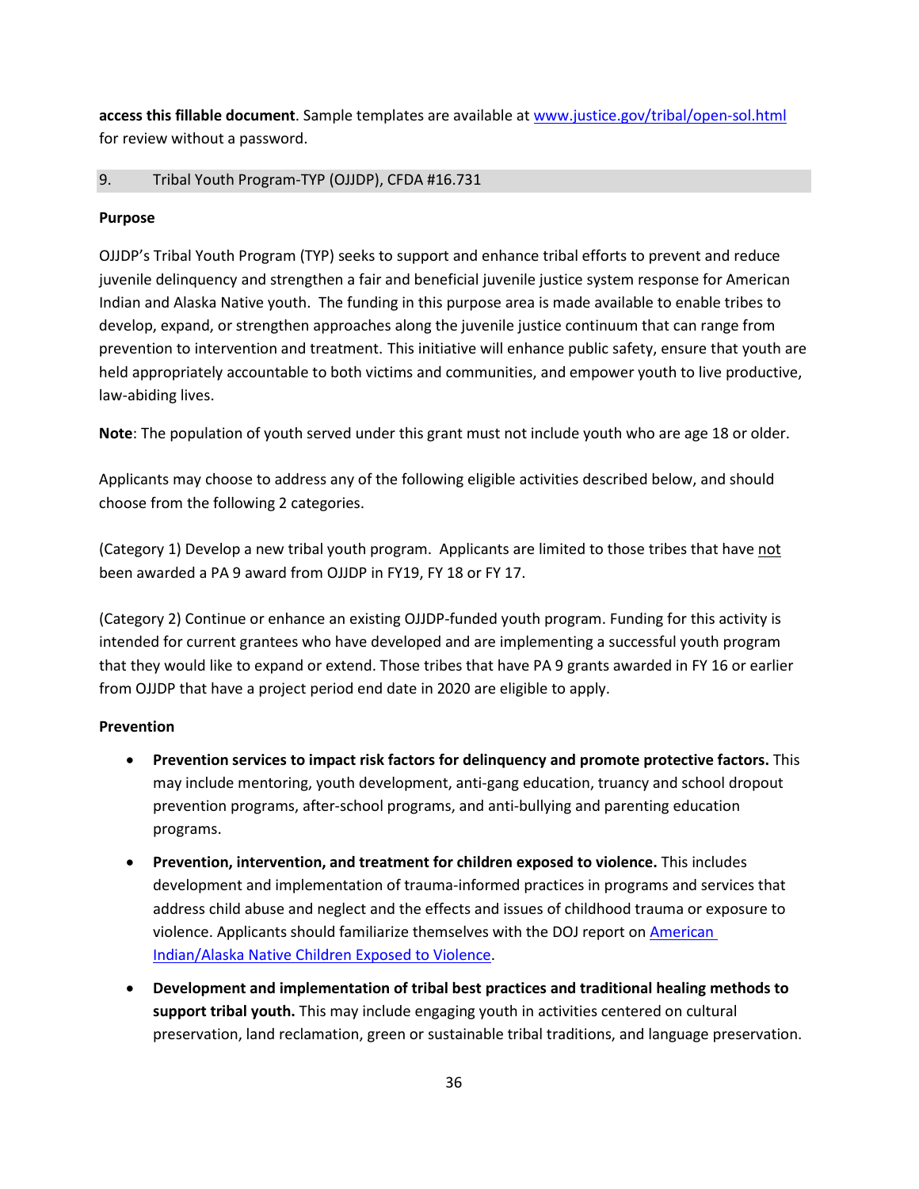**access this fillable document**. Sample templates are available at www.justice.gov/tribal/open-sol.html for review without a password.

## 9. Tribal Youth Program-TYP (OJJDP), CFDA #16.731

**Purpose**

OJJDP's Tribal Youth Program (TYP) seeks to support and enhance tribal efforts to prevent and reduce juvenile delinquency and strengthen a fair and beneficial juvenile justice system response for American Indian and Alaska Native youth. The funding in this purpose area is made available to enable tribes to develop, expand, or strengthen approaches along the juvenile justice continuum that can range from prevention to intervention and treatment. This initiative will enhance public safety, ensure that youth are held appropriately accountable to both victims and communities, and empower youth to live productive, law-abiding lives.

**Note**: The population of youth served under this grant must not include youth who are age 18 or older.

Applicants may choose to address any of the following eligible activities described below, and should choose from the following 2 categories.

(Category 1) Develop a new tribal youth program. Applicants are limited to those tribes that have not been awarded a PA 9 award from OJJDP in FY19, FY 18 or FY 17.

(Category 2) Continue or enhance an existing OJJDP-funded youth program. Funding for this activity is intended for current grantees who have developed and are implementing a successful youth program that they would like to expand or extend. Those tribes that have PA 9 grants awarded in FY 16 or earlier from OJJDP that have a project period end date in 2020 are eligible to apply.

**Prevention**

- **Prevention services to impact risk factors for delinquency and promote protective factors.** This may include mentoring, youth development, anti-gang education, truancy and school dropout prevention programs, after-school programs, and anti-bullying and parenting education programs.
- **Prevention, intervention, and treatment for children exposed to violence.** This includes development and implementation of trauma-informed practices in programs and services that address child abuse and neglect and the effects and issues of childhood trauma or exposure to violence. Applicants should familiarize themselves with the DOJ report on American Indian/Alaska Native Children Exposed to Violence.
- **Development and implementation of tribal best practices and traditional healing methods to support tribal youth.** This may include engaging youth in activities centered on cultural preservation, land reclamation, green or sustainable tribal traditions, and language preservation.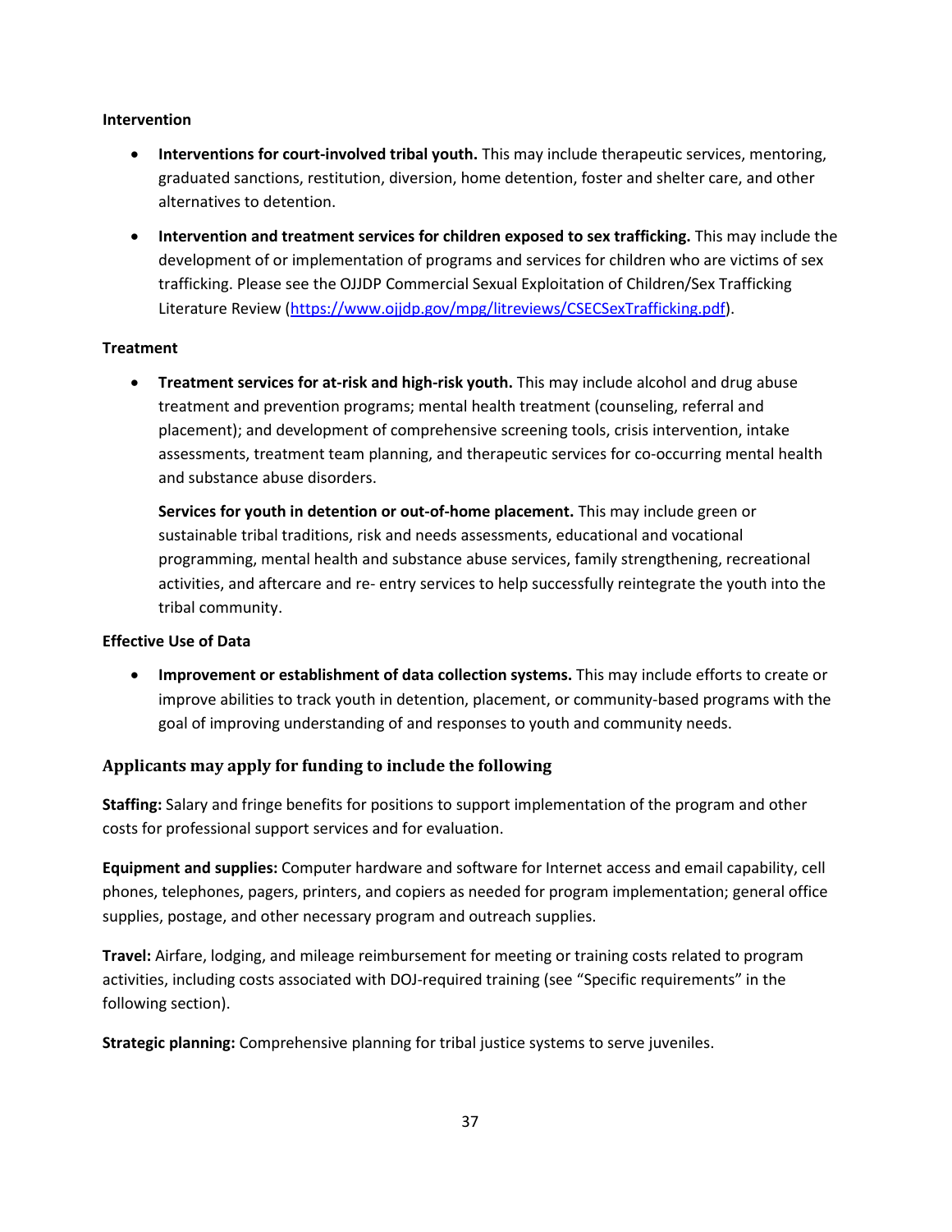**Intervention**

- **Interventions for court-involved tribal youth.** This may include therapeutic services, mentoring, graduated sanctions, restitution, diversion, home detention, foster and shelter care, and other alternatives to detention.
- **Intervention and treatment services for children exposed to sex trafficking.** This may include the development of or implementation of programs and services for children who are victims of sex trafficking. Please see the OJJDP Commercial Sexual Exploitation of Children/Sex Trafficking Literature Review (https://www.ojjdp.gov/mpg/litreviews/CSECSexTrafficking.pdf).

**Treatment**

- **Treatment services for at-risk and high-risk youth.** This may include alcohol and drug abuse treatment and prevention programs; mental health treatment (counseling, referral and placement); and development of comprehensive screening tools, crisis intervention, intake assessments, treatment team planning, and therapeutic services for co-occurring mental health and substance abuse disorders.

  **Services for youth in detention or out-of-home placement.** This may include green or sustainable tribal traditions, risk and needs assessments, educational and vocational programming, mental health and substance abuse services, family strengthening, recreational activities, and aftercare and re- entry services to help successfully reintegrate the youth into the tribal community.

**Effective Use of Data**

- **Improvement or establishment of data collection systems.** This may include efforts to create or improve abilities to track youth in detention, placement, or community-based programs with the goal of improving understanding of and responses to youth and community needs.

### Applicants may apply for funding to include the following

**Staffing:** Salary and fringe benefits for positions to support implementation of the program and other costs for professional support services and for evaluation.

**Equipment and supplies:** Computer hardware and software for Internet access and email capability, cell phones, telephones, pagers, printers, and copiers as needed for program implementation; general office supplies, postage, and other necessary program and outreach supplies.

**Travel:** Airfare, lodging, and mileage reimbursement for meeting or training costs related to program activities, including costs associated with DOJ-required training (see "Specific requirements" in the following section).

**Strategic planning:** Comprehensive planning for tribal justice systems to serve juveniles.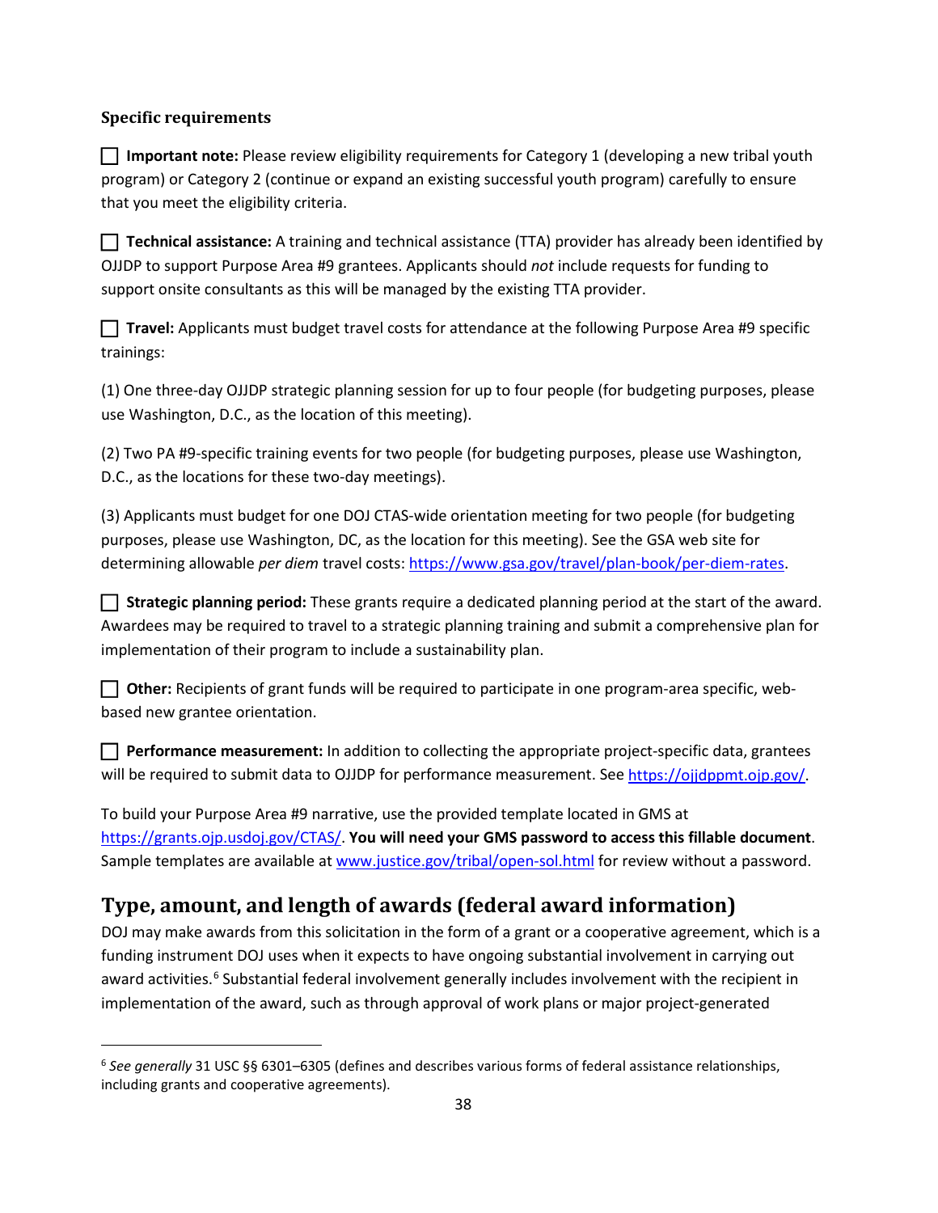**Specific requirements**

☐ **Important note:** Please review eligibility requirements for Category 1 (developing a new tribal youth program) or Category 2 (continue or expand an existing successful youth program) carefully to ensure that you meet the eligibility criteria.

☐ **Technical assistance:** A training and technical assistance (TTA) provider has already been identified by OJJDP to support Purpose Area #9 grantees. Applicants should *not* include requests for funding to support onsite consultants as this will be managed by the existing TTA provider.

☐ **Travel:** Applicants must budget travel costs for attendance at the following Purpose Area #9 specific trainings:

(1) One three-day OJJDP strategic planning session for up to four people (for budgeting purposes, please use Washington, D.C., as the location of this meeting).

(2) Two PA #9-specific training events for two people (for budgeting purposes, please use Washington, D.C., as the locations for these two-day meetings).

(3) Applicants must budget for one DOJ CTAS-wide orientation meeting for two people (for budgeting purposes, please use Washington, DC, as the location for this meeting). See the GSA web site for determining allowable *per diem* travel costs: https://www.gsa.gov/travel/plan-book/per-diem-rates.

☐ **Strategic planning period:** These grants require a dedicated planning period at the start of the award. Awardees may be required to travel to a strategic planning training and submit a comprehensive plan for implementation of their program to include a sustainability plan.

☐ **Other:** Recipients of grant funds will be required to participate in one program-area specific, web-based new grantee orientation.

☐ **Performance measurement:** In addition to collecting the appropriate project-specific data, grantees will be required to submit data to OJJDP for performance measurement. See https://ojjdppmt.ojp.gov/.

To build your Purpose Area #9 narrative, use the provided template located in GMS at https://grants.ojp.usdoj.gov/CTAS/. **You will need your GMS password to access this fillable document**. Sample templates are available at www.justice.gov/tribal/open-sol.html for review without a password.

## Type, amount, and length of awards (federal award information)

DOJ may make awards from this solicitation in the form of a grant or a cooperative agreement, which is a funding instrument DOJ uses when it expects to have ongoing substantial involvement in carrying out award activities.[6] Substantial federal involvement generally includes involvement with the recipient in implementation of the award, such as through approval of work plans or major project-generated

[6] *See generally* 31 USC §§ 6301–6305 (defines and describes various forms of federal assistance relationships, including grants and cooperative agreements).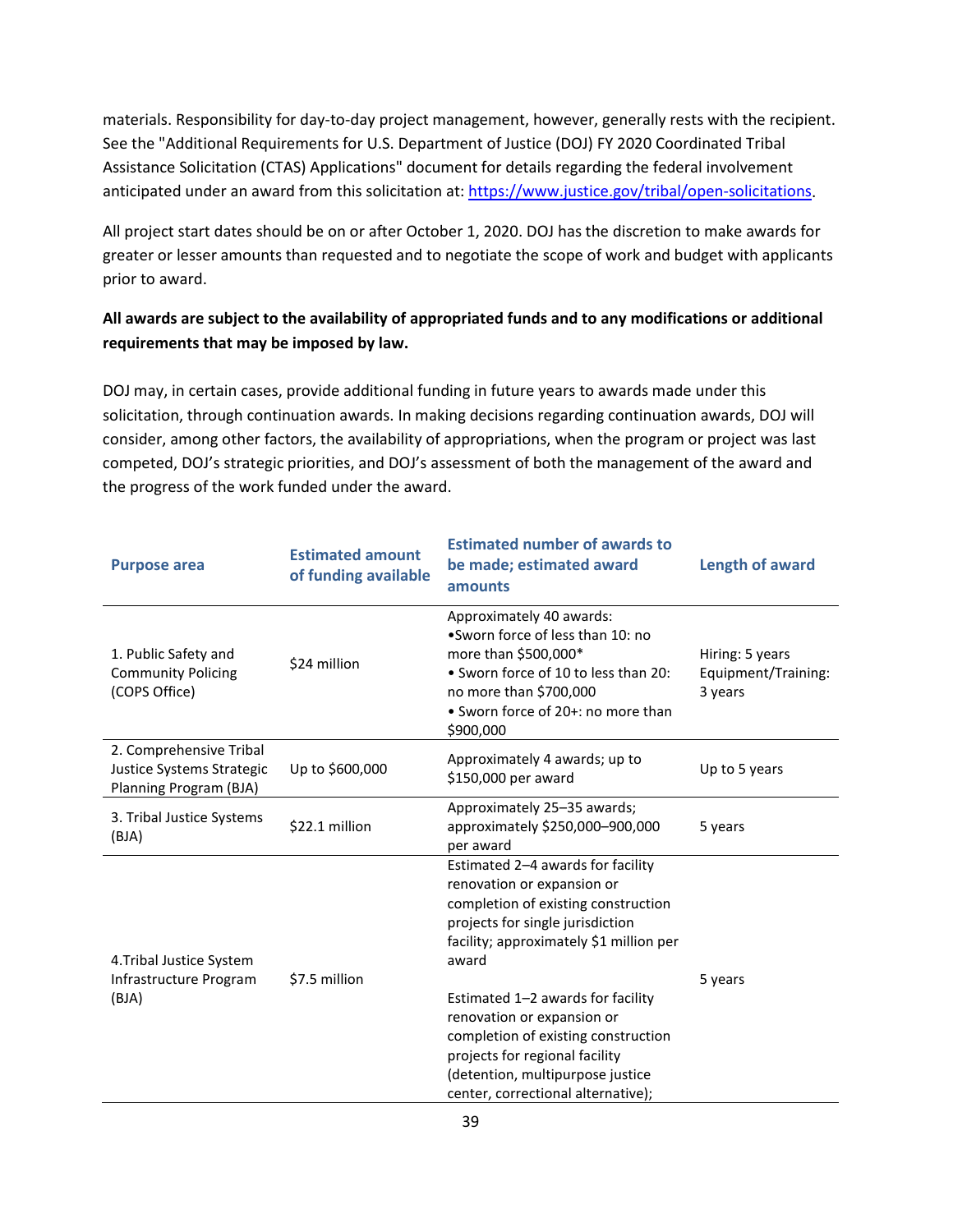materials. Responsibility for day-to-day project management, however, generally rests with the recipient. See the "Additional Requirements for U.S. Department of Justice (DOJ) FY 2020 Coordinated Tribal Assistance Solicitation (CTAS) Applications" document for details regarding the federal involvement anticipated under an award from this solicitation at: [https://www.justice.gov/tribal/open-solicitations](https://www.justice.gov/tribal/open-solicitations).

All project start dates should be on or after October 1, 2020. DOJ has the discretion to make awards for greater or lesser amounts than requested and to negotiate the scope of work and budget with applicants prior to award.

**All awards are subject to the availability of appropriated funds and to any modifications or additional requirements that may be imposed by law.**

DOJ may, in certain cases, provide additional funding in future years to awards made under this solicitation, through continuation awards. In making decisions regarding continuation awards, DOJ will consider, among other factors, the availability of appropriations, when the program or project was last competed, DOJ's strategic priorities, and DOJ's assessment of both the management of the award and the progress of the work funded under the award.

| Purpose area | Estimated amount of funding available | Estimated number of awards to be made; estimated award amounts | Length of award |
|---|---|---|---|
| 1. Public Safety and Community Policing (COPS Office) | $24 million | Approximately 40 awards:<br>•Sworn force of less than 10: no more than $500,000*<br>• Sworn force of 10 to less than 20: no more than $700,000<br>• Sworn force of 20+: no more than $900,000 | Hiring: 5 years<br>Equipment/Training: 3 years |
| 2. Comprehensive Tribal Justice Systems Strategic Planning Program (BJA) | Up to $600,000 | Approximately 4 awards; up to $150,000 per award | Up to 5 years |
| 3. Tribal Justice Systems (BJA) | $22.1 million | Approximately 25–35 awards; approximately $250,000–900,000 per award | 5 years |
| 4.Tribal Justice System Infrastructure Program (BJA) | $7.5 million | Estimated 2–4 awards for facility renovation or expansion or completion of existing construction projects for single jurisdiction facility; approximately $1 million per award<br><br>Estimated 1–2 awards for facility renovation or expansion or completion of existing construction projects for regional facility (detention, multipurpose justice center, correctional alternative); | 5 years |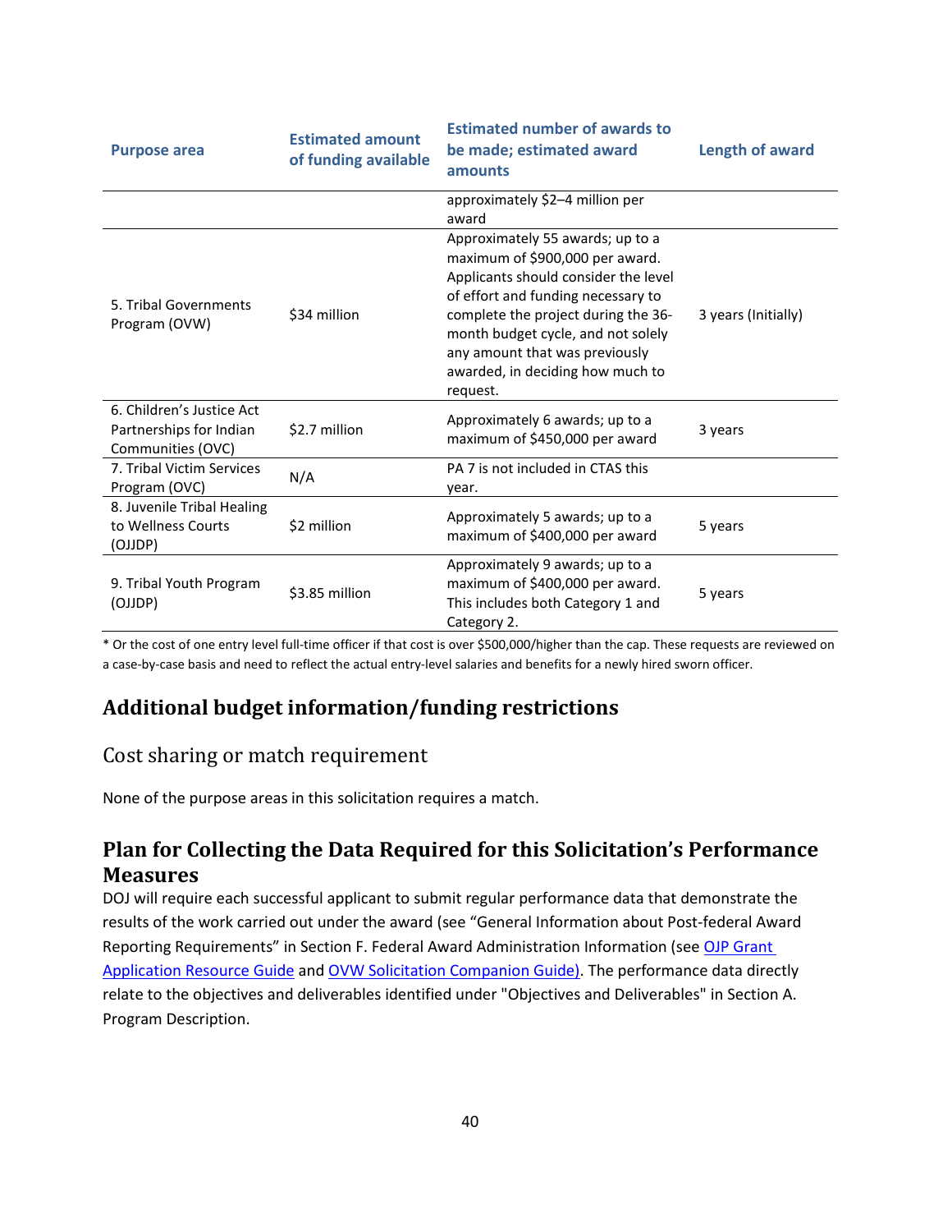| Purpose area | Estimated amount of funding available | Estimated number of awards to be made; estimated award amounts | Length of award |
|---|---|---|---|
| | | approximately $2–4 million per award | |
| 5. Tribal Governments Program (OVW) | $34 million | Approximately 55 awards; up to a maximum of $900,000 per award. Applicants should consider the level of effort and funding necessary to complete the project during the 36-month budget cycle, and not solely any amount that was previously awarded, in deciding how much to request. | 3 years (Initially) |
| 6. Children's Justice Act Partnerships for Indian Communities (OVC) | $2.7 million | Approximately 6 awards; up to a maximum of $450,000 per award | 3 years |
| 7. Tribal Victim Services Program (OVC) | N/A | PA 7 is not included in CTAS this year. | |
| 8. Juvenile Tribal Healing to Wellness Courts (OJJDP) | $2 million | Approximately 5 awards; up to a maximum of $400,000 per award | 5 years |
| 9. Tribal Youth Program (OJJDP) | $3.85 million | Approximately 9 awards; up to a maximum of $400,000 per award. This includes both Category 1 and Category 2. | 5 years |

* Or the cost of one entry level full-time officer if that cost is over $500,000/higher than the cap. These requests are reviewed on a case-by-case basis and need to reflect the actual entry-level salaries and benefits for a newly hired sworn officer.

## Additional budget information/funding restrictions

### Cost sharing or match requirement

None of the purpose areas in this solicitation requires a match.

## Plan for Collecting the Data Required for this Solicitation's Performance Measures

DOJ will require each successful applicant to submit regular performance data that demonstrate the results of the work carried out under the award (see "General Information about Post-federal Award Reporting Requirements" in Section F. Federal Award Administration Information (see OJP Grant Application Resource Guide and OVW Solicitation Companion Guide). The performance data directly relate to the objectives and deliverables identified under "Objectives and Deliverables" in Section A. Program Description.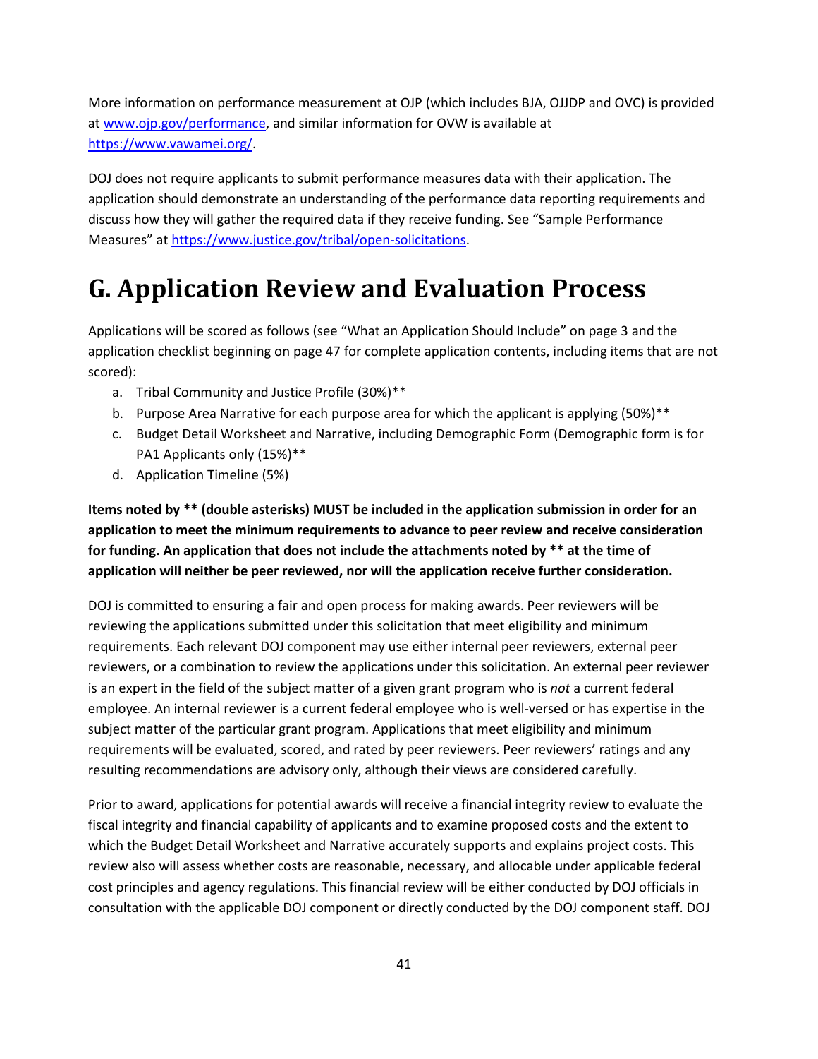More information on performance measurement at OJP (which includes BJA, OJJDP and OVC) is provided at [www.ojp.gov/performance](www.ojp.gov/performance), and similar information for OVW is available at [https://www.vawamei.org/](https://www.vawamei.org/).

DOJ does not require applicants to submit performance measures data with their application. The application should demonstrate an understanding of the performance data reporting requirements and discuss how they will gather the required data if they receive funding. See "Sample Performance Measures" at [https://www.justice.gov/tribal/open-solicitations](https://www.justice.gov/tribal/open-solicitations).

# G. Application Review and Evaluation Process

Applications will be scored as follows (see "What an Application Should Include" on page 3 and the application checklist beginning on page 47 for complete application contents, including items that are not scored):

a. Tribal Community and Justice Profile (30%)**
b. Purpose Area Narrative for each purpose area for which the applicant is applying (50%)**
c. Budget Detail Worksheet and Narrative, including Demographic Form (Demographic form is for PA1 Applicants only (15%)**
d. Application Timeline (5%)

**Items noted by ** (double asterisks) MUST be included in the application submission in order for an application to meet the minimum requirements to advance to peer review and receive consideration for funding. An application that does not include the attachments noted by ** at the time of application will neither be peer reviewed, nor will the application receive further consideration.**

DOJ is committed to ensuring a fair and open process for making awards. Peer reviewers will be reviewing the applications submitted under this solicitation that meet eligibility and minimum requirements. Each relevant DOJ component may use either internal peer reviewers, external peer reviewers, or a combination to review the applications under this solicitation. An external peer reviewer is an expert in the field of the subject matter of a given grant program who is *not* a current federal employee. An internal reviewer is a current federal employee who is well-versed or has expertise in the subject matter of the particular grant program. Applications that meet eligibility and minimum requirements will be evaluated, scored, and rated by peer reviewers. Peer reviewers' ratings and any resulting recommendations are advisory only, although their views are considered carefully.

Prior to award, applications for potential awards will receive a financial integrity review to evaluate the fiscal integrity and financial capability of applicants and to examine proposed costs and the extent to which the Budget Detail Worksheet and Narrative accurately supports and explains project costs. This review also will assess whether costs are reasonable, necessary, and allocable under applicable federal cost principles and agency regulations. This financial review will be either conducted by DOJ officials in consultation with the applicable DOJ component or directly conducted by the DOJ component staff. DOJ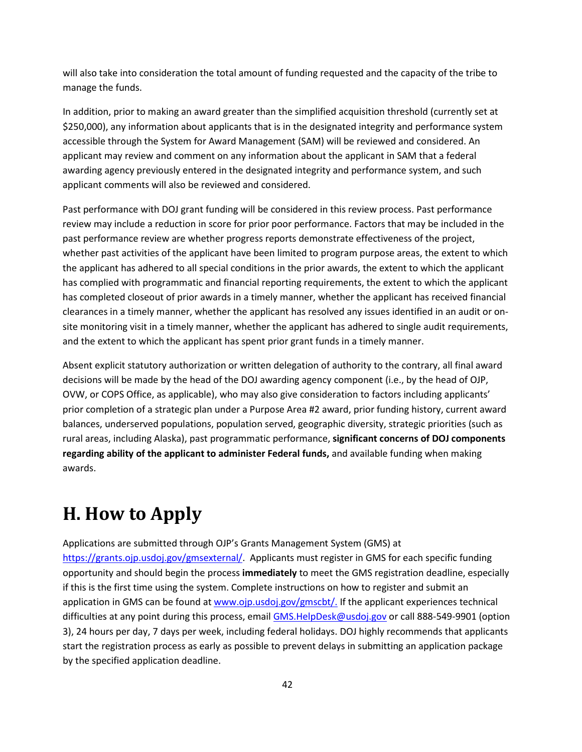will also take into consideration the total amount of funding requested and the capacity of the tribe to manage the funds.

In addition, prior to making an award greater than the simplified acquisition threshold (currently set at $250,000), any information about applicants that is in the designated integrity and performance system accessible through the System for Award Management (SAM) will be reviewed and considered. An applicant may review and comment on any information about the applicant in SAM that a federal awarding agency previously entered in the designated integrity and performance system, and such applicant comments will also be reviewed and considered.

Past performance with DOJ grant funding will be considered in this review process. Past performance review may include a reduction in score for prior poor performance. Factors that may be included in the past performance review are whether progress reports demonstrate effectiveness of the project, whether past activities of the applicant have been limited to program purpose areas, the extent to which the applicant has adhered to all special conditions in the prior awards, the extent to which the applicant has complied with programmatic and financial reporting requirements, the extent to which the applicant has completed closeout of prior awards in a timely manner, whether the applicant has received financial clearances in a timely manner, whether the applicant has resolved any issues identified in an audit or on-site monitoring visit in a timely manner, whether the applicant has adhered to single audit requirements, and the extent to which the applicant has spent prior grant funds in a timely manner.

Absent explicit statutory authorization or written delegation of authority to the contrary, all final award decisions will be made by the head of the DOJ awarding agency component (i.e., by the head of OJP, OVW, or COPS Office, as applicable), who may also give consideration to factors including applicants' prior completion of a strategic plan under a Purpose Area #2 award, prior funding history, current award balances, underserved populations, population served, geographic diversity, strategic priorities (such as rural areas, including Alaska), past programmatic performance, **significant concerns of DOJ components regarding ability of the applicant to administer Federal funds,** and available funding when making awards.

# H. How to Apply

Applications are submitted through OJP's Grants Management System (GMS) at https://grants.ojp.usdoj.gov/gmsexternal/. Applicants must register in GMS for each specific funding opportunity and should begin the process **immediately** to meet the GMS registration deadline, especially if this is the first time using the system. Complete instructions on how to register and submit an application in GMS can be found at www.ojp.usdoj.gov/gmscbt/. If the applicant experiences technical difficulties at any point during this process, email GMS.HelpDesk@usdoj.gov or call 888-549-9901 (option 3), 24 hours per day, 7 days per week, including federal holidays. DOJ highly recommends that applicants start the registration process as early as possible to prevent delays in submitting an application package by the specified application deadline.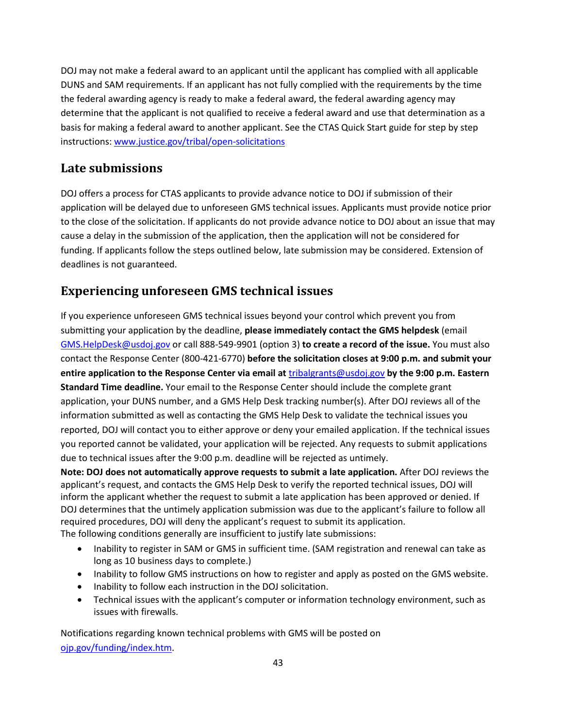DOJ may not make a federal award to an applicant until the applicant has complied with all applicable DUNS and SAM requirements. If an applicant has not fully complied with the requirements by the time the federal awarding agency is ready to make a federal award, the federal awarding agency may determine that the applicant is not qualified to receive a federal award and use that determination as a basis for making a federal award to another applicant. See the CTAS Quick Start guide for step by step instructions: [www.justice.gov/tribal/open-solicitations](www.justice.gov/tribal/open-solicitations)

## Late submissions

DOJ offers a process for CTAS applicants to provide advance notice to DOJ if submission of their application will be delayed due to unforeseen GMS technical issues. Applicants must provide notice prior to the close of the solicitation. If applicants do not provide advance notice to DOJ about an issue that may cause a delay in the submission of the application, then the application will not be considered for funding. If applicants follow the steps outlined below, late submission may be considered. Extension of deadlines is not guaranteed.

## Experiencing unforeseen GMS technical issues

If you experience unforeseen GMS technical issues beyond your control which prevent you from submitting your application by the deadline, **please immediately contact the GMS helpdesk** (email [GMS.HelpDesk@usdoj.gov](mailto:GMS.HelpDesk@usdoj.gov) or call 888-549-9901 (option 3) **to create a record of the issue.** You must also contact the Response Center (800-421-6770) **before the solicitation closes at 9:00 p.m. and submit your entire application to the Response Center via email at [tribalgrants@usdoj.gov](mailto:tribalgrants@usdoj.gov) by the 9:00 p.m. Eastern Standard Time deadline.** Your email to the Response Center should include the complete grant application, your DUNS number, and a GMS Help Desk tracking number(s). After DOJ reviews all of the information submitted as well as contacting the GMS Help Desk to validate the technical issues you reported, DOJ will contact you to either approve or deny your emailed application. If the technical issues you reported cannot be validated, your application will be rejected. Any requests to submit applications due to technical issues after the 9:00 p.m. deadline will be rejected as untimely.

**Note: DOJ does not automatically approve requests to submit a late application.** After DOJ reviews the applicant's request, and contacts the GMS Help Desk to verify the reported technical issues, DOJ will inform the applicant whether the request to submit a late application has been approved or denied. If DOJ determines that the untimely application submission was due to the applicant's failure to follow all required procedures, DOJ will deny the applicant's request to submit its application.

The following conditions generally are insufficient to justify late submissions:

- Inability to register in SAM or GMS in sufficient time. (SAM registration and renewal can take as long as 10 business days to complete.)
- Inability to follow GMS instructions on how to register and apply as posted on the GMS website.
- Inability to follow each instruction in the DOJ solicitation.
- Technical issues with the applicant's computer or information technology environment, such as issues with firewalls.

Notifications regarding known technical problems with GMS will be posted on [ojp.gov/funding/index.htm](ojp.gov/funding/index.htm).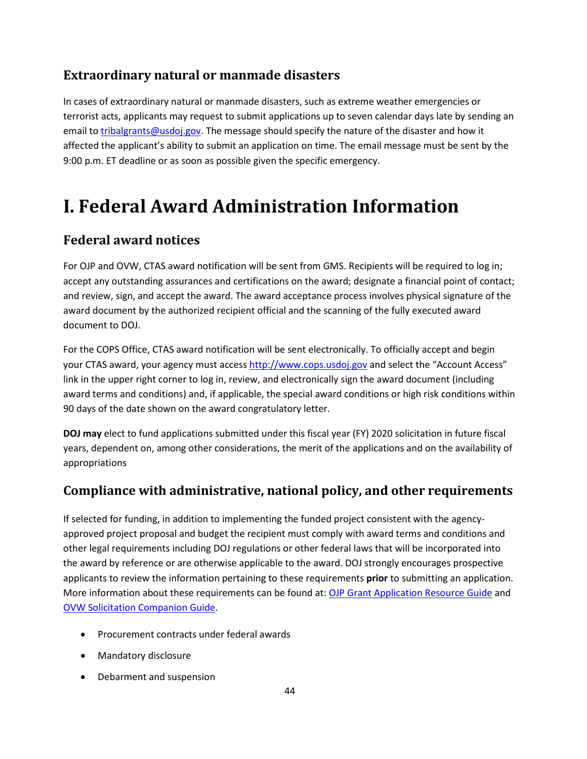## Extraordinary natural or manmade disasters

In cases of extraordinary natural or manmade disasters, such as extreme weather emergencies or terrorist acts, applicants may request to submit applications up to seven calendar days late by sending an email to [tribalgrants@usdoj.gov](mailto:tribalgrants@usdoj.gov). The message should specify the nature of the disaster and how it affected the applicant's ability to submit an application on time. The email message must be sent by the 9:00 p.m. ET deadline or as soon as possible given the specific emergency.

# I. Federal Award Administration Information

## Federal award notices

For OJP and OVW, CTAS award notification will be sent from GMS. Recipients will be required to log in; accept any outstanding assurances and certifications on the award; designate a financial point of contact; and review, sign, and accept the award. The award acceptance process involves physical signature of the award document by the authorized recipient official and the scanning of the fully executed award document to DOJ.

For the COPS Office, CTAS award notification will be sent electronically. To officially accept and begin your CTAS award, your agency must access [http://www.cops.usdoj.gov](http://www.cops.usdoj.gov) and select the "Account Access" link in the upper right corner to log in, review, and electronically sign the award document (including award terms and conditions) and, if applicable, the special award conditions or high risk conditions within 90 days of the date shown on the award congratulatory letter.

**DOJ may** elect to fund applications submitted under this fiscal year (FY) 2020 solicitation in future fiscal years, dependent on, among other considerations, the merit of the applications and on the availability of appropriations

## Compliance with administrative, national policy, and other requirements

If selected for funding, in addition to implementing the funded project consistent with the agency-approved project proposal and budget the recipient must comply with award terms and conditions and other legal requirements including DOJ regulations or other federal laws that will be incorporated into the award by reference or are otherwise applicable to the award. DOJ strongly encourages prospective applicants to review the information pertaining to these requirements **prior** to submitting an application. More information about these requirements can be found at: OJP Grant Application Resource Guide and OVW Solicitation Companion Guide.

- Procurement contracts under federal awards
- Mandatory disclosure
- Debarment and suspension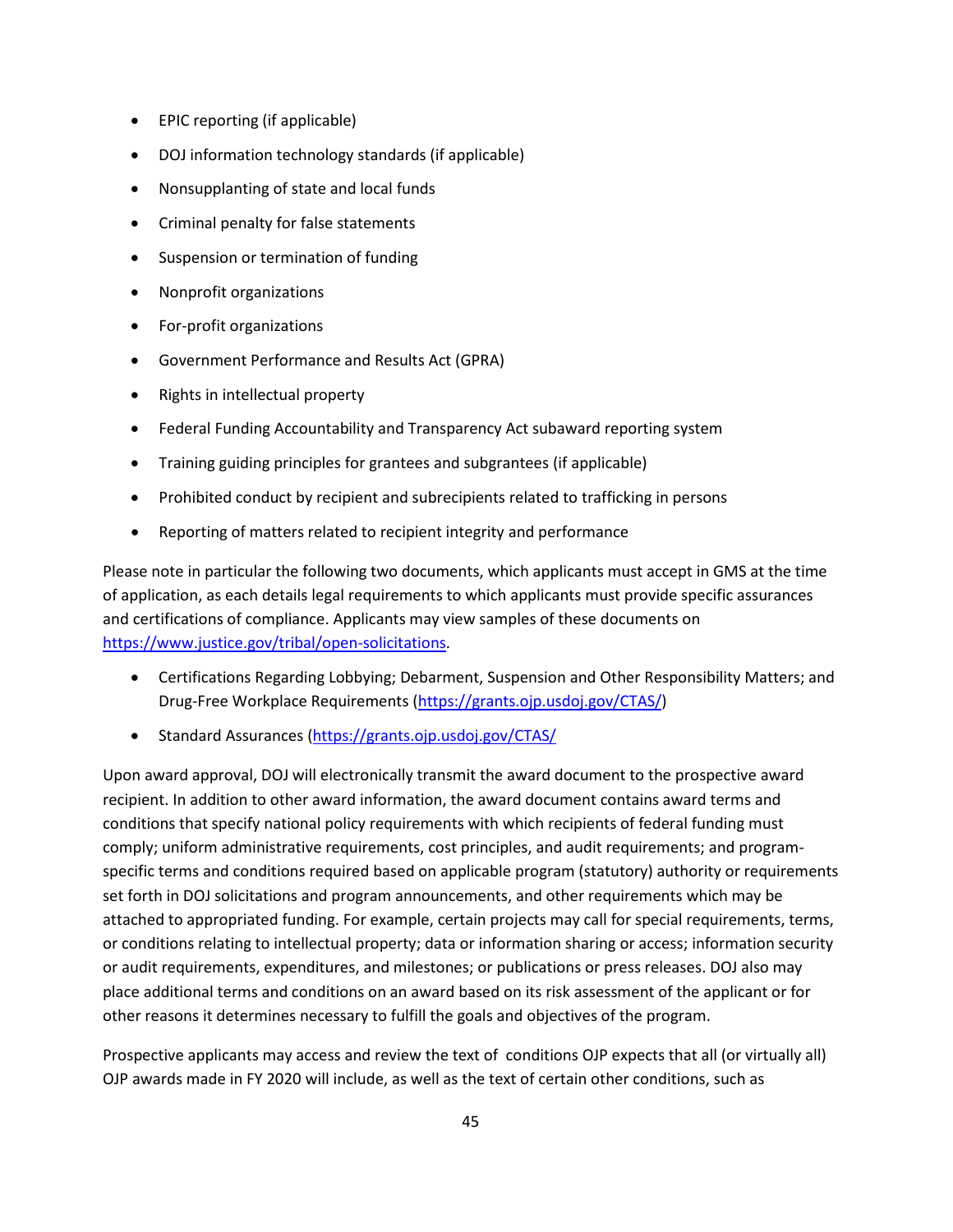- EPIC reporting (if applicable)
- DOJ information technology standards (if applicable)
- Nonsupplanting of state and local funds
- Criminal penalty for false statements
- Suspension or termination of funding
- Nonprofit organizations
- For-profit organizations
- Government Performance and Results Act (GPRA)
- Rights in intellectual property
- Federal Funding Accountability and Transparency Act subaward reporting system
- Training guiding principles for grantees and subgrantees (if applicable)
- Prohibited conduct by recipient and subrecipients related to trafficking in persons
- Reporting of matters related to recipient integrity and performance

Please note in particular the following two documents, which applicants must accept in GMS at the time of application, as each details legal requirements to which applicants must provide specific assurances and certifications of compliance. Applicants may view samples of these documents on https://www.justice.gov/tribal/open-solicitations.

- Certifications Regarding Lobbying; Debarment, Suspension and Other Responsibility Matters; and Drug-Free Workplace Requirements (https://grants.ojp.usdoj.gov/CTAS/)
- Standard Assurances (https://grants.ojp.usdoj.gov/CTAS/

Upon award approval, DOJ will electronically transmit the award document to the prospective award recipient. In addition to other award information, the award document contains award terms and conditions that specify national policy requirements with which recipients of federal funding must comply; uniform administrative requirements, cost principles, and audit requirements; and program-specific terms and conditions required based on applicable program (statutory) authority or requirements set forth in DOJ solicitations and program announcements, and other requirements which may be attached to appropriated funding. For example, certain projects may call for special requirements, terms, or conditions relating to intellectual property; data or information sharing or access; information security or audit requirements, expenditures, and milestones; or publications or press releases. DOJ also may place additional terms and conditions on an award based on its risk assessment of the applicant or for other reasons it determines necessary to fulfill the goals and objectives of the program.

Prospective applicants may access and review the text of conditions OJP expects that all (or virtually all) OJP awards made in FY 2020 will include, as well as the text of certain other conditions, such as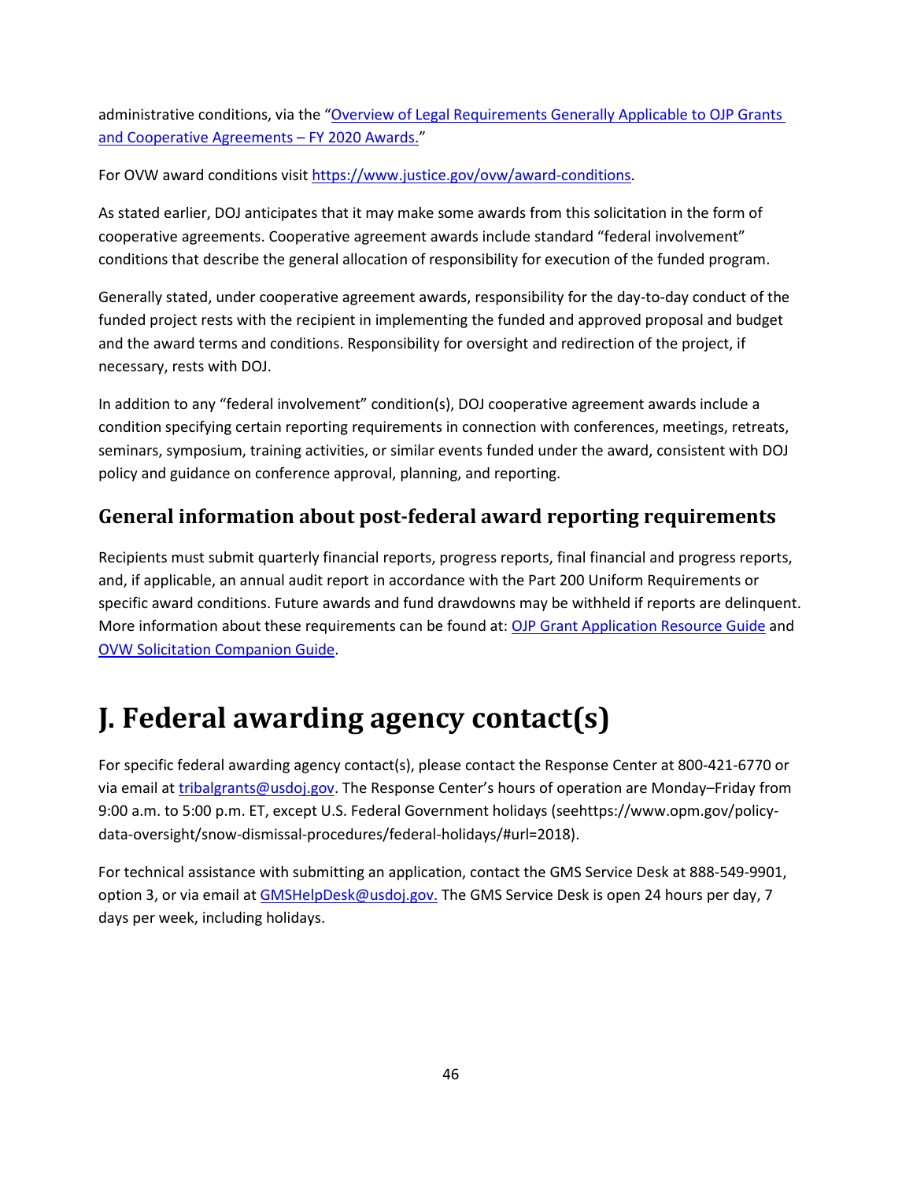administrative conditions, via the "[Overview of Legal Requirements Generally Applicable to OJP Grants and Cooperative Agreements – FY 2020 Awards.](#)"

For OVW award conditions visit https://www.justice.gov/ovw/award-conditions.

As stated earlier, DOJ anticipates that it may make some awards from this solicitation in the form of cooperative agreements. Cooperative agreement awards include standard "federal involvement" conditions that describe the general allocation of responsibility for execution of the funded program.

Generally stated, under cooperative agreement awards, responsibility for the day-to-day conduct of the funded project rests with the recipient in implementing the funded and approved proposal and budget and the award terms and conditions. Responsibility for oversight and redirection of the project, if necessary, rests with DOJ.

In addition to any "federal involvement" condition(s), DOJ cooperative agreement awards include a condition specifying certain reporting requirements in connection with conferences, meetings, retreats, seminars, symposium, training activities, or similar events funded under the award, consistent with DOJ policy and guidance on conference approval, planning, and reporting.

## General information about post-federal award reporting requirements

Recipients must submit quarterly financial reports, progress reports, final financial and progress reports, and, if applicable, an annual audit report in accordance with the Part 200 Uniform Requirements or specific award conditions. Future awards and fund drawdowns may be withheld if reports are delinquent. More information about these requirements can be found at: OJP Grant Application Resource Guide and OVW Solicitation Companion Guide.

# J. Federal awarding agency contact(s)

For specific federal awarding agency contact(s), please contact the Response Center at 800-421-6770 or via email at tribalgrants@usdoj.gov. The Response Center's hours of operation are Monday–Friday from 9:00 a.m. to 5:00 p.m. ET, except U.S. Federal Government holidays (seehttps://www.opm.gov/policy-data-oversight/snow-dismissal-procedures/federal-holidays/#url=2018).

For technical assistance with submitting an application, contact the GMS Service Desk at 888-549-9901, option 3, or via email at GMSHelpDesk@usdoj.gov. The GMS Service Desk is open 24 hours per day, 7 days per week, including holidays.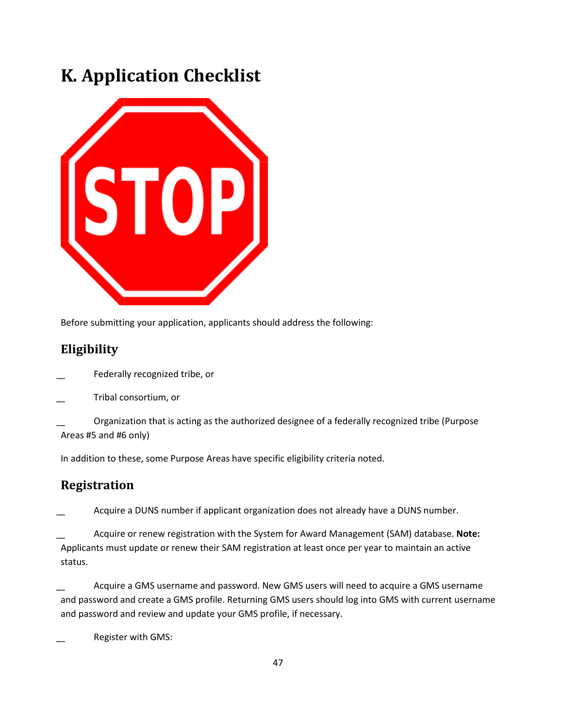# K. Application Checklist

Before submitting your application, applicants should address the following:

## Eligibility

__ Federally recognized tribe, or

__ Tribal consortium, or

__ Organization that is acting as the authorized designee of a federally recognized tribe (Purpose Areas #5 and #6 only)

In addition to these, some Purpose Areas have specific eligibility criteria noted.

## Registration

__ Acquire a DUNS number if applicant organization does not already have a DUNS number.

__ Acquire or renew registration with the System for Award Management (SAM) database. **Note:** Applicants must update or renew their SAM registration at least once per year to maintain an active status.

__ Acquire a GMS username and password. New GMS users will need to acquire a GMS username and password and create a GMS profile. Returning GMS users should log into GMS with current username and password and review and update your GMS profile, if necessary.

__ Register with GMS: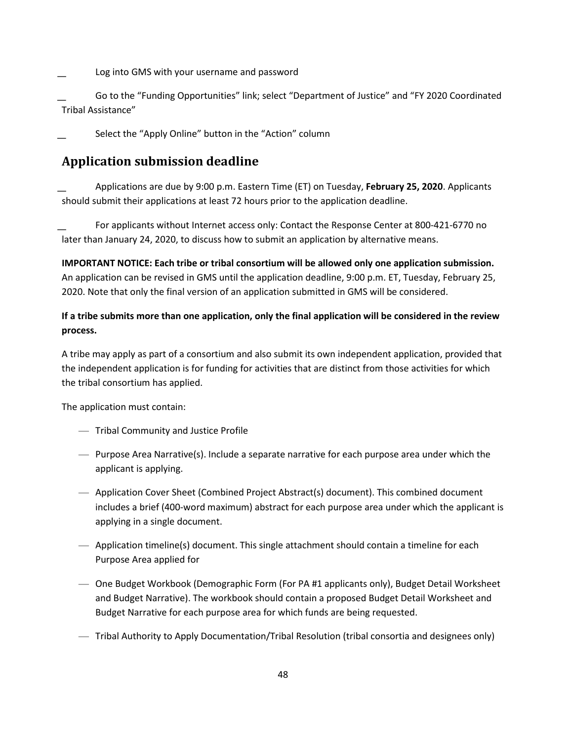__ Log into GMS with your username and password

__ Go to the "Funding Opportunities" link; select "Department of Justice" and "FY 2020 Coordinated Tribal Assistance"

__ Select the "Apply Online" button in the "Action" column

## Application submission deadline

__ Applications are due by 9:00 p.m. Eastern Time (ET) on Tuesday, **February 25, 2020**. Applicants should submit their applications at least 72 hours prior to the application deadline.

__ For applicants without Internet access only: Contact the Response Center at 800-421-6770 no later than January 24, 2020, to discuss how to submit an application by alternative means.

**IMPORTANT NOTICE: Each tribe or tribal consortium will be allowed only one application submission.** An application can be revised in GMS until the application deadline, 9:00 p.m. ET, Tuesday, February 25, 2020. Note that only the final version of an application submitted in GMS will be considered.

**If a tribe submits more than one application, only the final application will be considered in the review process.**

A tribe may apply as part of a consortium and also submit its own independent application, provided that the independent application is for funding for activities that are distinct from those activities for which the tribal consortium has applied.

The application must contain:

- Tribal Community and Justice Profile
- Purpose Area Narrative(s). Include a separate narrative for each purpose area under which the applicant is applying.
- Application Cover Sheet (Combined Project Abstract(s) document). This combined document includes a brief (400-word maximum) abstract for each purpose area under which the applicant is applying in a single document.
- Application timeline(s) document. This single attachment should contain a timeline for each Purpose Area applied for
- One Budget Workbook (Demographic Form (For PA #1 applicants only), Budget Detail Worksheet and Budget Narrative). The workbook should contain a proposed Budget Detail Worksheet and Budget Narrative for each purpose area for which funds are being requested.
- Tribal Authority to Apply Documentation/Tribal Resolution (tribal consortia and designees only)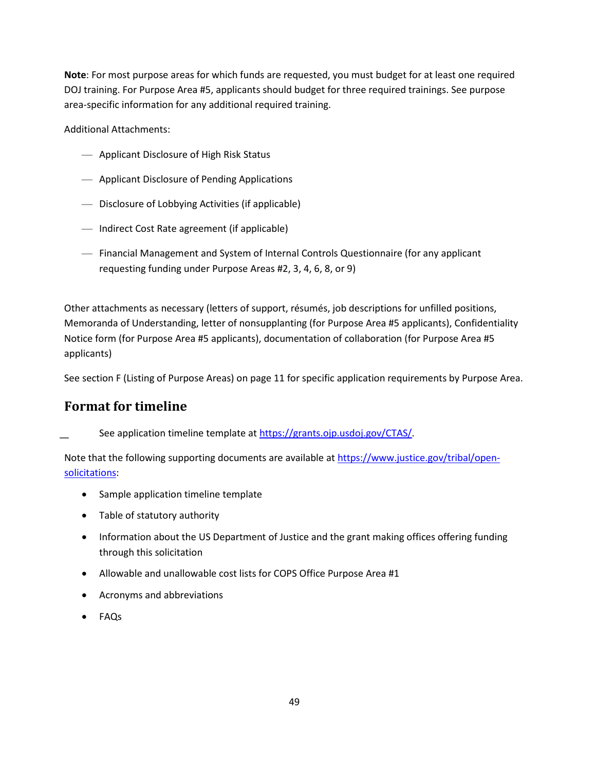**Note**: For most purpose areas for which funds are requested, you must budget for at least one required DOJ training. For Purpose Area #5, applicants should budget for three required trainings. See purpose area-specific information for any additional required training.

Additional Attachments:

- Applicant Disclosure of High Risk Status
- Applicant Disclosure of Pending Applications
- Disclosure of Lobbying Activities (if applicable)
- Indirect Cost Rate agreement (if applicable)
- Financial Management and System of Internal Controls Questionnaire (for any applicant requesting funding under Purpose Areas #2, 3, 4, 6, 8, or 9)

Other attachments as necessary (letters of support, résumés, job descriptions for unfilled positions, Memoranda of Understanding, letter of nonsupplanting (for Purpose Area #5 applicants), Confidentiality Notice form (for Purpose Area #5 applicants), documentation of collaboration (for Purpose Area #5 applicants)

See section F (Listing of Purpose Areas) on page 11 for specific application requirements by Purpose Area.

## Format for timeline

- See application timeline template at https://grants.ojp.usdoj.gov/CTAS/.

Note that the following supporting documents are available at https://www.justice.gov/tribal/open-solicitations:

- Sample application timeline template
- Table of statutory authority
- Information about the US Department of Justice and the grant making offices offering funding through this solicitation
- Allowable and unallowable cost lists for COPS Office Purpose Area #1
- Acronyms and abbreviations
- FAQs